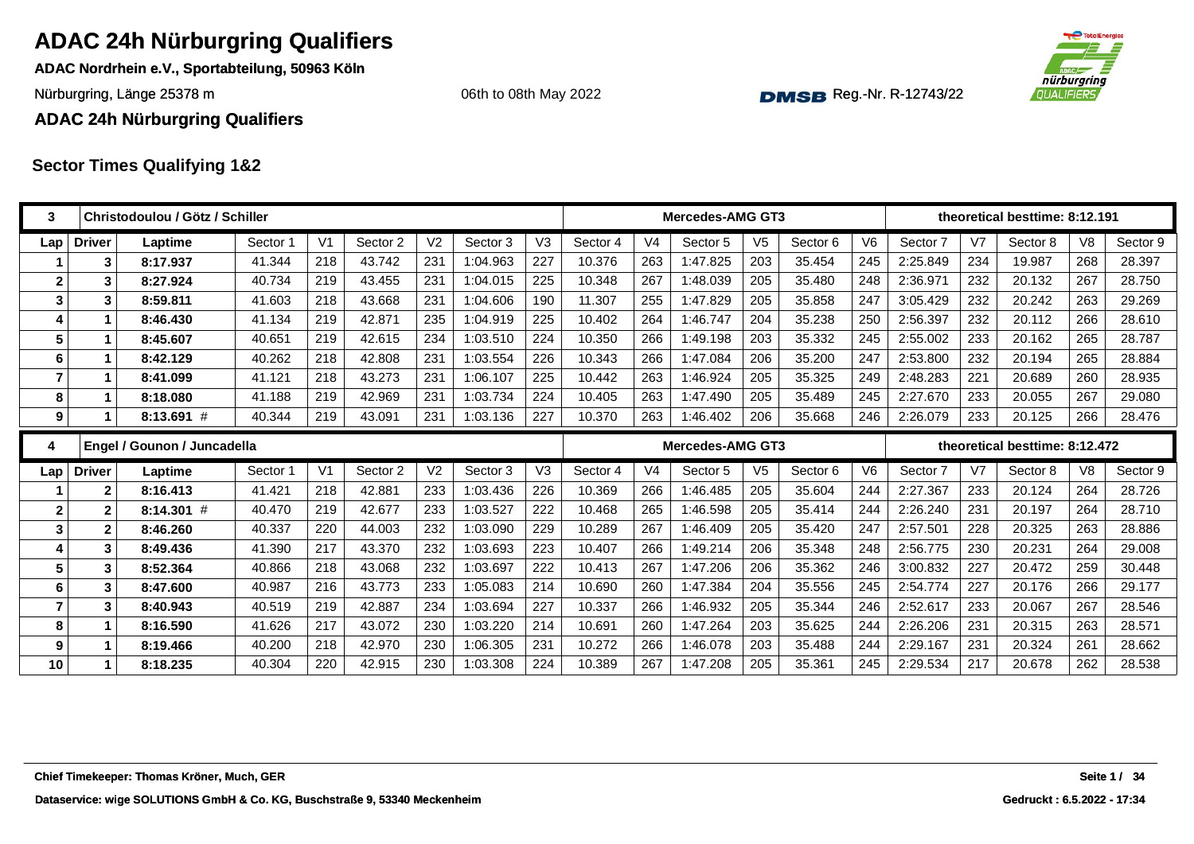# ADAC 24h Nürburgring Qualifiers

**ADAC Nordrhein e.V., Sportabteilung, 50963 Köln**

Nürburgring, Länge 25378 m

06th to 08th May 2022

DMSB Reg.-Nr. R-12743/22

**ADAC 24h Nürburgring Qualifiers**

## Sector Times Qualifying 1&2

| 3 | | Christodoulou / Götz / Schiller | | | | | | | | | Mercedes-AMG GT3 | | | | | | theoretical besttime: 8:12.191 | | |
|---|---|---|---|---|---|---|---|---|---|---|---|---|---|---|---|---|---|---|---|
| Lap | Driver | Laptime | Sector 1 | V1 | Sector 2 | V2 | Sector 3 | V3 | Sector 4 | V4 | Sector 5 | V5 | Sector 6 | V6 | Sector 7 | V7 | Sector 8 | V8 | Sector 9 |
| 1 | 3 | 8:17.937 | 41.344 | 218 | 43.742 | 231 | 1:04.963 | 227 | 10.376 | 263 | 1:47.825 | 203 | 35.454 | 245 | 2:25.849 | 234 | 19.987 | 268 | 28.397 |
| 2 | 3 | 8:27.924 | 40.734 | 219 | 43.455 | 231 | 1:04.015 | 225 | 10.348 | 267 | 1:48.039 | 205 | 35.480 | 248 | 2:36.971 | 232 | 20.132 | 267 | 28.750 |
| 3 | 3 | 8:59.811 | 41.603 | 218 | 43.668 | 231 | 1:04.606 | 190 | 11.307 | 255 | 1:47.829 | 205 | 35.858 | 247 | 3:05.429 | 232 | 20.242 | 263 | 29.269 |
| 4 | 1 | 8:46.430 | 41.134 | 219 | 42.871 | 235 | 1:04.919 | 225 | 10.402 | 264 | 1:46.747 | 204 | 35.238 | 250 | 2:56.397 | 232 | 20.112 | 266 | 28.610 |
| 5 | 1 | 8:45.607 | 40.651 | 219 | 42.615 | 234 | 1:03.510 | 224 | 10.350 | 266 | 1:49.198 | 203 | 35.332 | 245 | 2:55.002 | 233 | 20.162 | 265 | 28.787 |
| 6 | 1 | 8:42.129 | 40.262 | 218 | 42.808 | 231 | 1:03.554 | 226 | 10.343 | 266 | 1:47.084 | 206 | 35.200 | 247 | 2:53.800 | 232 | 20.194 | 265 | 28.884 |
| 7 | 1 | 8:41.099 | 41.121 | 218 | 43.273 | 231 | 1:06.107 | 225 | 10.442 | 263 | 1:46.924 | 205 | 35.325 | 249 | 2:48.283 | 221 | 20.689 | 260 | 28.935 |
| 8 | 1 | 8:18.080 | 41.188 | 219 | 42.969 | 231 | 1:03.734 | 224 | 10.405 | 263 | 1:47.490 | 205 | 35.489 | 245 | 2:27.670 | 233 | 20.055 | 267 | 29.080 |
| 9 | 1 | 8:13.691 # | 40.344 | 219 | 43.091 | 231 | 1:03.136 | 227 | 10.370 | 263 | 1:46.402 | 206 | 35.668 | 246 | 2:26.079 | 233 | 20.125 | 266 | 28.476 |

| 4 | | Engel / Gounon / Juncadella | | | | | | | | | Mercedes-AMG GT3 | | | | | | theoretical besttime: 8:12.472 | | |
|---|---|---|---|---|---|---|---|---|---|---|---|---|---|---|---|---|---|---|---|
| Lap | Driver | Laptime | Sector 1 | V1 | Sector 2 | V2 | Sector 3 | V3 | Sector 4 | V4 | Sector 5 | V5 | Sector 6 | V6 | Sector 7 | V7 | Sector 8 | V8 | Sector 9 |
| 1 | 2 | 8:16.413 | 41.421 | 218 | 42.881 | 233 | 1:03.436 | 226 | 10.369 | 266 | 1:46.485 | 205 | 35.604 | 244 | 2:27.367 | 233 | 20.124 | 264 | 28.726 |
| 2 | 2 | 8:14.301 # | 40.470 | 219 | 42.677 | 233 | 1:03.527 | 222 | 10.468 | 265 | 1:46.598 | 205 | 35.414 | 244 | 2:26.240 | 231 | 20.197 | 264 | 28.710 |
| 3 | 2 | 8:46.260 | 40.337 | 220 | 44.003 | 232 | 1:03.090 | 229 | 10.289 | 267 | 1:46.409 | 205 | 35.420 | 247 | 2:57.501 | 228 | 20.325 | 263 | 28.886 |
| 4 | 3 | 8:49.436 | 41.390 | 217 | 43.370 | 232 | 1:03.693 | 223 | 10.407 | 266 | 1:49.214 | 206 | 35.348 | 248 | 2:56.775 | 230 | 20.231 | 264 | 29.008 |
| 5 | 3 | 8:52.364 | 40.866 | 218 | 43.068 | 232 | 1:03.697 | 222 | 10.413 | 267 | 1:47.206 | 206 | 35.362 | 246 | 3:00.832 | 227 | 20.472 | 259 | 30.448 |
| 6 | 3 | 8:47.600 | 40.987 | 216 | 43.773 | 233 | 1:05.083 | 214 | 10.690 | 260 | 1:47.384 | 204 | 35.556 | 245 | 2:54.774 | 227 | 20.176 | 266 | 29.177 |
| 7 | 3 | 8:40.943 | 40.519 | 219 | 42.887 | 234 | 1:03.694 | 227 | 10.337 | 266 | 1:46.932 | 205 | 35.344 | 246 | 2:52.617 | 233 | 20.067 | 267 | 28.546 |
| 8 | 1 | 8:16.590 | 41.626 | 217 | 43.072 | 230 | 1:03.220 | 214 | 10.691 | 260 | 1:47.264 | 203 | 35.625 | 244 | 2:26.206 | 231 | 20.315 | 263 | 28.571 |
| 9 | 1 | 8:19.466 | 40.200 | 218 | 42.970 | 230 | 1:06.305 | 231 | 10.272 | 266 | 1:46.078 | 203 | 35.488 | 244 | 2:29.167 | 231 | 20.324 | 261 | 28.662 |
| 10 | 1 | 8:18.235 | 40.304 | 220 | 42.915 | 230 | 1:03.308 | 224 | 10.389 | 267 | 1:47.208 | 205 | 35.361 | 245 | 2:29.534 | 217 | 20.678 | 262 | 28.538 |

**Chief Timekeeper: Thomas Kröner, Much, GER**

**Dataservice: wige SOLUTIONS GmbH & Co. KG, Buschstraße 9, 53340 Meckenheim**

**Gedruckt : 6.5.2022 - 17:34**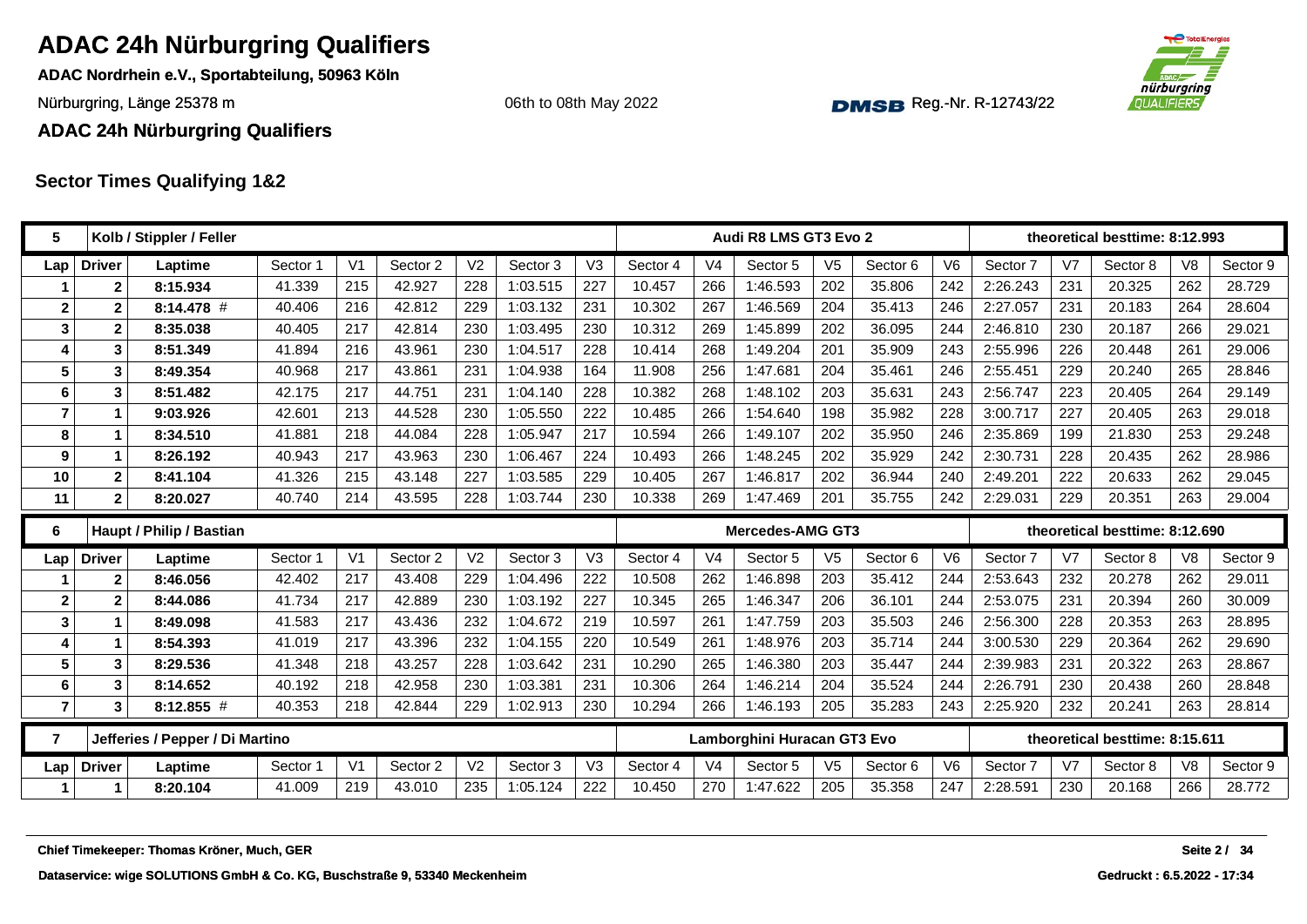# ADAC 24h Nürburgring Qualifiers

**ADAC Nordrhein e.V., Sportabteilung, 50963 Köln**

Nürburgring, Länge 25378 m

06th to 08th May 2022

Reg.-Nr. R-12743/22

**ADAC 24h Nürburgring Qualifiers**

## Sector Times Qualifying 1&2

| 5 | Kolb / Stippler / Feller | | | | | | | | Audi R8 LMS GT3 Evo 2 | | | | | | | theoretical besttime: 8:12.993 | | | | |
|---|---|---|---|---|---|---|---|---|---|---|---|---|---|---|---|---|---|---|---|---|
| Lap | Driver | Laptime | Sector 1 | V1 | Sector 2 | V2 | Sector 3 | V3 | Sector 4 | V4 | Sector 5 | V5 | Sector 6 | V6 | Sector 7 | V7 | Sector 8 | V8 | Sector 9 |
| 1 | 2 | 8:15.934 | 41.339 | 215 | 42.927 | 228 | 1:03.515 | 227 | 10.457 | 266 | 1:46.593 | 202 | 35.806 | 242 | 2:26.243 | 231 | 20.325 | 262 | 28.729 |
| 2 | 2 | 8:14.478 # | 40.406 | 216 | 42.812 | 229 | 1:03.132 | 231 | 10.302 | 267 | 1:46.569 | 204 | 35.413 | 246 | 2:27.057 | 231 | 20.183 | 264 | 28.604 |
| 3 | 2 | 8:35.038 | 40.405 | 217 | 42.814 | 230 | 1:03.495 | 230 | 10.312 | 269 | 1:45.899 | 202 | 36.095 | 244 | 2:46.810 | 230 | 20.187 | 266 | 29.021 |
| 4 | 3 | 8:51.349 | 41.894 | 216 | 43.961 | 230 | 1:04.517 | 228 | 10.414 | 268 | 1:49.204 | 201 | 35.909 | 243 | 2:55.996 | 226 | 20.448 | 261 | 29.006 |
| 5 | 3 | 8:49.354 | 40.968 | 217 | 43.861 | 231 | 1:04.938 | 164 | 11.908 | 256 | 1:47.681 | 204 | 35.461 | 246 | 2:55.451 | 229 | 20.240 | 265 | 28.846 |
| 6 | 3 | 8:51.482 | 42.175 | 217 | 44.751 | 231 | 1:04.140 | 228 | 10.382 | 268 | 1:48.102 | 203 | 35.631 | 243 | 2:56.747 | 223 | 20.405 | 264 | 29.149 |
| 7 | 1 | 9:03.926 | 42.601 | 213 | 44.528 | 230 | 1:05.550 | 222 | 10.485 | 266 | 1:54.640 | 198 | 35.982 | 228 | 3:00.717 | 227 | 20.405 | 263 | 29.018 |
| 8 | 1 | 8:34.510 | 41.881 | 218 | 44.084 | 228 | 1:05.947 | 217 | 10.594 | 266 | 1:49.107 | 202 | 35.950 | 246 | 2:35.869 | 199 | 21.830 | 253 | 29.248 |
| 9 | 1 | 8:26.192 | 40.943 | 217 | 43.963 | 230 | 1:06.467 | 224 | 10.493 | 266 | 1:48.245 | 202 | 35.929 | 242 | 2:30.731 | 228 | 20.435 | 262 | 28.986 |
| 10 | 2 | 8:41.104 | 41.326 | 215 | 43.148 | 227 | 1:03.585 | 229 | 10.405 | 267 | 1:46.817 | 202 | 36.944 | 240 | 2:49.201 | 222 | 20.633 | 262 | 29.045 |
| 11 | 2 | 8:20.027 | 40.740 | 214 | 43.595 | 228 | 1:03.744 | 230 | 10.338 | 269 | 1:47.469 | 201 | 35.755 | 242 | 2:29.031 | 229 | 20.351 | 263 | 29.004 |

| 6 | Haupt / Philip / Bastian | | | | | | | | Mercedes-AMG GT3 | | | | | | | theoretical besttime: 8:12.690 | | | | |
|---|---|---|---|---|---|---|---|---|---|---|---|---|---|---|---|---|---|---|---|---|
| Lap | Driver | Laptime | Sector 1 | V1 | Sector 2 | V2 | Sector 3 | V3 | Sector 4 | V4 | Sector 5 | V5 | Sector 6 | V6 | Sector 7 | V7 | Sector 8 | V8 | Sector 9 |
| 1 | 2 | 8:46.056 | 42.402 | 217 | 43.408 | 229 | 1:04.496 | 222 | 10.508 | 262 | 1:46.898 | 203 | 35.412 | 244 | 2:53.643 | 232 | 20.278 | 262 | 29.011 |
| 2 | 2 | 8:44.086 | 41.734 | 217 | 42.889 | 230 | 1:03.192 | 227 | 10.345 | 265 | 1:46.347 | 206 | 36.101 | 244 | 2:53.075 | 231 | 20.394 | 260 | 30.009 |
| 3 | 1 | 8:49.098 | 41.583 | 217 | 43.436 | 232 | 1:04.672 | 219 | 10.597 | 261 | 1:47.759 | 203 | 35.503 | 246 | 2:56.300 | 228 | 20.353 | 263 | 28.895 |
| 4 | 1 | 8:54.393 | 41.019 | 217 | 43.396 | 232 | 1:04.155 | 220 | 10.549 | 261 | 1:48.976 | 203 | 35.714 | 244 | 3:00.530 | 229 | 20.364 | 262 | 29.690 |
| 5 | 3 | 8:29.536 | 41.348 | 218 | 43.257 | 228 | 1:03.642 | 231 | 10.290 | 265 | 1:46.380 | 203 | 35.447 | 244 | 2:39.983 | 231 | 20.322 | 263 | 28.867 |
| 6 | 3 | 8:14.652 | 40.192 | 218 | 42.958 | 230 | 1:03.381 | 231 | 10.306 | 264 | 1:46.214 | 204 | 35.524 | 244 | 2:26.791 | 230 | 20.438 | 260 | 28.848 |
| 7 | 3 | 8:12.855 # | 40.353 | 218 | 42.844 | 229 | 1:02.913 | 230 | 10.294 | 266 | 1:46.193 | 205 | 35.283 | 243 | 2:25.920 | 232 | 20.241 | 263 | 28.814 |

| 7 | Jefferies / Pepper / Di Martino | | | | | | | | Lamborghini Huracan GT3 Evo | | | | | | | theoretical besttime: 8:15.611 | | | | |
|---|---|---|---|---|---|---|---|---|---|---|---|---|---|---|---|---|---|---|---|---|
| Lap | Driver | Laptime | Sector 1 | V1 | Sector 2 | V2 | Sector 3 | V3 | Sector 4 | V4 | Sector 5 | V5 | Sector 6 | V6 | Sector 7 | V7 | Sector 8 | V8 | Sector 9 |
| 1 | 1 | 8:20.104 | 41.009 | 219 | 43.010 | 235 | 1:05.124 | 222 | 10.450 | 270 | 1:47.622 | 205 | 35.358 | 247 | 2:28.591 | 230 | 20.168 | 266 | 28.772 |

Chief Timekeeper: Thomas Kröner, Much, GER

Dataservice: wige SOLUTIONS GmbH & Co. KG, Buschstraße 9, 53340 Meckenheim

Gedruckt : 6.5.2022 - 17:34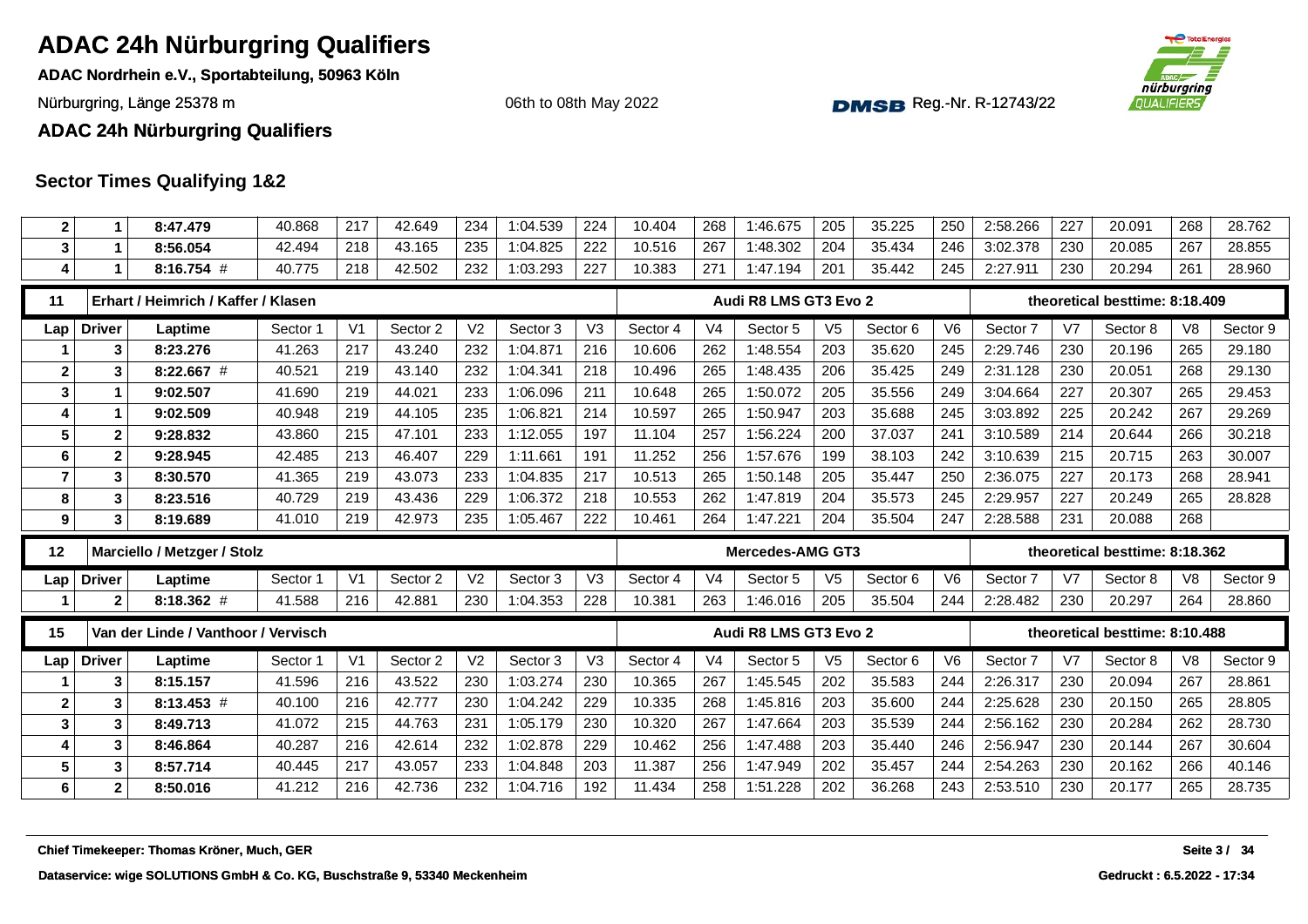# ADAC 24h Nürburgring Qualifiers

**ADAC Nordrhein e.V., Sportabteilung, 50963 Köln**

Nürburgring, Länge 25378 m

06th to 08th May 2022

Reg.-Nr. R-12743/22

## ADAC 24h Nürburgring Qualifiers

### Sector Times Qualifying 1&2

| Lap | Driver | Laptime | Sector 1 | V1 | Sector 2 | V2 | Sector 3 | V3 | Sector 4 | V4 | Sector 5 | V5 | Sector 6 | V6 | Sector 7 | V7 | Sector 8 | V8 | Sector 9 |
|---|---|---|---|---|---|---|---|---|---|---|---|---|---|---|---|---|---|---|---|
| 2 | 1 | **8:47.479** | 40.868 | 217 | 42.649 | 234 | 1:04.539 | 224 | 10.404 | 268 | 1:46.675 | 205 | 35.225 | 250 | 2:58.266 | 227 | 20.091 | 268 | 28.762 |
| 3 | 1 | **8:56.054** | 42.494 | 218 | 43.165 | 235 | 1:04.825 | 222 | 10.516 | 267 | 1:48.302 | 204 | 35.434 | 246 | 3:02.378 | 230 | 20.085 | 267 | 28.855 |
| 4 | 1 | **8:16.754** # | 40.775 | 218 | 42.502 | 232 | 1:03.293 | 227 | 10.383 | 271 | 1:47.194 | 201 | 35.442 | 245 | 2:27.911 | 230 | 20.294 | 261 | 28.960 |

| 11 | Erhart / Heimrich / Kaffer / Klasen | | | | | | | | Audi R8 LMS GT3 Evo 2 | | | | | | theoretical besttime: 8:18.409 | | | | |
|---|---|---|---|---|---|---|---|---|---|---|---|---|---|---|---|---|---|---|---|
| **Lap** | **Driver** | **Laptime** | Sector 1 | V1 | Sector 2 | V2 | Sector 3 | V3 | Sector 4 | V4 | Sector 5 | V5 | Sector 6 | V6 | Sector 7 | V7 | Sector 8 | V8 | Sector 9 |
| 1 | 3 | **8:23.276** | 41.263 | 217 | 43.240 | 232 | 1:04.871 | 216 | 10.606 | 262 | 1:48.554 | 203 | 35.620 | 245 | 2:29.746 | 230 | 20.196 | 265 | 29.180 |
| 2 | 3 | **8:22.667** # | 40.521 | 219 | 43.140 | 232 | 1:04.341 | 218 | 10.496 | 265 | 1:48.435 | 206 | 35.425 | 249 | 2:31.128 | 230 | 20.051 | 268 | 29.130 |
| 3 | 1 | **9:02.507** | 41.690 | 219 | 44.021 | 233 | 1:06.096 | 211 | 10.648 | 265 | 1:50.072 | 205 | 35.556 | 249 | 3:04.664 | 227 | 20.307 | 265 | 29.453 |
| 4 | 1 | **9:02.509** | 40.948 | 219 | 44.105 | 235 | 1:06.821 | 214 | 10.597 | 265 | 1:50.947 | 203 | 35.688 | 245 | 3:03.892 | 225 | 20.242 | 267 | 29.269 |
| 5 | 2 | **9:28.832** | 43.860 | 215 | 47.101 | 233 | 1:12.055 | 197 | 11.104 | 257 | 1:56.224 | 200 | 37.037 | 241 | 3:10.589 | 214 | 20.644 | 266 | 30.218 |
| 6 | 2 | **9:28.945** | 42.485 | 213 | 46.407 | 229 | 1:11.661 | 191 | 11.252 | 256 | 1:57.676 | 199 | 38.103 | 242 | 3:10.639 | 215 | 20.715 | 263 | 30.007 |
| 7 | 3 | **8:30.570** | 41.365 | 219 | 43.073 | 233 | 1:04.835 | 217 | 10.513 | 265 | 1:50.148 | 205 | 35.447 | 250 | 2:36.075 | 227 | 20.173 | 268 | 28.941 |
| 8 | 3 | **8:23.516** | 40.729 | 219 | 43.436 | 229 | 1:06.372 | 218 | 10.553 | 262 | 1:47.819 | 204 | 35.573 | 245 | 2:29.957 | 227 | 20.249 | 265 | 28.828 |
| 9 | 3 | **8:19.689** | 41.010 | 219 | 42.973 | 235 | 1:05.467 | 222 | 10.461 | 264 | 1:47.221 | 204 | 35.504 | 247 | 2:28.588 | 231 | 20.088 | 268 | |

| 12 | Marciello / Metzger / Stolz | | | | | | | | Mercedes-AMG GT3 | | | | | | theoretical besttime: 8:18.362 | | | | |
|---|---|---|---|---|---|---|---|---|---|---|---|---|---|---|---|---|---|---|---|
| **Lap** | **Driver** | **Laptime** | Sector 1 | V1 | Sector 2 | V2 | Sector 3 | V3 | Sector 4 | V4 | Sector 5 | V5 | Sector 6 | V6 | Sector 7 | V7 | Sector 8 | V8 | Sector 9 |
| 1 | 2 | **8:18.362** # | 41.588 | 216 | 42.881 | 230 | 1:04.353 | 228 | 10.381 | 263 | 1:46.016 | 205 | 35.504 | 244 | 2:28.482 | 230 | 20.297 | 264 | 28.860 |

| 15 | Van der Linde / Vanthoor / Vervisch | | | | | | | | Audi R8 LMS GT3 Evo 2 | | | | | | theoretical besttime: 8:10.488 | | | | |
|---|---|---|---|---|---|---|---|---|---|---|---|---|---|---|---|---|---|---|---|
| **Lap** | **Driver** | **Laptime** | Sector 1 | V1 | Sector 2 | V2 | Sector 3 | V3 | Sector 4 | V4 | Sector 5 | V5 | Sector 6 | V6 | Sector 7 | V7 | Sector 8 | V8 | Sector 9 |
| 1 | 3 | **8:15.157** | 41.596 | 216 | 43.522 | 230 | 1:03.274 | 230 | 10.365 | 267 | 1:45.545 | 202 | 35.583 | 244 | 2:26.317 | 230 | 20.094 | 267 | 28.861 |
| 2 | 3 | **8:13.453** # | 40.100 | 216 | 42.777 | 230 | 1:04.242 | 229 | 10.335 | 268 | 1:45.816 | 203 | 35.600 | 244 | 2:25.628 | 230 | 20.150 | 265 | 28.805 |
| 3 | 3 | **8:49.713** | 41.072 | 215 | 44.763 | 231 | 1:05.179 | 230 | 10.320 | 267 | 1:47.664 | 203 | 35.539 | 244 | 2:56.162 | 230 | 20.284 | 262 | 28.730 |
| 4 | 3 | **8:46.864** | 40.287 | 216 | 42.614 | 232 | 1:02.878 | 229 | 10.462 | 256 | 1:47.488 | 203 | 35.440 | 246 | 2:56.947 | 230 | 20.144 | 267 | 30.604 |
| 5 | 3 | **8:57.714** | 40.445 | 217 | 43.057 | 233 | 1:04.848 | 203 | 11.387 | 256 | 1:47.949 | 202 | 35.457 | 244 | 2:54.263 | 230 | 20.162 | 266 | 40.146 |
| 6 | 2 | **8:50.016** | 41.212 | 216 | 42.736 | 232 | 1:04.716 | 192 | 11.434 | 258 | 1:51.228 | 202 | 36.268 | 243 | 2:53.510 | 230 | 20.177 | 265 | 28.735 |

**Chief Timekeeper: Thomas Kröner, Much, GER**

**Dataservice: wige SOLUTIONS GmbH & Co. KG, Buschstraße 9, 53340 Meckenheim**

**Gedruckt : 6.5.2022 - 17:34**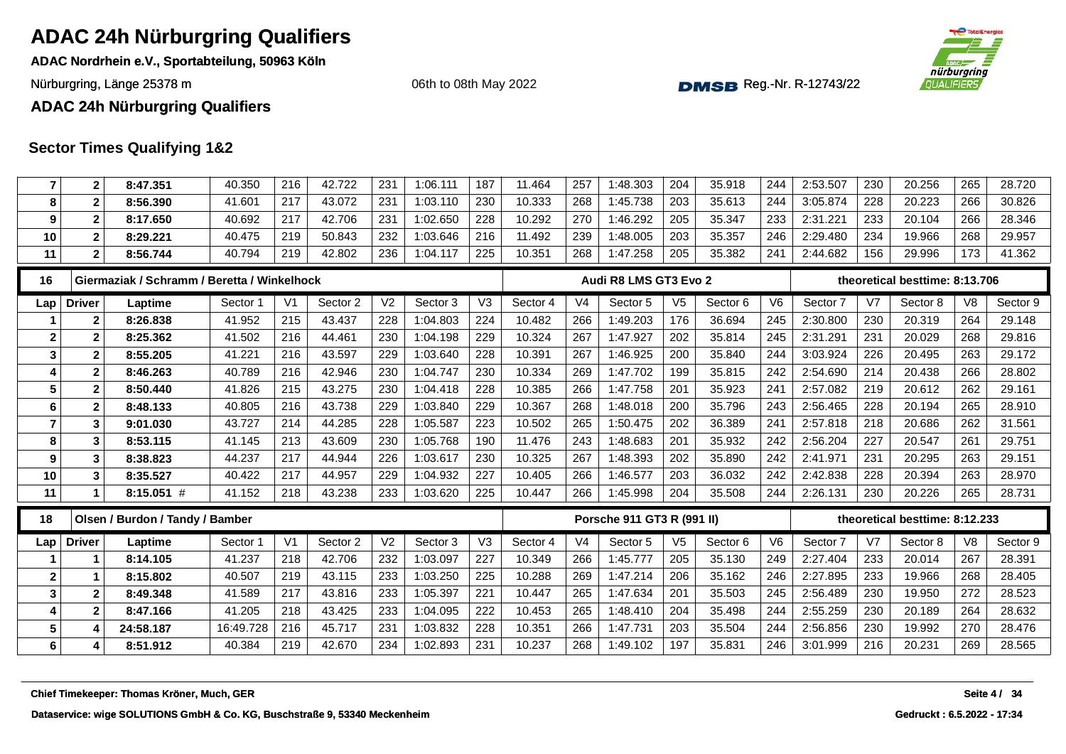# ADAC 24h Nürburgring Qualifiers

**ADAC Nordrhein e.V., Sportabteilung, 50963 Köln**

Nürburgring, Länge 25378 m

06th to 08th May 2022

DMSB Reg.-Nr. R-12743/22

**ADAC 24h Nürburgring Qualifiers**

## Sector Times Qualifying 1&2

| Lap | Driver | Laptime | Sector 1 | V1 | Sector 2 | V2 | Sector 3 | V3 | Sector 4 | V4 | Sector 5 | V5 | Sector 6 | V6 | Sector 7 | V7 | Sector 8 | V8 | Sector 9 |
|---|---|---|---|---|---|---|---|---|---|---|---|---|---|---|---|---|---|---|---|
| 7 | 2 | **8:47.351** | 40.350 | 216 | 42.722 | 231 | 1:06.111 | 187 | 11.464 | 257 | 1:48.303 | 204 | 35.918 | 244 | 2:53.507 | 230 | 20.256 | 265 | 28.720 |
| 8 | 2 | **8:56.390** | 41.601 | 217 | 43.072 | 231 | 1:03.110 | 230 | 10.333 | 268 | 1:45.738 | 203 | 35.613 | 244 | 3:05.874 | 228 | 20.223 | 266 | 30.826 |
| 9 | 2 | **8:17.650** | 40.692 | 217 | 42.706 | 231 | 1:02.650 | 228 | 10.292 | 270 | 1:46.292 | 205 | 35.347 | 233 | 2:31.221 | 233 | 20.104 | 266 | 28.346 |
| 10 | 2 | **8:29.221** | 40.475 | 219 | 50.843 | 232 | 1:03.646 | 216 | 11.492 | 239 | 1:48.005 | 203 | 35.357 | 246 | 2:29.480 | 234 | 19.966 | 268 | 29.957 |
| 11 | 2 | **8:56.744** | 40.794 | 219 | 42.802 | 236 | 1:04.117 | 225 | 10.351 | 268 | 1:47.258 | 205 | 35.382 | 241 | 2:44.682 | 156 | 29.996 | 173 | 41.362 |

| 16 | Giermaziak / Schramm / Beretta / Winkelhock | | | | | | | | | | Audi R8 LMS GT3 Evo 2 | | | | theoretical besttime: 8:13.706 | | | | |
|---|---|---|---|---|---|---|---|---|---|---|---|---|---|---|---|---|---|---|---|
| **Lap** | **Driver** | **Laptime** | Sector 1 | V1 | Sector 2 | V2 | Sector 3 | V3 | Sector 4 | V4 | Sector 5 | V5 | Sector 6 | V6 | Sector 7 | V7 | Sector 8 | V8 | Sector 9 |
| 1 | 2 | **8:26.838** | 41.952 | 215 | 43.437 | 228 | 1:04.803 | 224 | 10.482 | 266 | 1:49.203 | 176 | 36.694 | 245 | 2:30.800 | 230 | 20.319 | 264 | 29.148 |
| 2 | 2 | **8:25.362** | 41.502 | 216 | 44.461 | 230 | 1:04.198 | 229 | 10.324 | 267 | 1:47.927 | 202 | 35.814 | 245 | 2:31.291 | 231 | 20.029 | 268 | 29.816 |
| 3 | 2 | **8:55.205** | 41.221 | 216 | 43.597 | 229 | 1:03.640 | 228 | 10.391 | 267 | 1:46.925 | 200 | 35.840 | 244 | 3:03.924 | 226 | 20.495 | 263 | 29.172 |
| 4 | 2 | **8:46.263** | 40.789 | 216 | 42.946 | 230 | 1:04.747 | 230 | 10.334 | 269 | 1:47.702 | 199 | 35.815 | 242 | 2:54.690 | 214 | 20.438 | 266 | 28.802 |
| 5 | 2 | **8:50.440** | 41.826 | 215 | 43.275 | 230 | 1:04.418 | 228 | 10.385 | 266 | 1:47.758 | 201 | 35.923 | 241 | 2:57.082 | 219 | 20.612 | 262 | 29.161 |
| 6 | 2 | **8:48.133** | 40.805 | 216 | 43.738 | 229 | 1:03.840 | 229 | 10.367 | 268 | 1:48.018 | 200 | 35.796 | 243 | 2:56.465 | 228 | 20.194 | 265 | 28.910 |
| 7 | 3 | **9:01.030** | 43.727 | 214 | 44.285 | 228 | 1:05.587 | 223 | 10.502 | 265 | 1:50.475 | 202 | 36.389 | 241 | 2:57.818 | 218 | 20.686 | 262 | 31.561 |
| 8 | 3 | **8:53.115** | 41.145 | 213 | 43.609 | 230 | 1:05.768 | 190 | 11.476 | 243 | 1:48.683 | 201 | 35.932 | 242 | 2:56.204 | 227 | 20.547 | 261 | 29.751 |
| 9 | 3 | **8:38.823** | 44.237 | 217 | 44.944 | 226 | 1:03.617 | 230 | 10.325 | 267 | 1:48.393 | 202 | 35.890 | 242 | 2:41.971 | 231 | 20.295 | 263 | 29.151 |
| 10 | 3 | **8:35.527** | 40.422 | 217 | 44.957 | 229 | 1:04.932 | 227 | 10.405 | 266 | 1:46.577 | 203 | 36.032 | 242 | 2:42.838 | 228 | 20.394 | 263 | 28.970 |
| 11 | 1 | **8:15.051** # | 41.152 | 218 | 43.238 | 233 | 1:03.620 | 225 | 10.447 | 266 | 1:45.998 | 204 | 35.508 | 244 | 2:26.131 | 230 | 20.226 | 265 | 28.731 |

| 18 | Olsen / Burdon / Tandy / Bamber | | | | | | | | | | Porsche 911 GT3 R (991 II) | | | | theoretical besttime: 8:12.233 | | | | |
|---|---|---|---|---|---|---|---|---|---|---|---|---|---|---|---|---|---|---|---|
| **Lap** | **Driver** | **Laptime** | Sector 1 | V1 | Sector 2 | V2 | Sector 3 | V3 | Sector 4 | V4 | Sector 5 | V5 | Sector 6 | V6 | Sector 7 | V7 | Sector 8 | V8 | Sector 9 |
| 1 | 1 | **8:14.105** | 41.237 | 218 | 42.706 | 232 | 1:03.097 | 227 | 10.349 | 266 | 1:45.777 | 205 | 35.130 | 249 | 2:27.404 | 233 | 20.014 | 267 | 28.391 |
| 2 | 1 | **8:15.802** | 40.507 | 219 | 43.115 | 233 | 1:03.250 | 225 | 10.288 | 269 | 1:47.214 | 206 | 35.162 | 246 | 2:27.895 | 233 | 19.966 | 268 | 28.405 |
| 3 | 2 | **8:49.348** | 41.589 | 217 | 43.816 | 233 | 1:05.397 | 221 | 10.447 | 265 | 1:47.634 | 201 | 35.503 | 245 | 2:56.489 | 230 | 19.950 | 272 | 28.523 |
| 4 | 2 | **8:47.166** | 41.205 | 218 | 43.425 | 233 | 1:04.095 | 222 | 10.453 | 265 | 1:48.410 | 204 | 35.498 | 244 | 2:55.259 | 230 | 20.189 | 264 | 28.632 |
| 5 | 4 | **24:58.187** | 16:49.728 | 216 | 45.717 | 231 | 1:03.832 | 228 | 10.351 | 266 | 1:47.731 | 203 | 35.504 | 244 | 2:56.856 | 230 | 19.992 | 270 | 28.476 |
| 6 | 4 | **8:51.912** | 40.384 | 219 | 42.670 | 234 | 1:02.893 | 231 | 10.237 | 268 | 1:49.102 | 197 | 35.831 | 246 | 3:01.999 | 216 | 20.231 | 269 | 28.565 |

**Chief Timekeeper: Thomas Kröner, Much, GER**

**Dataservice: wige SOLUTIONS GmbH & Co. KG, Buschstraße 9, 53340 Meckenheim**

**Gedruckt : 6.5.2022 - 17:34**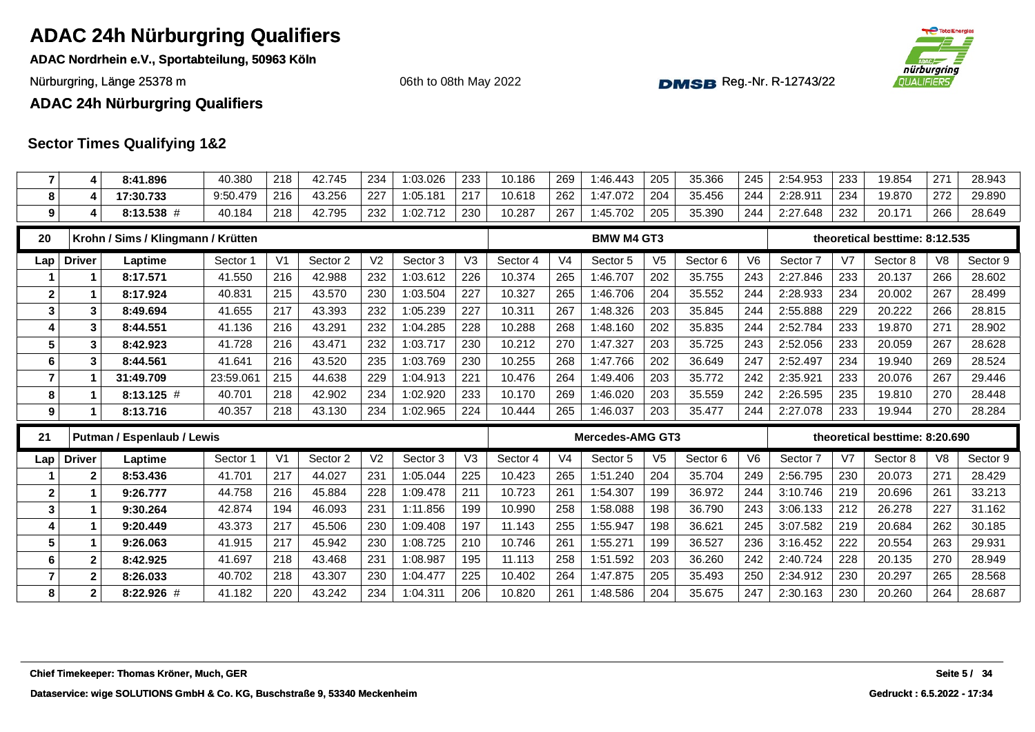# ADAC 24h Nürburgring Qualifiers

**ADAC Nordrhein e.V., Sportabteilung, 50963 Köln**

Nürburgring, Länge 25378 m

06th to 08th May 2022

Reg.-Nr. R-12743/22

**ADAC 24h Nürburgring Qualifiers**

## Sector Times Qualifying 1&2

| Lap | Driver | Laptime | Sector 1 | V1 | Sector 2 | V2 | Sector 3 | V3 | Sector 4 | V4 | Sector 5 | V5 | Sector 6 | V6 | Sector 7 | V7 | Sector 8 | V8 | Sector 9 |
|---|---|---|---|---|---|---|---|---|---|---|---|---|---|---|---|---|---|---|---|
| 7 | 4 | 8:41.896 | 40.380 | 218 | 42.745 | 234 | 1:03.026 | 233 | 10.186 | 269 | 1:46.443 | 205 | 35.366 | 245 | 2:54.953 | 233 | 19.854 | 271 | 28.943 |
| 8 | 4 | 17:30.733 | 9:50.479 | 216 | 43.256 | 227 | 1:05.181 | 217 | 10.618 | 262 | 1:47.072 | 204 | 35.456 | 244 | 2:28.911 | 234 | 19.870 | 272 | 29.890 |
| 9 | 4 | 8:13.538 # | 40.184 | 218 | 42.795 | 232 | 1:02.712 | 230 | 10.287 | 267 | 1:45.702 | 205 | 35.390 | 244 | 2:27.648 | 232 | 20.171 | 266 | 28.649 |

| 20 | Krohn / Sims / Klingmann / Krütten | | | | | | | | | | BMW M4 GT3 | | | | theoretical besttime: 8:12.535 | | | | |
|---|---|---|---|---|---|---|---|---|---|---|---|---|---|---|---|---|---|---|---|
| Lap | Driver | Laptime | Sector 1 | V1 | Sector 2 | V2 | Sector 3 | V3 | Sector 4 | V4 | Sector 5 | V5 | Sector 6 | V6 | Sector 7 | V7 | Sector 8 | V8 | Sector 9 |
| 1 | 1 | 8:17.571 | 41.550 | 216 | 42.988 | 232 | 1:03.612 | 226 | 10.374 | 265 | 1:46.707 | 202 | 35.755 | 243 | 2:27.846 | 233 | 20.137 | 266 | 28.602 |
| 2 | 1 | 8:17.924 | 40.831 | 215 | 43.570 | 230 | 1:03.504 | 227 | 10.327 | 265 | 1:46.706 | 204 | 35.552 | 244 | 2:28.933 | 234 | 20.002 | 267 | 28.499 |
| 3 | 3 | 8:49.694 | 41.655 | 217 | 43.393 | 232 | 1:05.239 | 227 | 10.311 | 267 | 1:48.326 | 203 | 35.845 | 244 | 2:55.888 | 229 | 20.222 | 266 | 28.815 |
| 4 | 3 | 8:44.551 | 41.136 | 216 | 43.291 | 232 | 1:04.285 | 228 | 10.288 | 268 | 1:48.160 | 202 | 35.835 | 244 | 2:52.784 | 233 | 19.870 | 271 | 28.902 |
| 5 | 3 | 8:42.923 | 41.728 | 216 | 43.471 | 232 | 1:03.717 | 230 | 10.212 | 270 | 1:47.327 | 203 | 35.725 | 243 | 2:52.056 | 233 | 20.059 | 267 | 28.628 |
| 6 | 3 | 8:44.561 | 41.641 | 216 | 43.520 | 235 | 1:03.769 | 230 | 10.255 | 268 | 1:47.766 | 202 | 36.649 | 247 | 2:52.497 | 234 | 19.940 | 269 | 28.524 |
| 7 | 1 | 31:49.709 | 23:59.061 | 215 | 44.638 | 229 | 1:04.913 | 221 | 10.476 | 264 | 1:49.406 | 203 | 35.772 | 242 | 2:35.921 | 233 | 20.076 | 267 | 29.446 |
| 8 | 1 | 8:13.125 # | 40.701 | 218 | 42.902 | 234 | 1:02.920 | 233 | 10.170 | 269 | 1:46.020 | 203 | 35.559 | 242 | 2:26.595 | 235 | 19.810 | 270 | 28.448 |
| 9 | 1 | 8:13.716 | 40.357 | 218 | 43.130 | 234 | 1:02.965 | 224 | 10.444 | 265 | 1:46.037 | 203 | 35.477 | 244 | 2:27.078 | 233 | 19.944 | 270 | 28.284 |

| 21 | Putman / Espenlaub / Lewis | | | | | | | | | | Mercedes-AMG GT3 | | | | theoretical besttime: 8:20.690 | | | | |
|---|---|---|---|---|---|---|---|---|---|---|---|---|---|---|---|---|---|---|---|
| Lap | Driver | Laptime | Sector 1 | V1 | Sector 2 | V2 | Sector 3 | V3 | Sector 4 | V4 | Sector 5 | V5 | Sector 6 | V6 | Sector 7 | V7 | Sector 8 | V8 | Sector 9 |
| 1 | 2 | 8:53.436 | 41.701 | 217 | 44.027 | 231 | 1:05.044 | 225 | 10.423 | 265 | 1:51.240 | 204 | 35.704 | 249 | 2:56.795 | 230 | 20.073 | 271 | 28.429 |
| 2 | 1 | 9:26.777 | 44.758 | 216 | 45.884 | 228 | 1:09.478 | 211 | 10.723 | 261 | 1:54.307 | 199 | 36.972 | 244 | 3:10.746 | 219 | 20.696 | 261 | 33.213 |
| 3 | 1 | 9:30.264 | 42.874 | 194 | 46.093 | 231 | 1:11.856 | 199 | 10.990 | 258 | 1:58.088 | 198 | 36.790 | 243 | 3:06.133 | 212 | 26.278 | 227 | 31.162 |
| 4 | 1 | 9:20.449 | 43.373 | 217 | 45.506 | 230 | 1:09.408 | 197 | 11.143 | 255 | 1:55.947 | 198 | 36.621 | 245 | 3:07.582 | 219 | 20.684 | 262 | 30.185 |
| 5 | 1 | 9:26.063 | 41.915 | 217 | 45.942 | 230 | 1:08.725 | 210 | 10.746 | 261 | 1:55.271 | 199 | 36.527 | 236 | 3:16.452 | 222 | 20.554 | 263 | 29.931 |
| 6 | 2 | 8:42.925 | 41.697 | 218 | 43.468 | 231 | 1:08.987 | 195 | 11.113 | 258 | 1:51.592 | 203 | 36.260 | 242 | 2:40.724 | 228 | 20.135 | 270 | 28.949 |
| 7 | 2 | 8:26.033 | 40.702 | 218 | 43.307 | 230 | 1:04.477 | 225 | 10.402 | 264 | 1:47.875 | 205 | 35.493 | 250 | 2:34.912 | 230 | 20.297 | 265 | 28.568 |
| 8 | 2 | 8:22.926 # | 41.182 | 220 | 43.242 | 234 | 1:04.311 | 206 | 10.820 | 261 | 1:48.586 | 204 | 35.675 | 247 | 2:30.163 | 230 | 20.260 | 264 | 28.687 |

**Chief Timekeeper: Thomas Kröner, Much, GER**

**Dataservice: wige SOLUTIONS GmbH & Co. KG, Buschstraße 9, 53340 Meckenheim**

**Gedruckt : 6.5.2022 - 17:34**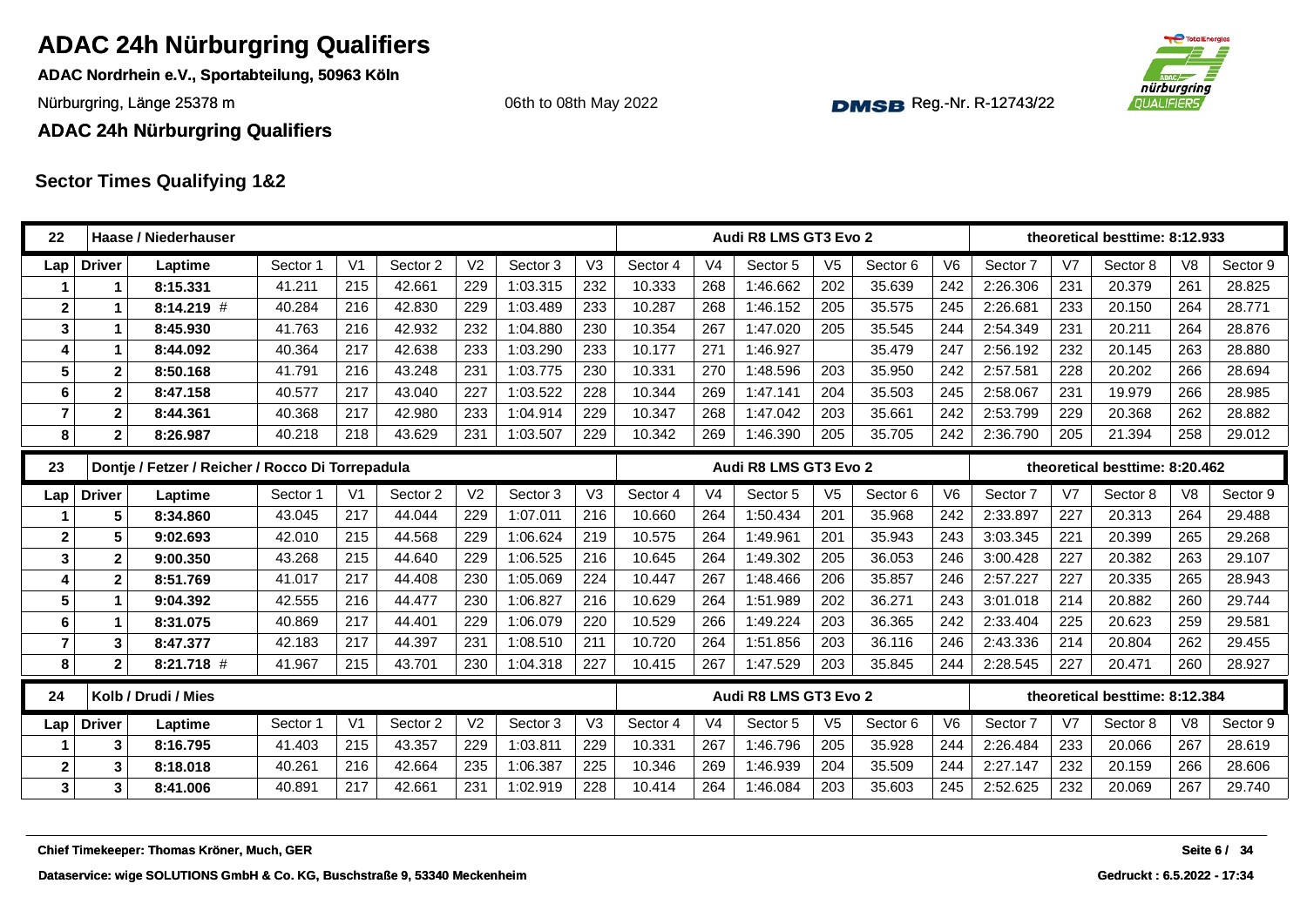# ADAC 24h Nürburgring Qualifiers

**ADAC Nordrhein e.V., Sportabteilung, 50963 Köln**

Nürburgring, Länge 25378 m

06th to 08th May 2022

Reg.-Nr. R-12743/22

**ADAC 24h Nürburgring Qualifiers**

## Sector Times Qualifying 1&2

| 22 | Haase / Niederhauser | | | | | | | | Audi R8 LMS GT3 Evo 2 | | | | | | theoretical besttime: 8:12.933 | | | | | |
|---|---|---|---|---|---|---|---|---|---|---|---|---|---|---|---|---|---|---|---|---|
| Lap | Driver | Laptime | Sector 1 | V1 | Sector 2 | V2 | Sector 3 | V3 | Sector 4 | V4 | Sector 5 | V5 | Sector 6 | V6 | Sector 7 | V7 | Sector 8 | V8 | Sector 9 |
| 1 | 1 | 8:15.331 | 41.211 | 215 | 42.661 | 229 | 1:03.315 | 232 | 10.333 | 268 | 1:46.662 | 202 | 35.639 | 242 | 2:26.306 | 231 | 20.379 | 261 | 28.825 |
| 2 | 1 | 8:14.219 # | 40.284 | 216 | 42.830 | 229 | 1:03.489 | 233 | 10.287 | 268 | 1:46.152 | 205 | 35.575 | 245 | 2:26.681 | 233 | 20.150 | 264 | 28.771 |
| 3 | 1 | 8:45.930 | 41.763 | 216 | 42.932 | 232 | 1:04.880 | 230 | 10.354 | 267 | 1:47.020 | 205 | 35.545 | 244 | 2:54.349 | 231 | 20.211 | 264 | 28.876 |
| 4 | 1 | 8:44.092 | 40.364 | 217 | 42.638 | 233 | 1:03.290 | 233 | 10.177 | 271 | 1:46.927 | | 35.479 | 247 | 2:56.192 | 232 | 20.145 | 263 | 28.880 |
| 5 | 2 | 8:50.168 | 41.791 | 216 | 43.248 | 231 | 1:03.775 | 230 | 10.331 | 270 | 1:48.596 | 203 | 35.950 | 242 | 2:57.581 | 228 | 20.202 | 266 | 28.694 |
| 6 | 2 | 8:47.158 | 40.577 | 217 | 43.040 | 227 | 1:03.522 | 228 | 10.344 | 269 | 1:47.141 | 204 | 35.503 | 245 | 2:58.067 | 231 | 19.979 | 266 | 28.985 |
| 7 | 2 | 8:44.361 | 40.368 | 217 | 42.980 | 233 | 1:04.914 | 229 | 10.347 | 268 | 1:47.042 | 203 | 35.661 | 242 | 2:53.799 | 229 | 20.368 | 262 | 28.882 |
| 8 | 2 | 8:26.987 | 40.218 | 218 | 43.629 | 231 | 1:03.507 | 229 | 10.342 | 269 | 1:46.390 | 205 | 35.705 | 242 | 2:36.790 | 205 | 21.394 | 258 | 29.012 |

| 23 | Dontje / Fetzer / Reicher / Rocco Di Torrepadula | | | | | | | | Audi R8 LMS GT3 Evo 2 | | | | | | theoretical besttime: 8:20.462 | | | | | |
|---|---|---|---|---|---|---|---|---|---|---|---|---|---|---|---|---|---|---|---|---|
| Lap | Driver | Laptime | Sector 1 | V1 | Sector 2 | V2 | Sector 3 | V3 | Sector 4 | V4 | Sector 5 | V5 | Sector 6 | V6 | Sector 7 | V7 | Sector 8 | V8 | Sector 9 |
| 1 | 5 | 8:34.860 | 43.045 | 217 | 44.044 | 229 | 1:07.011 | 216 | 10.660 | 264 | 1:50.434 | 201 | 35.968 | 242 | 2:33.897 | 227 | 20.313 | 264 | 29.488 |
| 2 | 5 | 9:02.693 | 42.010 | 215 | 44.568 | 229 | 1:06.624 | 219 | 10.575 | 264 | 1:49.961 | 201 | 35.943 | 243 | 3:03.345 | 221 | 20.399 | 265 | 29.268 |
| 3 | 2 | 9:00.350 | 43.268 | 215 | 44.640 | 229 | 1:06.525 | 216 | 10.645 | 264 | 1:49.302 | 205 | 36.053 | 246 | 3:00.428 | 227 | 20.382 | 263 | 29.107 |
| 4 | 2 | 8:51.769 | 41.017 | 217 | 44.408 | 230 | 1:05.069 | 224 | 10.447 | 267 | 1:48.466 | 206 | 35.857 | 246 | 2:57.227 | 227 | 20.335 | 265 | 28.943 |
| 5 | 1 | 9:04.392 | 42.555 | 216 | 44.477 | 230 | 1:06.827 | 216 | 10.629 | 264 | 1:51.989 | 202 | 36.271 | 243 | 3:01.018 | 214 | 20.882 | 260 | 29.744 |
| 6 | 1 | 8:31.075 | 40.869 | 217 | 44.401 | 229 | 1:06.079 | 220 | 10.529 | 266 | 1:49.224 | 203 | 36.365 | 242 | 2:33.404 | 225 | 20.623 | 259 | 29.581 |
| 7 | 3 | 8:47.377 | 42.183 | 217 | 44.397 | 231 | 1:08.510 | 211 | 10.720 | 264 | 1:51.856 | 203 | 36.116 | 246 | 2:43.336 | 214 | 20.804 | 262 | 29.455 |
| 8 | 2 | 8:21.718 # | 41.967 | 215 | 43.701 | 230 | 1:04.318 | 227 | 10.415 | 267 | 1:47.529 | 203 | 35.845 | 244 | 2:28.545 | 227 | 20.471 | 260 | 28.927 |

| 24 | Kolb / Drudi / Mies | | | | | | | | Audi R8 LMS GT3 Evo 2 | | | | | | theoretical besttime: 8:12.384 | | | | | |
|---|---|---|---|---|---|---|---|---|---|---|---|---|---|---|---|---|---|---|---|---|
| Lap | Driver | Laptime | Sector 1 | V1 | Sector 2 | V2 | Sector 3 | V3 | Sector 4 | V4 | Sector 5 | V5 | Sector 6 | V6 | Sector 7 | V7 | Sector 8 | V8 | Sector 9 |
| 1 | 3 | 8:16.795 | 41.403 | 215 | 43.357 | 229 | 1:03.811 | 229 | 10.331 | 267 | 1:46.796 | 205 | 35.928 | 244 | 2:26.484 | 233 | 20.066 | 267 | 28.619 |
| 2 | 3 | 8:18.018 | 40.261 | 216 | 42.664 | 235 | 1:06.387 | 225 | 10.346 | 269 | 1:46.939 | 204 | 35.509 | 244 | 2:27.147 | 232 | 20.159 | 266 | 28.606 |
| 3 | 3 | 8:41.006 | 40.891 | 217 | 42.661 | 231 | 1:02.919 | 228 | 10.414 | 264 | 1:46.084 | 203 | 35.603 | 245 | 2:52.625 | 232 | 20.069 | 267 | 29.740 |

**Chief Timekeeper: Thomas Kröner, Much, GER**

**Dataservice: wige SOLUTIONS GmbH & Co. KG, Buschstraße 9, 53340 Meckenheim**

**Gedruckt : 6.5.2022 - 17:34**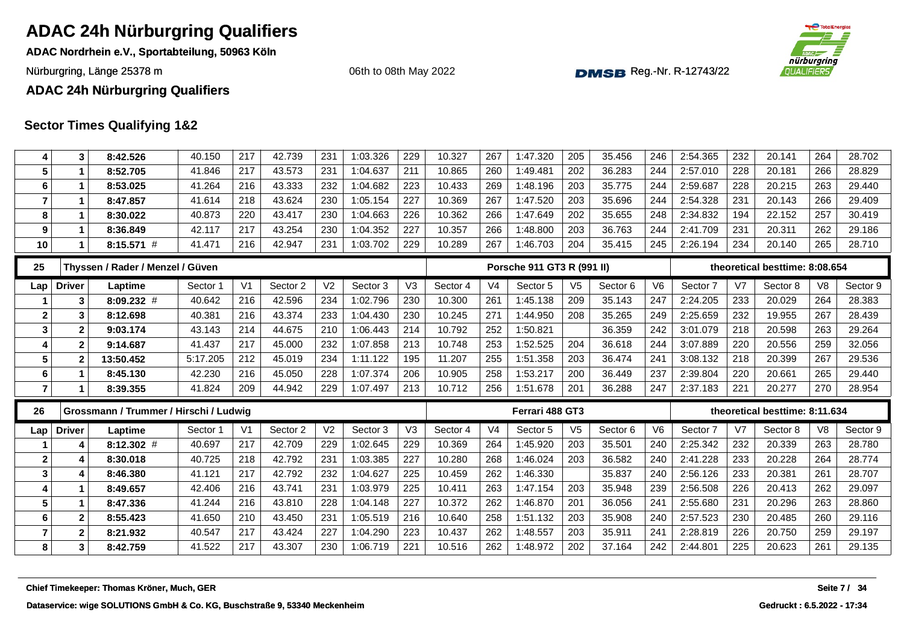# ADAC 24h Nürburgring Qualifiers

**ADAC Nordrhein e.V., Sportabteilung, 50963 Köln**

Nürburgring, Länge 25378 m

06th to 08th May 2022

DMSB Reg.-Nr. R-12743/22

**ADAC 24h Nürburgring Qualifiers**

## Sector Times Qualifying 1&2

| Lap | Driver | Laptime | Sector 1 | V1 | Sector 2 | V2 | Sector 3 | V3 | Sector 4 | V4 | Sector 5 | V5 | Sector 6 | V6 | Sector 7 | V7 | Sector 8 | V8 | Sector 9 |
|---|---|---|---|---|---|---|---|---|---|---|---|---|---|---|---|---|---|---|---|
| 4 | 3 | 8:42.526 | 40.150 | 217 | 42.739 | 231 | 1:03.326 | 229 | 10.327 | 267 | 1:47.320 | 205 | 35.456 | 246 | 2:54.365 | 232 | 20.141 | 264 | 28.702 |
| 5 | 1 | 8:52.705 | 41.846 | 217 | 43.573 | 231 | 1:04.637 | 211 | 10.865 | 260 | 1:49.481 | 202 | 36.283 | 244 | 2:57.010 | 228 | 20.181 | 266 | 28.829 |
| 6 | 1 | 8:53.025 | 41.264 | 216 | 43.333 | 232 | 1:04.682 | 223 | 10.433 | 269 | 1:48.196 | 203 | 35.775 | 244 | 2:59.687 | 228 | 20.215 | 263 | 29.440 |
| 7 | 1 | 8:47.857 | 41.614 | 218 | 43.624 | 230 | 1:05.154 | 227 | 10.369 | 267 | 1:47.520 | 203 | 35.696 | 244 | 2:54.328 | 231 | 20.143 | 266 | 29.409 |
| 8 | 1 | 8:30.022 | 40.873 | 220 | 43.417 | 230 | 1:04.663 | 226 | 10.362 | 266 | 1:47.649 | 202 | 35.655 | 248 | 2:34.832 | 194 | 22.152 | 257 | 30.419 |
| 9 | 1 | 8:36.849 | 42.117 | 217 | 43.254 | 230 | 1:04.352 | 227 | 10.357 | 266 | 1:48.800 | 203 | 36.763 | 244 | 2:41.709 | 231 | 20.311 | 262 | 29.186 |
| 10 | 1 | 8:15.571 # | 41.471 | 216 | 42.947 | 231 | 1:03.702 | 229 | 10.289 | 267 | 1:46.703 | 204 | 35.415 | 245 | 2:26.194 | 234 | 20.140 | 265 | 28.710 |

| 25 | Thyssen / Rader / Menzel / Güven | | | | | | | | Porsche 911 GT3 R (991 II) | | | | | | theoretical besttime: 8:08.654 | | | | |
|---|---|---|---|---|---|---|---|---|---|---|---|---|---|---|---|---|---|---|---|
| Lap | Driver | Laptime | Sector 1 | V1 | Sector 2 | V2 | Sector 3 | V3 | Sector 4 | V4 | Sector 5 | V5 | Sector 6 | V6 | Sector 7 | V7 | Sector 8 | V8 | Sector 9 |
| 1 | 3 | 8:09.232 # | 40.642 | 216 | 42.596 | 234 | 1:02.796 | 230 | 10.300 | 261 | 1:45.138 | 209 | 35.143 | 247 | 2:24.205 | 233 | 20.029 | 264 | 28.383 |
| 2 | 3 | 8:12.698 | 40.381 | 216 | 43.374 | 233 | 1:04.430 | 230 | 10.245 | 271 | 1:44.950 | 208 | 35.265 | 249 | 2:25.659 | 232 | 19.955 | 267 | 28.439 |
| 3 | 2 | 9:03.174 | 43.143 | 214 | 44.675 | 210 | 1:06.443 | 214 | 10.792 | 252 | 1:50.821 | | 36.359 | 242 | 3:01.079 | 218 | 20.598 | 263 | 29.264 |
| 4 | 2 | 9:14.687 | 41.437 | 217 | 45.000 | 232 | 1:07.858 | 213 | 10.748 | 253 | 1:52.525 | 204 | 36.618 | 244 | 3:07.889 | 220 | 20.556 | 259 | 32.056 |
| 5 | 2 | 13:50.452 | 5:17.205 | 212 | 45.019 | 234 | 1:11.122 | 195 | 11.207 | 255 | 1:51.358 | 203 | 36.474 | 241 | 3:08.132 | 218 | 20.399 | 267 | 29.536 |
| 6 | 1 | 8:45.130 | 42.230 | 216 | 45.050 | 228 | 1:07.374 | 206 | 10.905 | 258 | 1:53.217 | 200 | 36.449 | 237 | 2:39.804 | 220 | 20.661 | 265 | 29.440 |
| 7 | 1 | 8:39.355 | 41.824 | 209 | 44.942 | 229 | 1:07.497 | 213 | 10.712 | 256 | 1:51.678 | 201 | 36.288 | 247 | 2:37.183 | 221 | 20.277 | 270 | 28.954 |

| 26 | Grossmann / Trummer / Hirschi / Ludwig | | | | | | | | Ferrari 488 GT3 | | | | | | theoretical besttime: 8:11.634 | | | | |
|---|---|---|---|---|---|---|---|---|---|---|---|---|---|---|---|---|---|---|---|
| Lap | Driver | Laptime | Sector 1 | V1 | Sector 2 | V2 | Sector 3 | V3 | Sector 4 | V4 | Sector 5 | V5 | Sector 6 | V6 | Sector 7 | V7 | Sector 8 | V8 | Sector 9 |
| 1 | 4 | 8:12.302 # | 40.697 | 217 | 42.709 | 229 | 1:02.645 | 229 | 10.369 | 264 | 1:45.920 | 203 | 35.501 | 240 | 2:25.342 | 232 | 20.339 | 263 | 28.780 |
| 2 | 4 | 8:30.018 | 40.725 | 218 | 42.792 | 231 | 1:03.385 | 227 | 10.280 | 268 | 1:46.024 | 203 | 36.582 | 240 | 2:41.228 | 233 | 20.228 | 264 | 28.774 |
| 3 | 4 | 8:46.380 | 41.121 | 217 | 42.792 | 232 | 1:04.627 | 225 | 10.459 | 262 | 1:46.330 | | 35.837 | 240 | 2:56.126 | 233 | 20.381 | 261 | 28.707 |
| 4 | 1 | 8:49.657 | 42.406 | 216 | 43.741 | 231 | 1:03.979 | 225 | 10.411 | 263 | 1:47.154 | 203 | 35.948 | 239 | 2:56.508 | 226 | 20.413 | 262 | 29.097 |
| 5 | 1 | 8:47.336 | 41.244 | 216 | 43.810 | 228 | 1:04.148 | 227 | 10.372 | 262 | 1:46.870 | 201 | 36.056 | 241 | 2:55.680 | 231 | 20.296 | 263 | 28.860 |
| 6 | 2 | 8:55.423 | 41.650 | 210 | 43.450 | 231 | 1:05.519 | 216 | 10.640 | 258 | 1:51.132 | 203 | 35.908 | 240 | 2:57.523 | 230 | 20.485 | 260 | 29.116 |
| 7 | 2 | 8:21.932 | 40.547 | 217 | 43.424 | 227 | 1:04.290 | 223 | 10.437 | 262 | 1:48.557 | 203 | 35.911 | 241 | 2:28.819 | 226 | 20.750 | 259 | 29.197 |
| 8 | 3 | 8:42.759 | 41.522 | 217 | 43.307 | 230 | 1:06.719 | 221 | 10.516 | 262 | 1:48.972 | 202 | 37.164 | 242 | 2:44.801 | 225 | 20.623 | 261 | 29.135 |

**Chief Timekeeper: Thomas Kröner, Much, GER**

**Dataservice: wige SOLUTIONS GmbH & Co. KG, Buschstraße 9, 53340 Meckenheim**

**Gedruckt : 6.5.2022 - 17:34**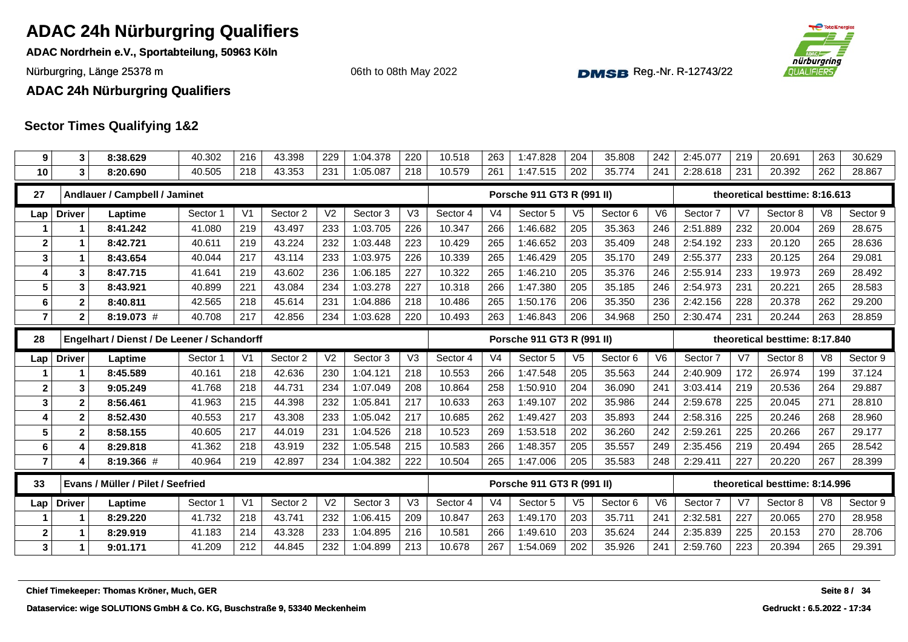# ADAC 24h Nürburgring Qualifiers

**ADAC Nordrhein e.V., Sportabteilung, 50963 Köln**

Nürburgring, Länge 25378 m

06th to 08th May 2022

Reg.-Nr. R-12743/22

**ADAC 24h Nürburgring Qualifiers**

## Sector Times Qualifying 1&2

| Lap | Driver | Laptime | Sector 1 | V1 | Sector 2 | V2 | Sector 3 | V3 | Sector 4 | V4 | Sector 5 | V5 | Sector 6 | V6 | Sector 7 | V7 | Sector 8 | V8 | Sector 9 |
|---|---|---|---|---|---|---|---|---|---|---|---|---|---|---|---|---|---|---|---|
| 9 | 3 | 8:38.629 | 40.302 | 216 | 43.398 | 229 | 1:04.378 | 220 | 10.518 | 263 | 1:47.828 | 204 | 35.808 | 242 | 2:45.077 | 219 | 20.691 | 263 | 30.629 |
| 10 | 3 | 8:20.690 | 40.505 | 218 | 43.353 | 231 | 1:05.087 | 218 | 10.579 | 261 | 1:47.515 | 202 | 35.774 | 241 | 2:28.618 | 231 | 20.392 | 262 | 28.867 |

| 27 | Andlauer / Campbell / Jaminet | | | | | | | | | | Porsche 911 GT3 R (991 II) | | | | | | theoretical besttime: 8:16.613 | | |
|---|---|---|---|---|---|---|---|---|---|---|---|---|---|---|---|---|---|---|---|
| Lap | Driver | Laptime | Sector 1 | V1 | Sector 2 | V2 | Sector 3 | V3 | Sector 4 | V4 | Sector 5 | V5 | Sector 6 | V6 | Sector 7 | V7 | Sector 8 | V8 | Sector 9 |
| 1 | 1 | 8:41.242 | 41.080 | 219 | 43.497 | 233 | 1:03.705 | 226 | 10.347 | 266 | 1:46.682 | 205 | 35.363 | 246 | 2:51.889 | 232 | 20.004 | 269 | 28.675 |
| 2 | 1 | 8:42.721 | 40.611 | 219 | 43.224 | 232 | 1:03.448 | 223 | 10.429 | 265 | 1:46.652 | 203 | 35.409 | 248 | 2:54.192 | 233 | 20.120 | 265 | 28.636 |
| 3 | 1 | 8:43.654 | 40.044 | 217 | 43.114 | 233 | 1:03.975 | 226 | 10.339 | 265 | 1:46.429 | 205 | 35.170 | 249 | 2:55.377 | 233 | 20.125 | 264 | 29.081 |
| 4 | 3 | 8:47.715 | 41.641 | 219 | 43.602 | 236 | 1:06.185 | 227 | 10.322 | 265 | 1:46.210 | 205 | 35.376 | 246 | 2:55.914 | 233 | 19.973 | 269 | 28.492 |
| 5 | 3 | 8:43.921 | 40.899 | 221 | 43.084 | 234 | 1:03.278 | 227 | 10.318 | 266 | 1:47.380 | 205 | 35.185 | 246 | 2:54.973 | 231 | 20.221 | 265 | 28.583 |
| 6 | 2 | 8:40.811 | 42.565 | 218 | 45.614 | 231 | 1:04.886 | 218 | 10.486 | 265 | 1:50.176 | 206 | 35.350 | 236 | 2:42.156 | 228 | 20.378 | 262 | 29.200 |
| 7 | 2 | 8:19.073 # | 40.708 | 217 | 42.856 | 234 | 1:03.628 | 220 | 10.493 | 263 | 1:46.843 | 206 | 34.968 | 250 | 2:30.474 | 231 | 20.244 | 263 | 28.859 |

| 28 | Engelhart / Dienst / De Leener / Schandorff | | | | | | | | | | Porsche 911 GT3 R (991 II) | | | | | | theoretical besttime: 8:17.840 | | |
|---|---|---|---|---|---|---|---|---|---|---|---|---|---|---|---|---|---|---|---|
| Lap | Driver | Laptime | Sector 1 | V1 | Sector 2 | V2 | Sector 3 | V3 | Sector 4 | V4 | Sector 5 | V5 | Sector 6 | V6 | Sector 7 | V7 | Sector 8 | V8 | Sector 9 |
| 1 | 1 | 8:45.589 | 40.161 | 218 | 42.636 | 230 | 1:04.121 | 218 | 10.553 | 266 | 1:47.548 | 205 | 35.563 | 244 | 2:40.909 | 172 | 26.974 | 199 | 37.124 |
| 2 | 3 | 9:05.249 | 41.768 | 218 | 44.731 | 234 | 1:07.049 | 208 | 10.864 | 258 | 1:50.910 | 204 | 36.090 | 241 | 3:03.414 | 219 | 20.536 | 264 | 29.887 |
| 3 | 2 | 8:56.461 | 41.963 | 215 | 44.398 | 232 | 1:05.841 | 217 | 10.633 | 263 | 1:49.107 | 202 | 35.986 | 244 | 2:59.678 | 225 | 20.045 | 271 | 28.810 |
| 4 | 2 | 8:52.430 | 40.553 | 217 | 43.308 | 233 | 1:05.042 | 217 | 10.685 | 262 | 1:49.427 | 203 | 35.893 | 244 | 2:58.316 | 225 | 20.246 | 268 | 28.960 |
| 5 | 2 | 8:58.155 | 40.605 | 217 | 44.019 | 231 | 1:04.526 | 218 | 10.523 | 269 | 1:53.518 | 202 | 36.260 | 242 | 2:59.261 | 225 | 20.266 | 267 | 29.177 |
| 6 | 4 | 8:29.818 | 41.362 | 218 | 43.919 | 232 | 1:05.548 | 215 | 10.583 | 266 | 1:48.357 | 205 | 35.557 | 249 | 2:35.456 | 219 | 20.494 | 265 | 28.542 |
| 7 | 4 | 8:19.366 # | 40.964 | 219 | 42.897 | 234 | 1:04.382 | 222 | 10.504 | 265 | 1:47.006 | 205 | 35.583 | 248 | 2:29.411 | 227 | 20.220 | 267 | 28.399 |

| 33 | Evans / Müller / Pilet / Seefried | | | | | | | | | | Porsche 911 GT3 R (991 II) | | | | | | theoretical besttime: 8:14.996 | | |
|---|---|---|---|---|---|---|---|---|---|---|---|---|---|---|---|---|---|---|---|
| Lap | Driver | Laptime | Sector 1 | V1 | Sector 2 | V2 | Sector 3 | V3 | Sector 4 | V4 | Sector 5 | V5 | Sector 6 | V6 | Sector 7 | V7 | Sector 8 | V8 | Sector 9 |
| 1 | 1 | 8:29.220 | 41.732 | 218 | 43.741 | 232 | 1:06.415 | 209 | 10.847 | 263 | 1:49.170 | 203 | 35.711 | 241 | 2:32.581 | 227 | 20.065 | 270 | 28.958 |
| 2 | 1 | 8:29.919 | 41.183 | 214 | 43.328 | 233 | 1:04.895 | 216 | 10.581 | 266 | 1:49.610 | 203 | 35.624 | 244 | 2:35.839 | 225 | 20.153 | 270 | 28.706 |
| 3 | 1 | 9:01.171 | 41.209 | 212 | 44.845 | 232 | 1:04.899 | 213 | 10.678 | 267 | 1:54.069 | 202 | 35.926 | 241 | 2:59.760 | 223 | 20.394 | 265 | 29.391 |

**Chief Timekeeper: Thomas Kröner, Much, GER**

**Dataservice: wige SOLUTIONS GmbH & Co. KG, Buschstraße 9, 53340 Meckenheim**

**Gedruckt : 6.5.2022 - 17:34**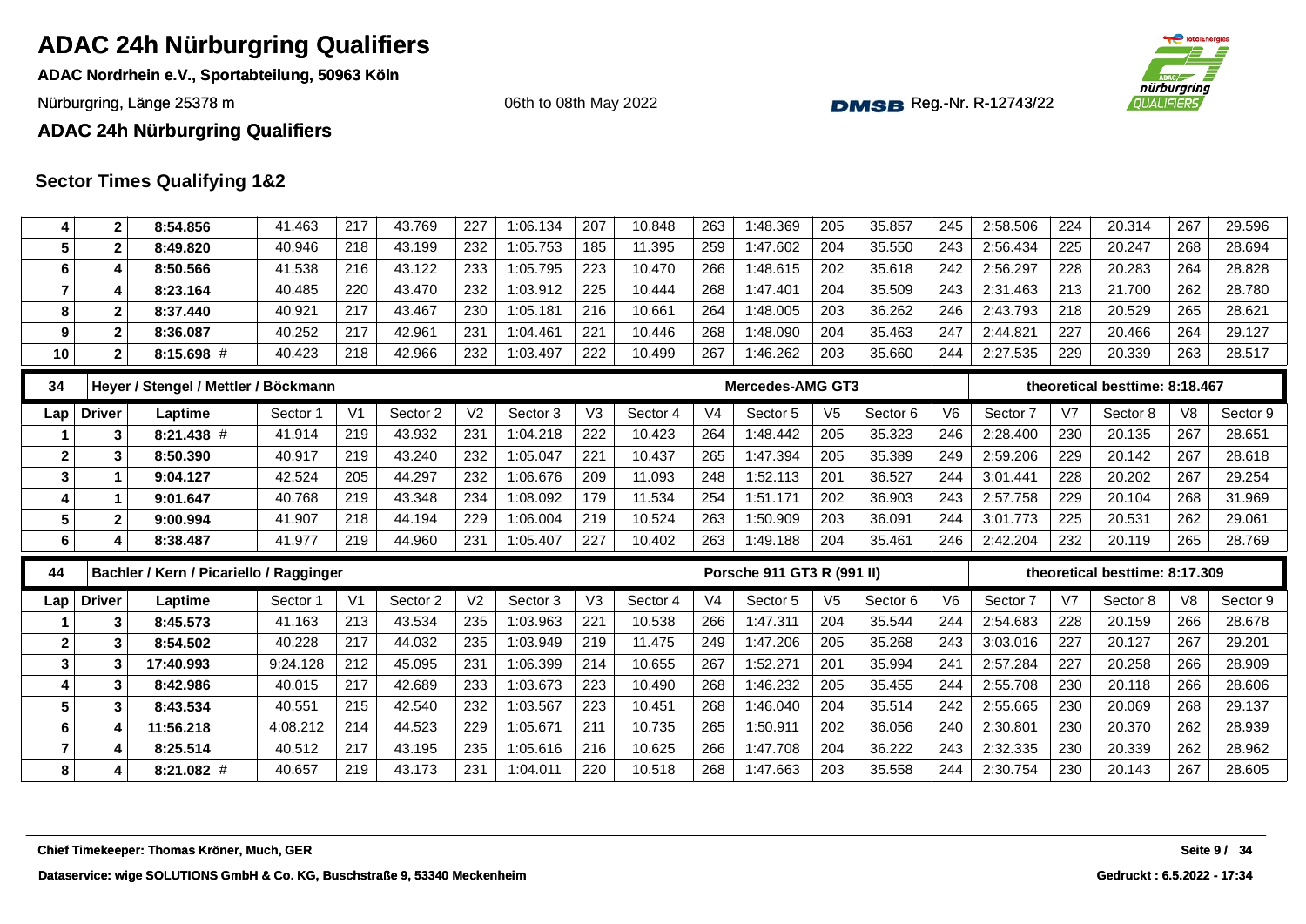# ADAC 24h Nürburgring Qualifiers

**ADAC Nordrhein e.V., Sportabteilung, 50963 Köln**

Nürburgring, Länge 25378 m

06th to 08th May 2022

DMSB Reg.-Nr. R-12743/22

**ADAC 24h Nürburgring Qualifiers**

## Sector Times Qualifying 1&2

| Lap | Driver | Laptime | Sector 1 | V1 | Sector 2 | V2 | Sector 3 | V3 | Sector 4 | V4 | Sector 5 | V5 | Sector 6 | V6 | Sector 7 | V7 | Sector 8 | V8 | Sector 9 |
|---|---|---|---|---|---|---|---|---|---|---|---|---|---|---|---|---|---|---|---|
| 4 | 2 | 8:54.856 | 41.463 | 217 | 43.769 | 227 | 1:06.134 | 207 | 10.848 | 263 | 1:48.369 | 205 | 35.857 | 245 | 2:58.506 | 224 | 20.314 | 267 | 29.596 |
| 5 | 2 | 8:49.820 | 40.946 | 218 | 43.199 | 232 | 1:05.753 | 185 | 11.395 | 259 | 1:47.602 | 204 | 35.550 | 243 | 2:56.434 | 225 | 20.247 | 268 | 28.694 |
| 6 | 4 | 8:50.566 | 41.538 | 216 | 43.122 | 233 | 1:05.795 | 223 | 10.470 | 266 | 1:48.615 | 202 | 35.618 | 242 | 2:56.297 | 228 | 20.283 | 264 | 28.828 |
| 7 | 4 | 8:23.164 | 40.485 | 220 | 43.470 | 232 | 1:03.912 | 225 | 10.444 | 268 | 1:47.401 | 204 | 35.509 | 243 | 2:31.463 | 213 | 21.700 | 262 | 28.780 |
| 8 | 2 | 8:37.440 | 40.921 | 217 | 43.467 | 230 | 1:05.181 | 216 | 10.661 | 264 | 1:48.005 | 203 | 36.262 | 246 | 2:43.793 | 218 | 20.529 | 265 | 28.621 |
| 9 | 2 | 8:36.087 | 40.252 | 217 | 42.961 | 231 | 1:04.461 | 221 | 10.446 | 268 | 1:48.090 | 204 | 35.463 | 247 | 2:44.821 | 227 | 20.466 | 264 | 29.127 |
| 10 | 2 | 8:15.698 # | 40.423 | 218 | 42.966 | 232 | 1:03.497 | 222 | 10.499 | 267 | 1:46.262 | 203 | 35.660 | 244 | 2:27.535 | 229 | 20.339 | 263 | 28.517 |

| 34 | Heyer / Stengel / Mettler / Böckmann | | | | | | | | | | Mercedes-AMG GT3 | | | | theoretical besttime: 8:18.467 | | | | |
|---|---|---|---|---|---|---|---|---|---|---|---|---|---|---|---|---|---|---|---|
| Lap | Driver | Laptime | Sector 1 | V1 | Sector 2 | V2 | Sector 3 | V3 | Sector 4 | V4 | Sector 5 | V5 | Sector 6 | V6 | Sector 7 | V7 | Sector 8 | V8 | Sector 9 |
| 1 | 3 | 8:21.438 # | 41.914 | 219 | 43.932 | 231 | 1:04.218 | 222 | 10.423 | 264 | 1:48.442 | 205 | 35.323 | 246 | 2:28.400 | 230 | 20.135 | 267 | 28.651 |
| 2 | 3 | 8:50.390 | 40.917 | 219 | 43.240 | 232 | 1:05.047 | 221 | 10.437 | 265 | 1:47.394 | 205 | 35.389 | 249 | 2:59.206 | 229 | 20.142 | 267 | 28.618 |
| 3 | 1 | 9:04.127 | 42.524 | 205 | 44.297 | 232 | 1:06.676 | 209 | 11.093 | 248 | 1:52.113 | 201 | 36.527 | 244 | 3:01.441 | 228 | 20.202 | 267 | 29.254 |
| 4 | 1 | 9:01.647 | 40.768 | 219 | 43.348 | 234 | 1:08.092 | 179 | 11.534 | 254 | 1:51.171 | 202 | 36.903 | 243 | 2:57.758 | 229 | 20.104 | 268 | 31.969 |
| 5 | 2 | 9:00.994 | 41.907 | 218 | 44.194 | 229 | 1:06.004 | 219 | 10.524 | 263 | 1:50.909 | 203 | 36.091 | 244 | 3:01.773 | 225 | 20.531 | 262 | 29.061 |
| 6 | 4 | 8:38.487 | 41.977 | 219 | 44.960 | 231 | 1:05.407 | 227 | 10.402 | 263 | 1:49.188 | 204 | 35.461 | 246 | 2:42.204 | 232 | 20.119 | 265 | 28.769 |

| 44 | Bachler / Kern / Picariello / Ragginger | | | | | | | | | | Porsche 911 GT3 R (991 II) | | | | theoretical besttime: 8:17.309 | | | | |
|---|---|---|---|---|---|---|---|---|---|---|---|---|---|---|---|---|---|---|---|
| Lap | Driver | Laptime | Sector 1 | V1 | Sector 2 | V2 | Sector 3 | V3 | Sector 4 | V4 | Sector 5 | V5 | Sector 6 | V6 | Sector 7 | V7 | Sector 8 | V8 | Sector 9 |
| 1 | 3 | 8:45.573 | 41.163 | 213 | 43.534 | 235 | 1:03.963 | 221 | 10.538 | 266 | 1:47.311 | 204 | 35.544 | 244 | 2:54.683 | 228 | 20.159 | 266 | 28.678 |
| 2 | 3 | 8:54.502 | 40.228 | 217 | 44.032 | 235 | 1:03.949 | 219 | 11.475 | 249 | 1:47.206 | 205 | 35.268 | 243 | 3:03.016 | 227 | 20.127 | 267 | 29.201 |
| 3 | 3 | 17:40.993 | 9:24.128 | 212 | 45.095 | 231 | 1:06.399 | 214 | 10.655 | 267 | 1:52.271 | 201 | 35.994 | 241 | 2:57.284 | 227 | 20.258 | 266 | 28.909 |
| 4 | 3 | 8:42.986 | 40.015 | 217 | 42.689 | 233 | 1:03.673 | 223 | 10.490 | 268 | 1:46.232 | 205 | 35.455 | 244 | 2:55.708 | 230 | 20.118 | 266 | 28.606 |
| 5 | 3 | 8:43.534 | 40.551 | 215 | 42.540 | 232 | 1:03.567 | 223 | 10.451 | 268 | 1:46.040 | 204 | 35.514 | 242 | 2:55.665 | 230 | 20.069 | 268 | 29.137 |
| 6 | 4 | 11:56.218 | 4:08.212 | 214 | 44.523 | 229 | 1:05.671 | 211 | 10.735 | 265 | 1:50.911 | 202 | 36.056 | 240 | 2:30.801 | 230 | 20.370 | 262 | 28.939 |
| 7 | 4 | 8:25.514 | 40.512 | 217 | 43.195 | 235 | 1:05.616 | 216 | 10.625 | 266 | 1:47.708 | 204 | 36.222 | 243 | 2:32.335 | 230 | 20.339 | 262 | 28.962 |
| 8 | 4 | 8:21.082 # | 40.657 | 219 | 43.173 | 231 | 1:04.011 | 220 | 10.518 | 268 | 1:47.663 | 203 | 35.558 | 244 | 2:30.754 | 230 | 20.143 | 267 | 28.605 |

**Chief Timekeeper: Thomas Kröner, Much, GER**

**Dataservice: wige SOLUTIONS GmbH & Co. KG, Buschstraße 9, 53340 Meckenheim**

**Gedruckt : 6.5.2022 - 17:34**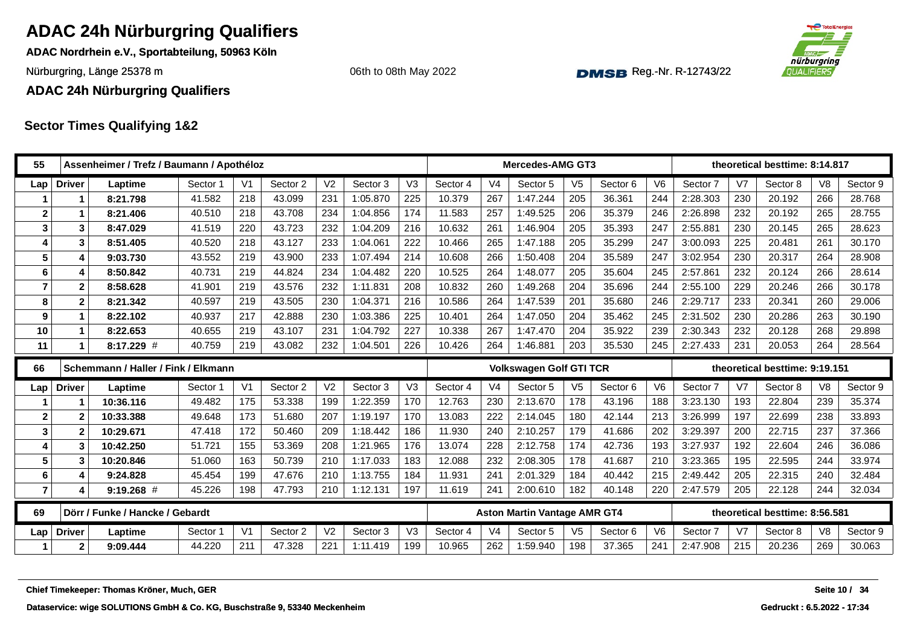# ADAC 24h Nürburgring Qualifiers

**ADAC Nordrhein e.V., Sportabteilung, 50963 Köln**

Nürburgring, Länge 25378 m

06th to 08th May 2022

DMSB Reg.-Nr. R-12743/22

**ADAC 24h Nürburgring Qualifiers**

## Sector Times Qualifying 1&2

| 55 | Assenheimer / Trefz / Baumann / Apothéloz | | | | | | | | Mercedes-AMG GT3 | | | | | | theoretical besttime: 8:14.817 | | | | | |
|---|---|---|---|---|---|---|---|---|---|---|---|---|---|---|---|---|---|---|---|---|
| Lap | Driver | Laptime | Sector 1 | V1 | Sector 2 | V2 | Sector 3 | V3 | Sector 4 | V4 | Sector 5 | V5 | Sector 6 | V6 | Sector 7 | V7 | Sector 8 | V8 | Sector 9 |
| 1 | 1 | **8:21.798** | 41.582 | 218 | 43.099 | 231 | 1:05.870 | 225 | 10.379 | 267 | 1:47.244 | 205 | 36.361 | 244 | 2:28.303 | 230 | 20.192 | 266 | 28.768 |
| 2 | 1 | **8:21.406** | 40.510 | 218 | 43.708 | 234 | 1:04.856 | 174 | 11.583 | 257 | 1:49.525 | 206 | 35.379 | 246 | 2:26.898 | 232 | 20.192 | 265 | 28.755 |
| 3 | 3 | **8:47.029** | 41.519 | 220 | 43.723 | 232 | 1:04.209 | 216 | 10.632 | 261 | 1:46.904 | 205 | 35.393 | 247 | 2:55.881 | 230 | 20.145 | 265 | 28.623 |
| 4 | 3 | **8:51.405** | 40.520 | 218 | 43.127 | 233 | 1:04.061 | 222 | 10.466 | 265 | 1:47.188 | 205 | 35.299 | 247 | 3:00.093 | 225 | 20.481 | 261 | 30.170 |
| 5 | 4 | **9:03.730** | 43.552 | 219 | 43.900 | 233 | 1:07.494 | 214 | 10.608 | 266 | 1:50.408 | 204 | 35.589 | 247 | 3:02.954 | 230 | 20.317 | 264 | 28.908 |
| 6 | 4 | **8:50.842** | 40.731 | 219 | 44.824 | 234 | 1:04.482 | 220 | 10.525 | 264 | 1:48.077 | 205 | 35.604 | 245 | 2:57.861 | 232 | 20.124 | 266 | 28.614 |
| 7 | 2 | **8:58.628** | 41.901 | 219 | 43.576 | 232 | 1:11.831 | 208 | 10.832 | 260 | 1:49.268 | 204 | 35.696 | 244 | 2:55.100 | 229 | 20.246 | 266 | 30.178 |
| 8 | 2 | **8:21.342** | 40.597 | 219 | 43.505 | 230 | 1:04.371 | 216 | 10.586 | 264 | 1:47.539 | 201 | 35.680 | 246 | 2:29.717 | 233 | 20.341 | 260 | 29.006 |
| 9 | 1 | **8:22.102** | 40.937 | 217 | 42.888 | 230 | 1:03.386 | 225 | 10.401 | 264 | 1:47.050 | 204 | 35.462 | 245 | 2:31.502 | 230 | 20.286 | 263 | 30.190 |
| 10 | 1 | **8:22.653** | 40.655 | 219 | 43.107 | 231 | 1:04.792 | 227 | 10.338 | 267 | 1:47.470 | 204 | 35.922 | 239 | 2:30.343 | 232 | 20.128 | 268 | 29.898 |
| 11 | 1 | **8:17.229** # | 40.759 | 219 | 43.082 | 232 | 1:04.501 | 226 | 10.426 | 264 | 1:46.881 | 203 | 35.530 | 245 | 2:27.433 | 231 | 20.053 | 264 | 28.564 |

| 66 | Schemmann / Haller / Fink / Elkmann | | | | | | | | Volkswagen Golf GTI TCR | | | | | | theoretical besttime: 9:19.151 | | | | | |
|---|---|---|---|---|---|---|---|---|---|---|---|---|---|---|---|---|---|---|---|---|
| Lap | Driver | Laptime | Sector 1 | V1 | Sector 2 | V2 | Sector 3 | V3 | Sector 4 | V4 | Sector 5 | V5 | Sector 6 | V6 | Sector 7 | V7 | Sector 8 | V8 | Sector 9 |
| 1 | 1 | **10:36.116** | 49.482 | 175 | 53.338 | 199 | 1:22.359 | 170 | 12.763 | 230 | 2:13.670 | 178 | 43.196 | 188 | 3:23.130 | 193 | 22.804 | 239 | 35.374 |
| 2 | 2 | **10:33.388** | 49.648 | 173 | 51.680 | 207 | 1:19.197 | 170 | 13.083 | 222 | 2:14.045 | 180 | 42.144 | 213 | 3:26.999 | 197 | 22.699 | 238 | 33.893 |
| 3 | 2 | **10:29.671** | 47.418 | 172 | 50.460 | 209 | 1:18.442 | 186 | 11.930 | 240 | 2:10.257 | 179 | 41.686 | 202 | 3:29.397 | 200 | 22.715 | 237 | 37.366 |
| 4 | 3 | **10:42.250** | 51.721 | 155 | 53.369 | 208 | 1:21.965 | 176 | 13.074 | 228 | 2:12.758 | 174 | 42.736 | 193 | 3:27.937 | 192 | 22.604 | 246 | 36.086 |
| 5 | 3 | **10:20.846** | 51.060 | 163 | 50.739 | 210 | 1:17.033 | 183 | 12.088 | 232 | 2:08.305 | 178 | 41.687 | 210 | 3:23.365 | 195 | 22.595 | 244 | 33.974 |
| 6 | 4 | **9:24.828** | 45.454 | 199 | 47.676 | 210 | 1:13.755 | 184 | 11.931 | 241 | 2:01.329 | 184 | 40.442 | 215 | 2:49.442 | 205 | 22.315 | 240 | 32.484 |
| 7 | 4 | **9:19.268** # | 45.226 | 198 | 47.793 | 210 | 1:12.131 | 197 | 11.619 | 241 | 2:00.610 | 182 | 40.148 | 220 | 2:47.579 | 205 | 22.128 | 244 | 32.034 |

| 69 | Dörr / Funke / Hancke / Gebardt | | | | | | | | Aston Martin Vantage AMR GT4 | | | | | | theoretical besttime: 8:56.581 | | | | | |
|---|---|---|---|---|---|---|---|---|---|---|---|---|---|---|---|---|---|---|---|---|
| Lap | Driver | Laptime | Sector 1 | V1 | Sector 2 | V2 | Sector 3 | V3 | Sector 4 | V4 | Sector 5 | V5 | Sector 6 | V6 | Sector 7 | V7 | Sector 8 | V8 | Sector 9 |
| 1 | 2 | **9:09.444** | 44.220 | 211 | 47.328 | 221 | 1:11.419 | 199 | 10.965 | 262 | 1:59.940 | 198 | 37.365 | 241 | 2:47.908 | 215 | 20.236 | 269 | 30.063 |

**Chief Timekeeper: Thomas Kröner, Much, GER**

**Dataservice: wige SOLUTIONS GmbH & Co. KG, Buschstraße 9, 53340 Meckenheim**

**Gedruckt : 6.5.2022 - 17:34**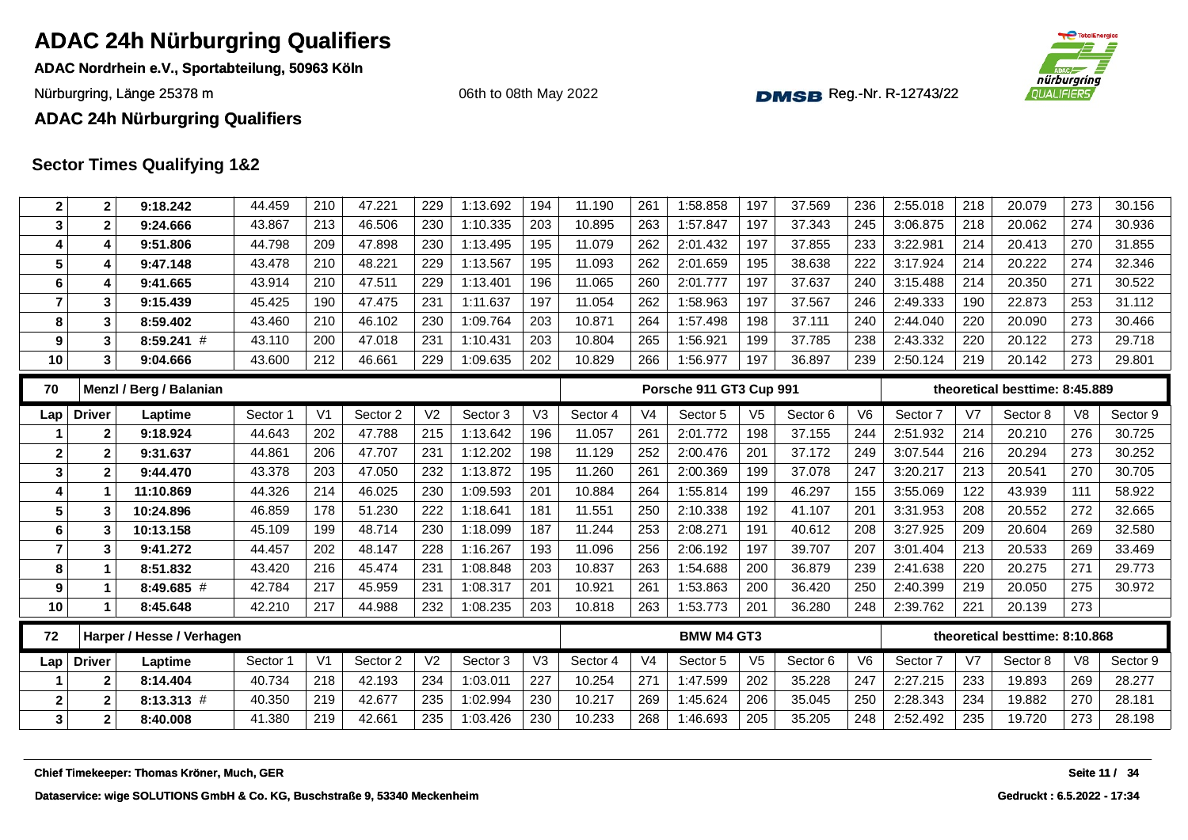# ADAC 24h Nürburgring Qualifiers

**ADAC Nordrhein e.V., Sportabteilung, 50963 Köln**

Nürburgring, Länge 25378 m

06th to 08th May 2022

DMSB Reg.-Nr. R-12743/22

**ADAC 24h Nürburgring Qualifiers**

## Sector Times Qualifying 1&2

| Lap | Driver | Laptime | Sector 1 | V1 | Sector 2 | V2 | Sector 3 | V3 | Sector 4 | V4 | Sector 5 | V5 | Sector 6 | V6 | Sector 7 | V7 | Sector 8 | V8 | Sector 9 |
|---|---|---|---|---|---|---|---|---|---|---|---|---|---|---|---|---|---|---|---|
| 2 | 2 | **9:18.242** | 44.459 | 210 | 47.221 | 229 | 1:13.692 | 194 | 11.190 | 261 | 1:58.858 | 197 | 37.569 | 236 | 2:55.018 | 218 | 20.079 | 273 | 30.156 |
| 3 | 2 | **9:24.666** | 43.867 | 213 | 46.506 | 230 | 1:10.335 | 203 | 10.895 | 263 | 1:57.847 | 197 | 37.343 | 245 | 3:06.875 | 218 | 20.062 | 274 | 30.936 |
| 4 | 4 | **9:51.806** | 44.798 | 209 | 47.898 | 230 | 1:13.495 | 195 | 11.079 | 262 | 2:01.432 | 197 | 37.855 | 233 | 3:22.981 | 214 | 20.413 | 270 | 31.855 |
| 5 | 4 | **9:47.148** | 43.478 | 210 | 48.221 | 229 | 1:13.567 | 195 | 11.093 | 262 | 2:01.659 | 195 | 38.638 | 222 | 3:17.924 | 214 | 20.222 | 274 | 32.346 |
| 6 | 4 | **9:41.665** | 43.914 | 210 | 47.511 | 229 | 1:13.401 | 196 | 11.065 | 260 | 2:01.777 | 197 | 37.637 | 240 | 3:15.488 | 214 | 20.350 | 271 | 30.522 |
| 7 | 3 | **9:15.439** | 45.425 | 190 | 47.475 | 231 | 1:11.637 | 197 | 11.054 | 262 | 1:58.963 | 197 | 37.567 | 246 | 2:49.333 | 190 | 22.873 | 253 | 31.112 |
| 8 | 3 | **8:59.402** | 43.460 | 210 | 46.102 | 230 | 1:09.764 | 203 | 10.871 | 264 | 1:57.498 | 198 | 37.111 | 240 | 2:44.040 | 220 | 20.090 | 273 | 30.466 |
| 9 | 3 | **8:59.241** # | 43.110 | 200 | 47.018 | 231 | 1:10.431 | 203 | 10.804 | 265 | 1:56.921 | 199 | 37.785 | 238 | 2:43.332 | 220 | 20.122 | 273 | 29.718 |
| 10 | 3 | **9:04.666** | 43.600 | 212 | 46.661 | 229 | 1:09.635 | 202 | 10.829 | 266 | 1:56.977 | 197 | 36.897 | 239 | 2:50.124 | 219 | 20.142 | 273 | 29.801 |

| **70** | **Menzl / Berg / Balanian** | | | | | | | | | | **Porsche 911 GT3 Cup 991** | | | | | | **theoretical besttime: 8:45.889** | | |
|---|---|---|---|---|---|---|---|---|---|---|---|---|---|---|---|---|---|---|---|
| Lap | Driver | Laptime | Sector 1 | V1 | Sector 2 | V2 | Sector 3 | V3 | Sector 4 | V4 | Sector 5 | V5 | Sector 6 | V6 | Sector 7 | V7 | Sector 8 | V8 | Sector 9 |
| 1 | 2 | **9:18.924** | 44.643 | 202 | 47.788 | 215 | 1:13.642 | 196 | 11.057 | 261 | 2:01.772 | 198 | 37.155 | 244 | 2:51.932 | 214 | 20.210 | 276 | 30.725 |
| 2 | 2 | **9:31.637** | 44.861 | 206 | 47.707 | 231 | 1:12.202 | 198 | 11.129 | 252 | 2:00.476 | 201 | 37.172 | 249 | 3:07.544 | 216 | 20.294 | 273 | 30.252 |
| 3 | 2 | **9:44.470** | 43.378 | 203 | 47.050 | 232 | 1:13.872 | 195 | 11.260 | 261 | 2:00.369 | 199 | 37.078 | 247 | 3:20.217 | 213 | 20.541 | 270 | 30.705 |
| 4 | 1 | **11:10.869** | 44.326 | 214 | 46.025 | 230 | 1:09.593 | 201 | 10.884 | 264 | 1:55.814 | 199 | 46.297 | 155 | 3:55.069 | 122 | 43.939 | 111 | 58.922 |
| 5 | 3 | **10:24.896** | 46.859 | 178 | 51.230 | 222 | 1:18.641 | 181 | 11.551 | 250 | 2:10.338 | 192 | 41.107 | 201 | 3:31.953 | 208 | 20.552 | 272 | 32.665 |
| 6 | 3 | **10:13.158** | 45.109 | 199 | 48.714 | 230 | 1:18.099 | 187 | 11.244 | 253 | 2:08.271 | 191 | 40.612 | 208 | 3:27.925 | 209 | 20.604 | 269 | 32.580 |
| 7 | 3 | **9:41.272** | 44.457 | 202 | 48.147 | 228 | 1:16.267 | 193 | 11.096 | 256 | 2:06.192 | 197 | 39.707 | 207 | 3:01.404 | 213 | 20.533 | 269 | 33.469 |
| 8 | 1 | **8:51.832** | 43.420 | 216 | 45.474 | 231 | 1:08.848 | 203 | 10.837 | 263 | 1:54.688 | 200 | 36.879 | 239 | 2:41.638 | 220 | 20.275 | 271 | 29.773 |
| 9 | 1 | **8:49.685** # | 42.784 | 217 | 45.959 | 231 | 1:08.317 | 201 | 10.921 | 261 | 1:53.863 | 200 | 36.420 | 250 | 2:40.399 | 219 | 20.050 | 275 | 30.972 |
| 10 | 1 | **8:45.648** | 42.210 | 217 | 44.988 | 232 | 1:08.235 | 203 | 10.818 | 263 | 1:53.773 | 201 | 36.280 | 248 | 2:39.762 | 221 | 20.139 | 273 | |

| **72** | **Harper / Hesse / Verhagen** | | | | | | | | | | **BMW M4 GT3** | | | | | | **theoretical besttime: 8:10.868** | | |
|---|---|---|---|---|---|---|---|---|---|---|---|---|---|---|---|---|---|---|---|
| Lap | Driver | Laptime | Sector 1 | V1 | Sector 2 | V2 | Sector 3 | V3 | Sector 4 | V4 | Sector 5 | V5 | Sector 6 | V6 | Sector 7 | V7 | Sector 8 | V8 | Sector 9 |
| 1 | 2 | **8:14.404** | 40.734 | 218 | 42.193 | 234 | 1:03.011 | 227 | 10.254 | 271 | 1:47.599 | 202 | 35.228 | 247 | 2:27.215 | 233 | 19.893 | 269 | 28.277 |
| 2 | 2 | **8:13.313** # | 40.350 | 219 | 42.677 | 235 | 1:02.994 | 230 | 10.217 | 269 | 1:45.624 | 206 | 35.045 | 250 | 2:28.343 | 234 | 19.882 | 270 | 28.181 |
| 3 | 2 | **8:40.008** | 41.380 | 219 | 42.661 | 235 | 1:03.426 | 230 | 10.233 | 268 | 1:46.693 | 205 | 35.205 | 248 | 2:52.492 | 235 | 19.720 | 273 | 28.198 |

**Chief Timekeeper: Thomas Kröner, Much, GER**

**Dataservice: wige SOLUTIONS GmbH & Co. KG, Buschstraße 9, 53340 Meckenheim**

**Gedruckt : 6.5.2022 - 17:34**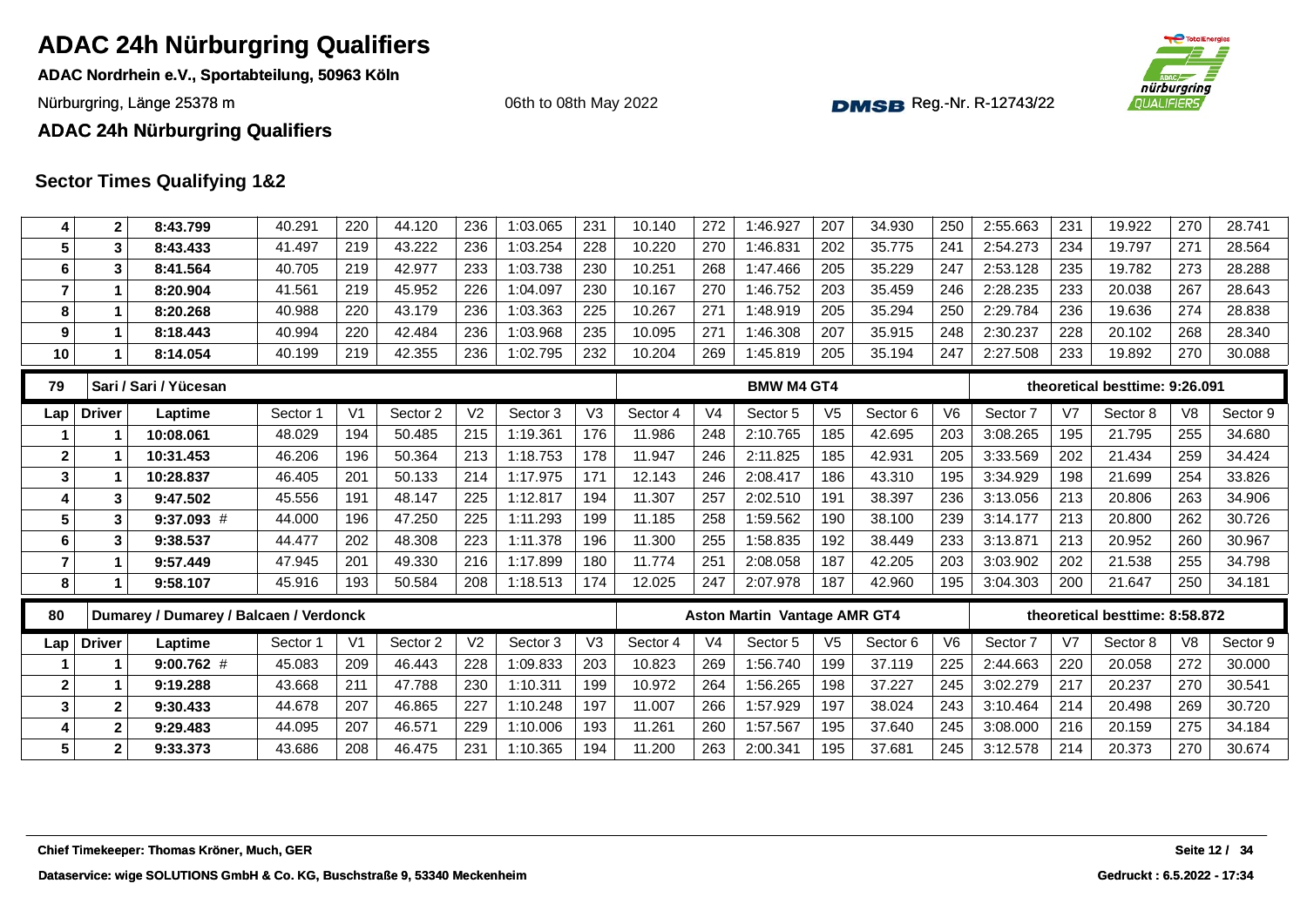# ADAC 24h Nürburgring Qualifiers

**ADAC Nordrhein e.V., Sportabteilung, 50963 Köln**

Nürburgring, Länge 25378 m

06th to 08th May 2022

DMSB Reg.-Nr. R-12743/22

**ADAC 24h Nürburgring Qualifiers**

## Sector Times Qualifying 1&2

| Lap | Driver | Laptime | Sector 1 | V1 | Sector 2 | V2 | Sector 3 | V3 | Sector 4 | V4 | Sector 5 | V5 | Sector 6 | V6 | Sector 7 | V7 | Sector 8 | V8 | Sector 9 |
|---|---|---|---|---|---|---|---|---|---|---|---|---|---|---|---|---|---|---|---|
| 4 | 2 | 8:43.799 | 40.291 | 220 | 44.120 | 236 | 1:03.065 | 231 | 10.140 | 272 | 1:46.927 | 207 | 34.930 | 250 | 2:55.663 | 231 | 19.922 | 270 | 28.741 |
| 5 | 3 | 8:43.433 | 41.497 | 219 | 43.222 | 236 | 1:03.254 | 228 | 10.220 | 270 | 1:46.831 | 202 | 35.775 | 241 | 2:54.273 | 234 | 19.797 | 271 | 28.564 |
| 6 | 3 | 8:41.564 | 40.705 | 219 | 42.977 | 233 | 1:03.738 | 230 | 10.251 | 268 | 1:47.466 | 205 | 35.229 | 247 | 2:53.128 | 235 | 19.782 | 273 | 28.288 |
| 7 | 1 | 8:20.904 | 41.561 | 219 | 45.952 | 226 | 1:04.097 | 230 | 10.167 | 270 | 1:46.752 | 203 | 35.459 | 246 | 2:28.235 | 233 | 20.038 | 267 | 28.643 |
| 8 | 1 | 8:20.268 | 40.988 | 220 | 43.179 | 236 | 1:03.363 | 225 | 10.267 | 271 | 1:48.919 | 205 | 35.294 | 250 | 2:29.784 | 236 | 19.636 | 274 | 28.838 |
| 9 | 1 | 8:18.443 | 40.994 | 220 | 42.484 | 236 | 1:03.968 | 235 | 10.095 | 271 | 1:46.308 | 207 | 35.915 | 248 | 2:30.237 | 228 | 20.102 | 268 | 28.340 |
| 10 | 1 | 8:14.054 | 40.199 | 219 | 42.355 | 236 | 1:02.795 | 232 | 10.204 | 269 | 1:45.819 | 205 | 35.194 | 247 | 2:27.508 | 233 | 19.892 | 270 | 30.088 |

| 79 | Sari / Sari / Yücesan | | | | | | | | BMW M4 GT4 | | | | | | theoretical besttime: 9:26.091 | | | | |
|---|---|---|---|---|---|---|---|---|---|---|---|---|---|---|---|---|---|---|---|
| **Lap** | **Driver** | **Laptime** | **Sector 1** | **V1** | **Sector 2** | **V2** | **Sector 3** | **V3** | **Sector 4** | **V4** | **Sector 5** | **V5** | **Sector 6** | **V6** | **Sector 7** | **V7** | **Sector 8** | **V8** | **Sector 9** |
| 1 | 1 | 10:08.061 | 48.029 | 194 | 50.485 | 215 | 1:19.361 | 176 | 11.986 | 248 | 2:10.765 | 185 | 42.695 | 203 | 3:08.265 | 195 | 21.795 | 255 | 34.680 |
| 2 | 1 | 10:31.453 | 46.206 | 196 | 50.364 | 213 | 1:18.753 | 178 | 11.947 | 246 | 2:11.825 | 185 | 42.931 | 205 | 3:33.569 | 202 | 21.434 | 259 | 34.424 |
| 3 | 1 | 10:28.837 | 46.405 | 201 | 50.133 | 214 | 1:17.975 | 171 | 12.143 | 246 | 2:08.417 | 186 | 43.310 | 195 | 3:34.929 | 198 | 21.699 | 254 | 33.826 |
| 4 | 3 | 9:47.502 | 45.556 | 191 | 48.147 | 225 | 1:12.817 | 194 | 11.307 | 257 | 2:02.510 | 191 | 38.397 | 236 | 3:13.056 | 213 | 20.806 | 263 | 34.906 |
| 5 | 3 | 9:37.093 # | 44.000 | 196 | 47.250 | 225 | 1:11.293 | 199 | 11.185 | 258 | 1:59.562 | 190 | 38.100 | 239 | 3:14.177 | 213 | 20.800 | 262 | 30.726 |
| 6 | 3 | 9:38.537 | 44.477 | 202 | 48.308 | 223 | 1:11.378 | 196 | 11.300 | 255 | 1:58.835 | 192 | 38.449 | 233 | 3:13.871 | 213 | 20.952 | 260 | 30.967 |
| 7 | 1 | 9:57.449 | 47.945 | 201 | 49.330 | 216 | 1:17.899 | 180 | 11.774 | 251 | 2:08.058 | 187 | 42.205 | 203 | 3:03.902 | 202 | 21.538 | 255 | 34.798 |
| 8 | 1 | 9:58.107 | 45.916 | 193 | 50.584 | 208 | 1:18.513 | 174 | 12.025 | 247 | 2:07.978 | 187 | 42.960 | 195 | 3:04.303 | 200 | 21.647 | 250 | 34.181 |

| 80 | Dumarey / Dumarey / Balcaen / Verdonck | | | | | | | | Aston Martin Vantage AMR GT4 | | | | | | theoretical besttime: 8:58.872 | | | | |
|---|---|---|---|---|---|---|---|---|---|---|---|---|---|---|---|---|---|---|---|
| **Lap** | **Driver** | **Laptime** | **Sector 1** | **V1** | **Sector 2** | **V2** | **Sector 3** | **V3** | **Sector 4** | **V4** | **Sector 5** | **V5** | **Sector 6** | **V6** | **Sector 7** | **V7** | **Sector 8** | **V8** | **Sector 9** |
| 1 | 1 | 9:00.762 # | 45.083 | 209 | 46.443 | 228 | 1:09.833 | 203 | 10.823 | 269 | 1:56.740 | 199 | 37.119 | 225 | 2:44.663 | 220 | 20.058 | 272 | 30.000 |
| 2 | 1 | 9:19.288 | 43.668 | 211 | 47.788 | 230 | 1:10.311 | 199 | 10.972 | 264 | 1:56.265 | 198 | 37.227 | 245 | 3:02.279 | 217 | 20.237 | 270 | 30.541 |
| 3 | 2 | 9:30.433 | 44.678 | 207 | 46.865 | 227 | 1:10.248 | 197 | 11.007 | 266 | 1:57.929 | 197 | 38.024 | 243 | 3:10.464 | 214 | 20.498 | 269 | 30.720 |
| 4 | 2 | 9:29.483 | 44.095 | 207 | 46.571 | 229 | 1:10.006 | 193 | 11.261 | 260 | 1:57.567 | 195 | 37.640 | 245 | 3:08.000 | 216 | 20.159 | 275 | 34.184 |
| 5 | 2 | 9:33.373 | 43.686 | 208 | 46.475 | 231 | 1:10.365 | 194 | 11.200 | 263 | 2:00.341 | 195 | 37.681 | 245 | 3:12.578 | 214 | 20.373 | 270 | 30.674 |

**Chief Timekeeper: Thomas Kröner, Much, GER**

**Dataservice: wige SOLUTIONS GmbH & Co. KG, Buschstraße 9, 53340 Meckenheim**

**Gedruckt : 6.5.2022 - 17:34**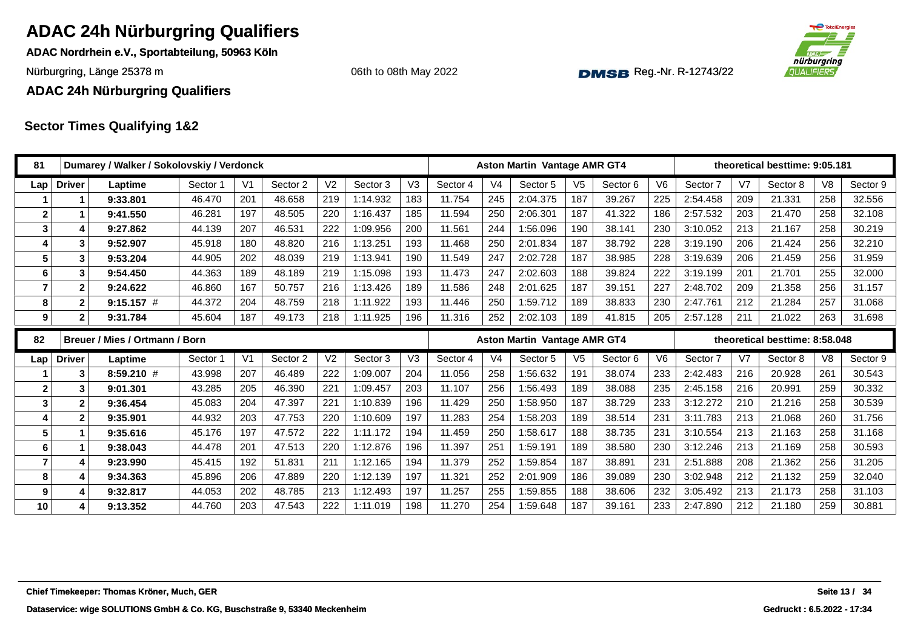# ADAC 24h Nürburgring Qualifiers

**ADAC Nordrhein e.V., Sportabteilung, 50963 Köln**

Nürburgring, Länge 25378 m

06th to 08th May 2022

Reg.-Nr. R-12743/22

**ADAC 24h Nürburgring Qualifiers**

## Sector Times Qualifying 1&2

| 81 | Dumarey / Walker / Sokolovskiy / Verdonck | | | | | | | | Aston Martin Vantage AMR GT4 | | | | | | theoretical besttime: 9:05.181 | | | | |
|---|---|---|---|---|---|---|---|---|---|---|---|---|---|---|---|---|---|---|---|
| **Lap** | **Driver** | **Laptime** | Sector 1 | V1 | Sector 2 | V2 | Sector 3 | V3 | Sector 4 | V4 | Sector 5 | V5 | Sector 6 | V6 | Sector 7 | V7 | Sector 8 | V8 | Sector 9 |
| 1 | 1 | 9:33.801 | 46.470 | 201 | 48.658 | 219 | 1:14.932 | 183 | 11.754 | 245 | 2:04.375 | 187 | 39.267 | 225 | 2:54.458 | 209 | 21.331 | 258 | 32.556 |
| 2 | 1 | 9:41.550 | 46.281 | 197 | 48.505 | 220 | 1:16.437 | 185 | 11.594 | 250 | 2:06.301 | 187 | 41.322 | 186 | 2:57.532 | 203 | 21.470 | 258 | 32.108 |
| 3 | 4 | 9:27.862 | 44.139 | 207 | 46.531 | 222 | 1:09.956 | 200 | 11.561 | 244 | 1:56.096 | 190 | 38.141 | 230 | 3:10.052 | 213 | 21.167 | 258 | 30.219 |
| 4 | 3 | 9:52.907 | 45.918 | 180 | 48.820 | 216 | 1:13.251 | 193 | 11.468 | 250 | 2:01.834 | 187 | 38.792 | 228 | 3:19.190 | 206 | 21.424 | 256 | 32.210 |
| 5 | 3 | 9:53.204 | 44.905 | 202 | 48.039 | 219 | 1:13.941 | 190 | 11.549 | 247 | 2:02.728 | 187 | 38.985 | 228 | 3:19.639 | 206 | 21.459 | 256 | 31.959 |
| 6 | 3 | 9:54.450 | 44.363 | 189 | 48.189 | 219 | 1:15.098 | 193 | 11.473 | 247 | 2:02.603 | 188 | 39.824 | 222 | 3:19.199 | 201 | 21.701 | 255 | 32.000 |
| 7 | 2 | 9:24.622 | 46.860 | 167 | 50.757 | 216 | 1:13.426 | 189 | 11.586 | 248 | 2:01.625 | 187 | 39.151 | 227 | 2:48.702 | 209 | 21.358 | 256 | 31.157 |
| 8 | 2 | 9:15.157 # | 44.372 | 204 | 48.759 | 218 | 1:11.922 | 193 | 11.446 | 250 | 1:59.712 | 189 | 38.833 | 230 | 2:47.761 | 212 | 21.284 | 257 | 31.068 |
| 9 | 2 | 9:31.784 | 45.604 | 187 | 49.173 | 218 | 1:11.925 | 196 | 11.316 | 252 | 2:02.103 | 189 | 41.815 | 205 | 2:57.128 | 211 | 21.022 | 263 | 31.698 |

| 82 | Breuer / Mies / Ortmann / Born | | | | | | | | Aston Martin Vantage AMR GT4 | | | | | | theoretical besttime: 8:58.048 | | | | |
|---|---|---|---|---|---|---|---|---|---|---|---|---|---|---|---|---|---|---|---|
| **Lap** | **Driver** | **Laptime** | Sector 1 | V1 | Sector 2 | V2 | Sector 3 | V3 | Sector 4 | V4 | Sector 5 | V5 | Sector 6 | V6 | Sector 7 | V7 | Sector 8 | V8 | Sector 9 |
| 1 | 3 | 8:59.210 # | 43.998 | 207 | 46.489 | 222 | 1:09.007 | 204 | 11.056 | 258 | 1:56.632 | 191 | 38.074 | 233 | 2:42.483 | 216 | 20.928 | 261 | 30.543 |
| 2 | 3 | 9:01.301 | 43.285 | 205 | 46.390 | 221 | 1:09.457 | 203 | 11.107 | 256 | 1:56.493 | 189 | 38.088 | 235 | 2:45.158 | 216 | 20.991 | 259 | 30.332 |
| 3 | 2 | 9:36.454 | 45.083 | 204 | 47.397 | 221 | 1:10.839 | 196 | 11.429 | 250 | 1:58.950 | 187 | 38.729 | 233 | 3:12.272 | 210 | 21.216 | 258 | 30.539 |
| 4 | 2 | 9:35.901 | 44.932 | 203 | 47.753 | 220 | 1:10.609 | 197 | 11.283 | 254 | 1:58.203 | 189 | 38.514 | 231 | 3:11.783 | 213 | 21.068 | 260 | 31.756 |
| 5 | 1 | 9:35.616 | 45.176 | 197 | 47.572 | 222 | 1:11.172 | 194 | 11.459 | 250 | 1:58.617 | 188 | 38.735 | 231 | 3:10.554 | 213 | 21.163 | 258 | 31.168 |
| 6 | 1 | 9:38.043 | 44.478 | 201 | 47.513 | 220 | 1:12.876 | 196 | 11.397 | 251 | 1:59.191 | 189 | 38.580 | 230 | 3:12.246 | 213 | 21.169 | 258 | 30.593 |
| 7 | 4 | 9:23.990 | 45.415 | 192 | 51.831 | 211 | 1:12.165 | 194 | 11.379 | 252 | 1:59.854 | 187 | 38.891 | 231 | 2:51.888 | 208 | 21.362 | 256 | 31.205 |
| 8 | 4 | 9:34.363 | 45.896 | 206 | 47.889 | 220 | 1:12.139 | 197 | 11.321 | 252 | 2:01.909 | 186 | 39.089 | 230 | 3:02.948 | 212 | 21.132 | 259 | 32.040 |
| 9 | 4 | 9:32.817 | 44.053 | 202 | 48.785 | 213 | 1:12.493 | 197 | 11.257 | 255 | 1:59.855 | 188 | 38.606 | 232 | 3:05.492 | 213 | 21.173 | 258 | 31.103 |
| 10 | 4 | 9:13.352 | 44.760 | 203 | 47.543 | 222 | 1:11.019 | 198 | 11.270 | 254 | 1:59.648 | 187 | 39.161 | 233 | 2:47.890 | 212 | 21.180 | 259 | 30.881 |

**Chief Timekeeper: Thomas Kröner, Much, GER**

**Dataservice: wige SOLUTIONS GmbH & Co. KG, Buschstraße 9, 53340 Meckenheim**

**Gedruckt : 6.5.2022 - 17:34**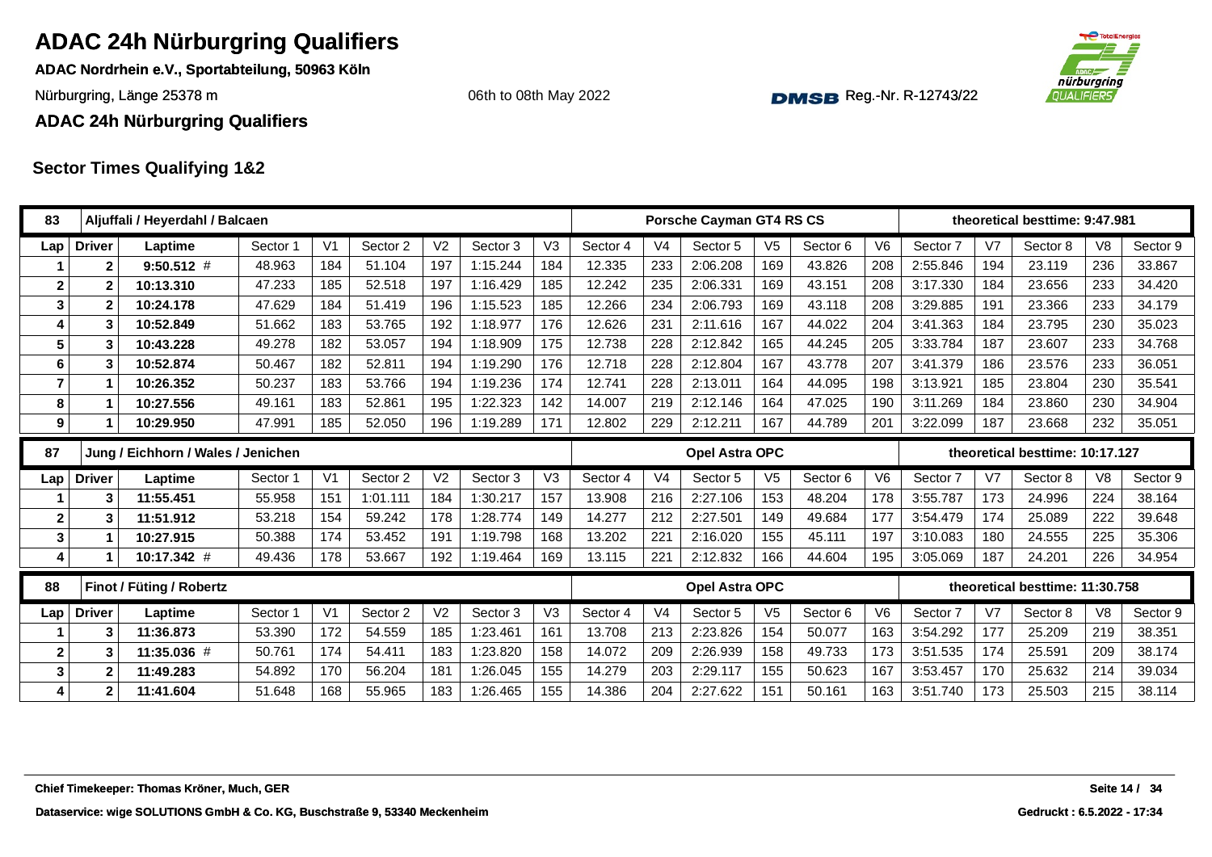# ADAC 24h Nürburgring Qualifiers

**ADAC Nordrhein e.V., Sportabteilung, 50963 Köln**

Nürburgring, Länge 25378 m

06th to 08th May 2022

DMSB Reg.-Nr. R-12743/22

**ADAC 24h Nürburgring Qualifiers**

## Sector Times Qualifying 1&2

| 83 | Aljuffali / Heyerdahl / Balcaen | | | | | | | | Porsche Cayman GT4 RS CS | | | | | | theoretical besttime: 9:47.981 | | | | |
|---|---|---|---|---|---|---|---|---|---|---|---|---|---|---|---|---|---|---|---|
| Lap | Driver | Laptime | Sector 1 | V1 | Sector 2 | V2 | Sector 3 | V3 | Sector 4 | V4 | Sector 5 | V5 | Sector 6 | V6 | Sector 7 | V7 | Sector 8 | V8 | Sector 9 |
| 1 | 2 | **9:50.512** # | 48.963 | 184 | 51.104 | 197 | 1:15.244 | 184 | 12.335 | 233 | 2:06.208 | 169 | 43.826 | 208 | 2:55.846 | 194 | 23.119 | 236 | 33.867 |
| 2 | 2 | **10:13.310** | 47.233 | 185 | 52.518 | 197 | 1:16.429 | 185 | 12.242 | 235 | 2:06.331 | 169 | 43.151 | 208 | 3:17.330 | 184 | 23.656 | 233 | 34.420 |
| 3 | 2 | **10:24.178** | 47.629 | 184 | 51.419 | 196 | 1:15.523 | 185 | 12.266 | 234 | 2:06.793 | 169 | 43.118 | 208 | 3:29.885 | 191 | 23.366 | 233 | 34.179 |
| 4 | 3 | **10:52.849** | 51.662 | 183 | 53.765 | 192 | 1:18.977 | 176 | 12.626 | 231 | 2:11.616 | 167 | 44.022 | 204 | 3:41.363 | 184 | 23.795 | 230 | 35.023 |
| 5 | 3 | **10:43.228** | 49.278 | 182 | 53.057 | 194 | 1:18.909 | 175 | 12.738 | 228 | 2:12.842 | 165 | 44.245 | 205 | 3:33.784 | 187 | 23.607 | 233 | 34.768 |
| 6 | 3 | **10:52.874** | 50.467 | 182 | 52.811 | 194 | 1:19.290 | 176 | 12.718 | 228 | 2:12.804 | 167 | 43.778 | 207 | 3:41.379 | 186 | 23.576 | 233 | 36.051 |
| 7 | 1 | **10:26.352** | 50.237 | 183 | 53.766 | 194 | 1:19.236 | 174 | 12.741 | 228 | 2:13.011 | 164 | 44.095 | 198 | 3:13.921 | 185 | 23.804 | 230 | 35.541 |
| 8 | 1 | **10:27.556** | 49.161 | 183 | 52.861 | 195 | 1:22.323 | 142 | 14.007 | 219 | 2:12.146 | 164 | 47.025 | 190 | 3:11.269 | 184 | 23.860 | 230 | 34.904 |
| 9 | 1 | **10:29.950** | 47.991 | 185 | 52.050 | 196 | 1:19.289 | 171 | 12.802 | 229 | 2:12.211 | 167 | 44.789 | 201 | 3:22.099 | 187 | 23.668 | 232 | 35.051 |

| 87 | Jung / Eichhorn / Wales / Jenichen | | | | | | | | Opel Astra OPC | | | | | | theoretical besttime: 10:17.127 | | | | |
|---|---|---|---|---|---|---|---|---|---|---|---|---|---|---|---|---|---|---|---|
| Lap | Driver | Laptime | Sector 1 | V1 | Sector 2 | V2 | Sector 3 | V3 | Sector 4 | V4 | Sector 5 | V5 | Sector 6 | V6 | Sector 7 | V7 | Sector 8 | V8 | Sector 9 |
| 1 | 3 | **11:55.451** | 55.958 | 151 | 1:01.111 | 184 | 1:30.217 | 157 | 13.908 | 216 | 2:27.106 | 153 | 48.204 | 178 | 3:55.787 | 173 | 24.996 | 224 | 38.164 |
| 2 | 3 | **11:51.912** | 53.218 | 154 | 59.242 | 178 | 1:28.774 | 149 | 14.277 | 212 | 2:27.501 | 149 | 49.684 | 177 | 3:54.479 | 174 | 25.089 | 222 | 39.648 |
| 3 | 1 | **10:27.915** | 50.388 | 174 | 53.452 | 191 | 1:19.798 | 168 | 13.202 | 221 | 2:16.020 | 155 | 45.111 | 197 | 3:10.083 | 180 | 24.555 | 225 | 35.306 |
| 4 | 1 | **10:17.342** # | 49.436 | 178 | 53.667 | 192 | 1:19.464 | 169 | 13.115 | 221 | 2:12.832 | 166 | 44.604 | 195 | 3:05.069 | 187 | 24.201 | 226 | 34.954 |

| 88 | Finot / Füting / Robertz | | | | | | | | Opel Astra OPC | | | | | | theoretical besttime: 11:30.758 | | | | |
|---|---|---|---|---|---|---|---|---|---|---|---|---|---|---|---|---|---|---|---|
| Lap | Driver | Laptime | Sector 1 | V1 | Sector 2 | V2 | Sector 3 | V3 | Sector 4 | V4 | Sector 5 | V5 | Sector 6 | V6 | Sector 7 | V7 | Sector 8 | V8 | Sector 9 |
| 1 | 3 | **11:36.873** | 53.390 | 172 | 54.559 | 185 | 1:23.461 | 161 | 13.708 | 213 | 2:23.826 | 154 | 50.077 | 163 | 3:54.292 | 177 | 25.209 | 219 | 38.351 |
| 2 | 3 | **11:35.036** # | 50.761 | 174 | 54.411 | 183 | 1:23.820 | 158 | 14.072 | 209 | 2:26.939 | 158 | 49.733 | 173 | 3:51.535 | 174 | 25.591 | 209 | 38.174 |
| 3 | 2 | **11:49.283** | 54.892 | 170 | 56.204 | 181 | 1:26.045 | 155 | 14.279 | 203 | 2:29.117 | 155 | 50.623 | 167 | 3:53.457 | 170 | 25.632 | 214 | 39.034 |
| 4 | 2 | **11:41.604** | 51.648 | 168 | 55.965 | 183 | 1:26.465 | 155 | 14.386 | 204 | 2:27.622 | 151 | 50.161 | 163 | 3:51.740 | 173 | 25.503 | 215 | 38.114 |

**Chief Timekeeper: Thomas Kröner, Much, GER**

**Dataservice: wige SOLUTIONS GmbH & Co. KG, Buschstraße 9, 53340 Meckenheim**

**Gedruckt : 6.5.2022 - 17:34**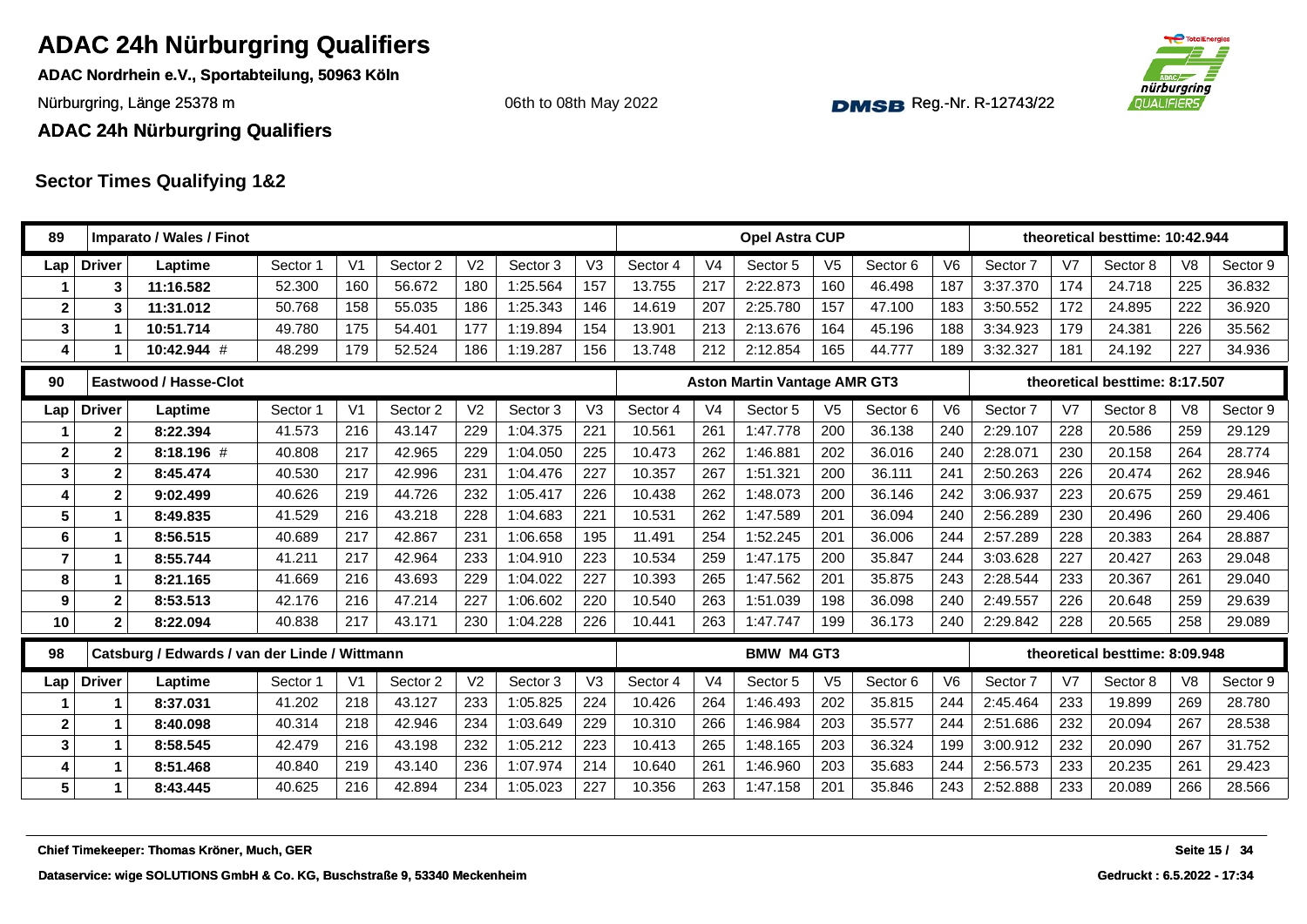# ADAC 24h Nürburgring Qualifiers

**ADAC Nordrhein e.V., Sportabteilung, 50963 Köln**

Nürburgring, Länge 25378 m

06th to 08th May 2022

Reg.-Nr. R-12743/22

**ADAC 24h Nürburgring Qualifiers**

## Sector Times Qualifying 1&2

| 89 | Imparato / Wales / Finot | | | | | | | | Opel Astra CUP | | | | | | theoretical besttime: 10:42.944 | | | | | |
|---|---|---|---|---|---|---|---|---|---|---|---|---|---|---|---|---|---|---|---|---|
| Lap | Driver | Laptime | Sector 1 | V1 | Sector 2 | V2 | Sector 3 | V3 | Sector 4 | V4 | Sector 5 | V5 | Sector 6 | V6 | Sector 7 | V7 | Sector 8 | V8 | Sector 9 |
| 1 | 3 | 11:16.582 | 52.300 | 160 | 56.672 | 180 | 1:25.564 | 157 | 13.755 | 217 | 2:22.873 | 160 | 46.498 | 187 | 3:37.370 | 174 | 24.718 | 225 | 36.832 |
| 2 | 3 | 11:31.012 | 50.768 | 158 | 55.035 | 186 | 1:25.343 | 146 | 14.619 | 207 | 2:25.780 | 157 | 47.100 | 183 | 3:50.552 | 172 | 24.895 | 222 | 36.920 |
| 3 | 1 | 10:51.714 | 49.780 | 175 | 54.401 | 177 | 1:19.894 | 154 | 13.901 | 213 | 2:13.676 | 164 | 45.196 | 188 | 3:34.923 | 179 | 24.381 | 226 | 35.562 |
| 4 | 1 | 10:42.944 # | 48.299 | 179 | 52.524 | 186 | 1:19.287 | 156 | 13.748 | 212 | 2:12.854 | 165 | 44.777 | 189 | 3:32.327 | 181 | 24.192 | 227 | 34.936 |

| 90 | Eastwood / Hasse-Clot | | | | | | | | Aston Martin Vantage AMR GT3 | | | | | | theoretical besttime: 8:17.507 | | | | | |
|---|---|---|---|---|---|---|---|---|---|---|---|---|---|---|---|---|---|---|---|---|
| Lap | Driver | Laptime | Sector 1 | V1 | Sector 2 | V2 | Sector 3 | V3 | Sector 4 | V4 | Sector 5 | V5 | Sector 6 | V6 | Sector 7 | V7 | Sector 8 | V8 | Sector 9 |
| 1 | 2 | 8:22.394 | 41.573 | 216 | 43.147 | 229 | 1:04.375 | 221 | 10.561 | 261 | 1:47.778 | 200 | 36.138 | 240 | 2:29.107 | 228 | 20.586 | 259 | 29.129 |
| 2 | 2 | 8:18.196 # | 40.808 | 217 | 42.965 | 229 | 1:04.050 | 225 | 10.473 | 262 | 1:46.881 | 202 | 36.016 | 240 | 2:28.071 | 230 | 20.158 | 264 | 28.774 |
| 3 | 2 | 8:45.474 | 40.530 | 217 | 42.996 | 231 | 1:04.476 | 227 | 10.357 | 267 | 1:51.321 | 200 | 36.111 | 241 | 2:50.263 | 226 | 20.474 | 262 | 28.946 |
| 4 | 2 | 9:02.499 | 40.626 | 219 | 44.726 | 232 | 1:05.417 | 226 | 10.438 | 262 | 1:48.073 | 200 | 36.146 | 242 | 3:06.937 | 223 | 20.675 | 259 | 29.461 |
| 5 | 1 | 8:49.835 | 41.529 | 216 | 43.218 | 228 | 1:04.683 | 221 | 10.531 | 262 | 1:47.589 | 201 | 36.094 | 240 | 2:56.289 | 230 | 20.496 | 260 | 29.406 |
| 6 | 1 | 8:56.515 | 40.689 | 217 | 42.867 | 231 | 1:06.658 | 195 | 11.491 | 254 | 1:52.245 | 201 | 36.006 | 244 | 2:57.289 | 228 | 20.383 | 264 | 28.887 |
| 7 | 1 | 8:55.744 | 41.211 | 217 | 42.964 | 233 | 1:04.910 | 223 | 10.534 | 259 | 1:47.175 | 200 | 35.847 | 244 | 3:03.628 | 227 | 20.427 | 263 | 29.048 |
| 8 | 1 | 8:21.165 | 41.669 | 216 | 43.693 | 229 | 1:04.022 | 227 | 10.393 | 265 | 1:47.562 | 201 | 35.875 | 243 | 2:28.544 | 233 | 20.367 | 261 | 29.040 |
| 9 | 2 | 8:53.513 | 42.176 | 216 | 47.214 | 227 | 1:06.602 | 220 | 10.540 | 263 | 1:51.039 | 198 | 36.098 | 240 | 2:49.557 | 226 | 20.648 | 259 | 29.639 |
| 10 | 2 | 8:22.094 | 40.838 | 217 | 43.171 | 230 | 1:04.228 | 226 | 10.441 | 263 | 1:47.747 | 199 | 36.173 | 240 | 2:29.842 | 228 | 20.565 | 258 | 29.089 |

| 98 | Catsburg / Edwards / van der Linde / Wittmann | | | | | | | | BMW M4 GT3 | | | | | | theoretical besttime: 8:09.948 | | | | | |
|---|---|---|---|---|---|---|---|---|---|---|---|---|---|---|---|---|---|---|---|---|
| Lap | Driver | Laptime | Sector 1 | V1 | Sector 2 | V2 | Sector 3 | V3 | Sector 4 | V4 | Sector 5 | V5 | Sector 6 | V6 | Sector 7 | V7 | Sector 8 | V8 | Sector 9 |
| 1 | 1 | 8:37.031 | 41.202 | 218 | 43.127 | 233 | 1:05.825 | 224 | 10.426 | 264 | 1:46.493 | 202 | 35.815 | 244 | 2:45.464 | 233 | 19.899 | 269 | 28.780 |
| 2 | 1 | 8:40.098 | 40.314 | 218 | 42.946 | 234 | 1:03.649 | 229 | 10.310 | 266 | 1:46.984 | 203 | 35.577 | 244 | 2:51.686 | 232 | 20.094 | 267 | 28.538 |
| 3 | 1 | 8:58.545 | 42.479 | 216 | 43.198 | 232 | 1:05.212 | 223 | 10.413 | 265 | 1:48.165 | 203 | 36.324 | 199 | 3:00.912 | 232 | 20.090 | 267 | 31.752 |
| 4 | 1 | 8:51.468 | 40.840 | 219 | 43.140 | 236 | 1:07.974 | 214 | 10.640 | 261 | 1:46.960 | 203 | 35.683 | 244 | 2:56.573 | 233 | 20.235 | 261 | 29.423 |
| 5 | 1 | 8:43.445 | 40.625 | 216 | 42.894 | 234 | 1:05.023 | 227 | 10.356 | 263 | 1:47.158 | 201 | 35.846 | 243 | 2:52.888 | 233 | 20.089 | 266 | 28.566 |

**Chief Timekeeper: Thomas Kröner, Much, GER**

**Dataservice: wige SOLUTIONS GmbH & Co. KG, Buschstraße 9, 53340 Meckenheim**

**Gedruckt : 6.5.2022 - 17:34**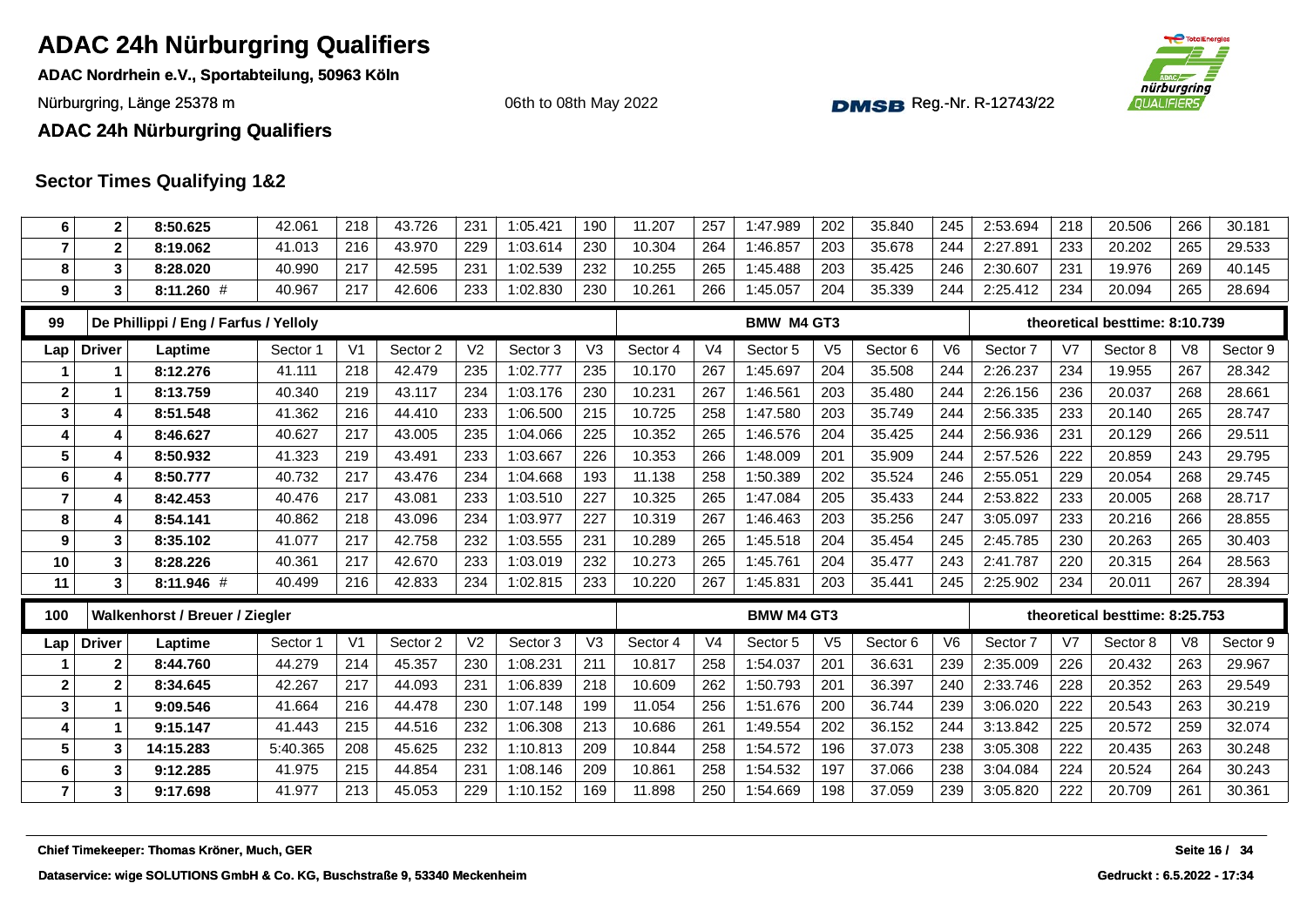# ADAC 24h Nürburgring Qualifiers

**ADAC Nordrhein e.V., Sportabteilung, 50963 Köln**

Nürburgring, Länge 25378 m

06th to 08th May 2022

DMSB Reg.-Nr. R-12743/22

**ADAC 24h Nürburgring Qualifiers**

## Sector Times Qualifying 1&2

| Lap | Driver | Laptime | Sector 1 | V1 | Sector 2 | V2 | Sector 3 | V3 | Sector 4 | V4 | Sector 5 | V5 | Sector 6 | V6 | Sector 7 | V7 | Sector 8 | V8 | Sector 9 |
|---|---|---|---|---|---|---|---|---|---|---|---|---|---|---|---|---|---|---|---|
| 6 | 2 | 8:50.625 | 42.061 | 218 | 43.726 | 231 | 1:05.421 | 190 | 11.207 | 257 | 1:47.989 | 202 | 35.840 | 245 | 2:53.694 | 218 | 20.506 | 266 | 30.181 |
| 7 | 2 | 8:19.062 | 41.013 | 216 | 43.970 | 229 | 1:03.614 | 230 | 10.304 | 264 | 1:46.857 | 203 | 35.678 | 244 | 2:27.891 | 233 | 20.202 | 265 | 29.533 |
| 8 | 3 | 8:28.020 | 40.990 | 217 | 42.595 | 231 | 1:02.539 | 232 | 10.255 | 265 | 1:45.488 | 203 | 35.425 | 246 | 2:30.607 | 231 | 19.976 | 269 | 40.145 |
| 9 | 3 | 8:11.260 # | 40.967 | 217 | 42.606 | 233 | 1:02.830 | 230 | 10.261 | 266 | 1:45.057 | 204 | 35.339 | 244 | 2:25.412 | 234 | 20.094 | 265 | 28.694 |

| 99 | De Phillippi / Eng / Farfus / Yelloly | | | | | | | | | | BMW M4 GT3 | | | | | | theoretical besttime: 8:10.739 | | |
|---|---|---|---|---|---|---|---|---|---|---|---|---|---|---|---|---|---|---|---|
| **Lap** | **Driver** | **Laptime** | **Sector 1** | **V1** | **Sector 2** | **V2** | **Sector 3** | **V3** | **Sector 4** | **V4** | **Sector 5** | **V5** | **Sector 6** | **V6** | **Sector 7** | **V7** | **Sector 8** | **V8** | **Sector 9** |
| 1 | 1 | 8:12.276 | 41.111 | 218 | 42.479 | 235 | 1:02.777 | 235 | 10.170 | 267 | 1:45.697 | 204 | 35.508 | 244 | 2:26.237 | 234 | 19.955 | 267 | 28.342 |
| 2 | 1 | 8:13.759 | 40.340 | 219 | 43.117 | 234 | 1:03.176 | 230 | 10.231 | 267 | 1:46.561 | 203 | 35.480 | 244 | 2:26.156 | 236 | 20.037 | 268 | 28.661 |
| 3 | 4 | 8:51.548 | 41.362 | 216 | 44.410 | 233 | 1:06.500 | 215 | 10.725 | 258 | 1:47.580 | 203 | 35.749 | 244 | 2:56.335 | 233 | 20.140 | 265 | 28.747 |
| 4 | 4 | 8:46.627 | 40.627 | 217 | 43.005 | 235 | 1:04.066 | 225 | 10.352 | 265 | 1:46.576 | 204 | 35.425 | 244 | 2:56.936 | 231 | 20.129 | 266 | 29.511 |
| 5 | 4 | 8:50.932 | 41.323 | 219 | 43.491 | 233 | 1:03.667 | 226 | 10.353 | 266 | 1:48.009 | 201 | 35.909 | 244 | 2:57.526 | 222 | 20.859 | 243 | 29.795 |
| 6 | 4 | 8:50.777 | 40.732 | 217 | 43.476 | 234 | 1:04.668 | 193 | 11.138 | 258 | 1:50.389 | 202 | 35.524 | 246 | 2:55.051 | 229 | 20.054 | 268 | 29.745 |
| 7 | 4 | 8:42.453 | 40.476 | 217 | 43.081 | 233 | 1:03.510 | 227 | 10.325 | 265 | 1:47.084 | 205 | 35.433 | 244 | 2:53.822 | 233 | 20.005 | 268 | 28.717 |
| 8 | 4 | 8:54.141 | 40.862 | 218 | 43.096 | 234 | 1:03.977 | 227 | 10.319 | 267 | 1:46.463 | 203 | 35.256 | 247 | 3:05.097 | 233 | 20.216 | 266 | 28.855 |
| 9 | 3 | 8:35.102 | 41.077 | 217 | 42.758 | 232 | 1:03.555 | 231 | 10.289 | 265 | 1:45.518 | 204 | 35.454 | 245 | 2:45.785 | 230 | 20.263 | 265 | 30.403 |
| 10 | 3 | 8:28.226 | 40.361 | 217 | 42.670 | 233 | 1:03.019 | 232 | 10.273 | 265 | 1:45.761 | 204 | 35.477 | 243 | 2:41.787 | 220 | 20.315 | 264 | 28.563 |
| 11 | 3 | 8:11.946 # | 40.499 | 216 | 42.833 | 234 | 1:02.815 | 233 | 10.220 | 267 | 1:45.831 | 203 | 35.441 | 245 | 2:25.902 | 234 | 20.011 | 267 | 28.394 |

| 100 | Walkenhorst / Breuer / Ziegler | | | | | | | | | | BMW M4 GT3 | | | | | | theoretical besttime: 8:25.753 | | |
|---|---|---|---|---|---|---|---|---|---|---|---|---|---|---|---|---|---|---|---|
| **Lap** | **Driver** | **Laptime** | **Sector 1** | **V1** | **Sector 2** | **V2** | **Sector 3** | **V3** | **Sector 4** | **V4** | **Sector 5** | **V5** | **Sector 6** | **V6** | **Sector 7** | **V7** | **Sector 8** | **V8** | **Sector 9** |
| 1 | 2 | 8:44.760 | 44.279 | 214 | 45.357 | 230 | 1:08.231 | 211 | 10.817 | 258 | 1:54.037 | 201 | 36.631 | 239 | 2:35.009 | 226 | 20.432 | 263 | 29.967 |
| 2 | 2 | 8:34.645 | 42.267 | 217 | 44.093 | 231 | 1:06.839 | 218 | 10.609 | 262 | 1:50.793 | 201 | 36.397 | 240 | 2:33.746 | 228 | 20.352 | 263 | 29.549 |
| 3 | 1 | 9:09.546 | 41.664 | 216 | 44.478 | 230 | 1:07.148 | 199 | 11.054 | 256 | 1:51.676 | 200 | 36.744 | 239 | 3:06.020 | 222 | 20.543 | 263 | 30.219 |
| 4 | 1 | 9:15.147 | 41.443 | 215 | 44.516 | 232 | 1:06.308 | 213 | 10.686 | 261 | 1:49.554 | 202 | 36.152 | 244 | 3:13.842 | 225 | 20.572 | 259 | 32.074 |
| 5 | 3 | 14:15.283 | 5:40.365 | 208 | 45.625 | 232 | 1:10.813 | 209 | 10.844 | 258 | 1:54.572 | 196 | 37.073 | 238 | 3:05.308 | 222 | 20.435 | 263 | 30.248 |
| 6 | 3 | 9:12.285 | 41.975 | 215 | 44.854 | 231 | 1:08.146 | 209 | 10.861 | 258 | 1:54.532 | 197 | 37.066 | 238 | 3:04.084 | 224 | 20.524 | 264 | 30.243 |
| 7 | 3 | 9:17.698 | 41.977 | 213 | 45.053 | 229 | 1:10.152 | 169 | 11.898 | 250 | 1:54.669 | 198 | 37.059 | 239 | 3:05.820 | 222 | 20.709 | 261 | 30.361 |

**Chief Timekeeper: Thomas Kröner, Much, GER**

**Dataservice: wige SOLUTIONS GmbH & Co. KG, Buschstraße 9, 53340 Meckenheim**

**Gedruckt : 6.5.2022 - 17:34**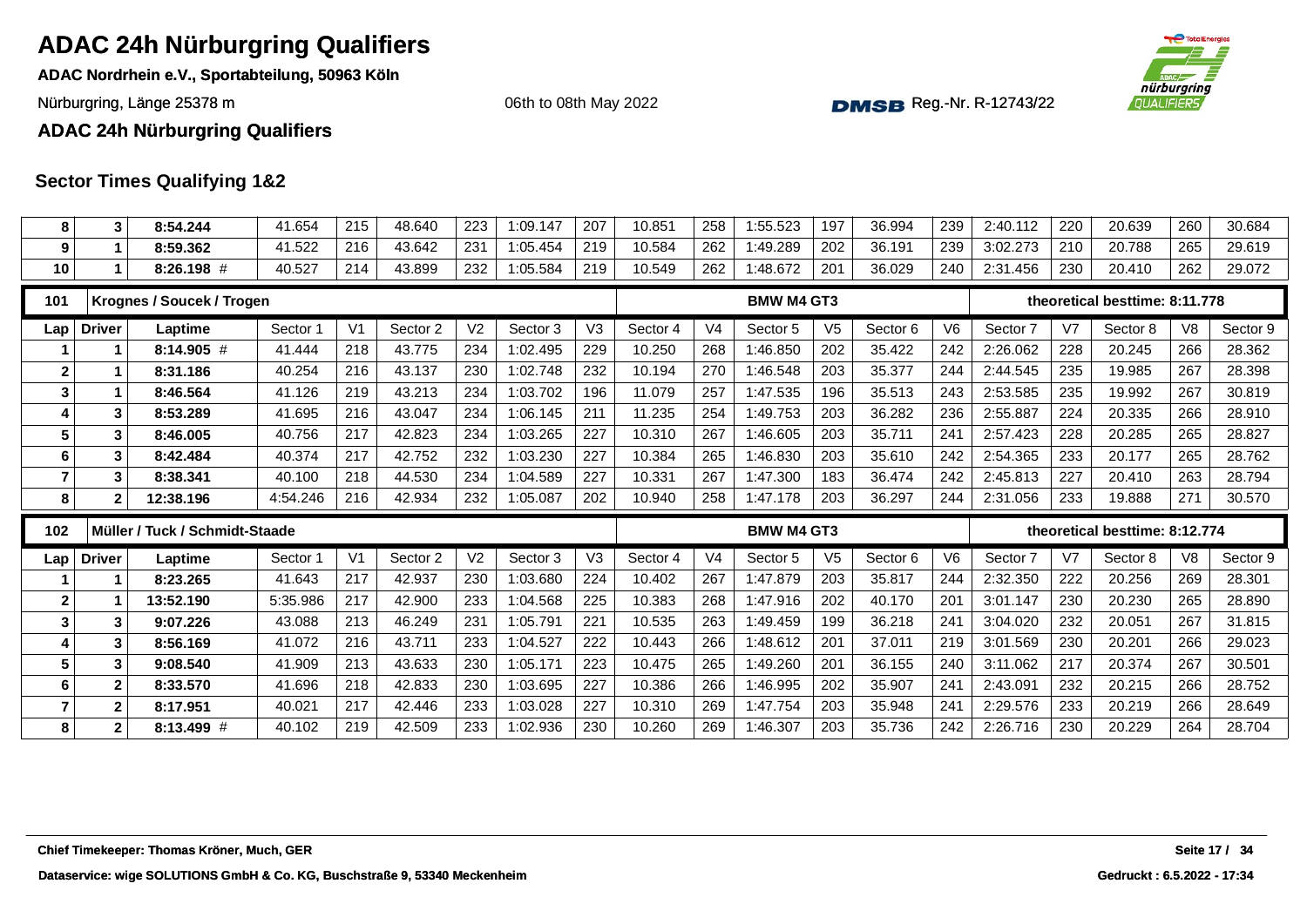# ADAC 24h Nürburgring Qualifiers

**ADAC Nordrhein e.V., Sportabteilung, 50963 Köln**

Nürburgring, Länge 25378 m

06th to 08th May 2022

Reg.-Nr. R-12743/22

**ADAC 24h Nürburgring Qualifiers**

## Sector Times Qualifying 1&2

| Lap | Driver | Laptime | Sector 1 | V1 | Sector 2 | V2 | Sector 3 | V3 | Sector 4 | V4 | Sector 5 | V5 | Sector 6 | V6 | Sector 7 | V7 | Sector 8 | V8 | Sector 9 |
|---|---|---|---|---|---|---|---|---|---|---|---|---|---|---|---|---|---|---|---|
| 8 | 3 | 8:54.244 | 41.654 | 215 | 48.640 | 223 | 1:09.147 | 207 | 10.851 | 258 | 1:55.523 | 197 | 36.994 | 239 | 2:40.112 | 220 | 20.639 | 260 | 30.684 |
| 9 | 1 | 8:59.362 | 41.522 | 216 | 43.642 | 231 | 1:05.454 | 219 | 10.584 | 262 | 1:49.289 | 202 | 36.191 | 239 | 3:02.273 | 210 | 20.788 | 265 | 29.619 |
| 10 | 1 | 8:26.198 # | 40.527 | 214 | 43.899 | 232 | 1:05.584 | 219 | 10.549 | 262 | 1:48.672 | 201 | 36.029 | 240 | 2:31.456 | 230 | 20.410 | 262 | 29.072 |

**101 — Krognes / Soucek / Trogen — BMW M4 GT3 — theoretical besttime: 8:11.778**

| Lap | Driver | Laptime | Sector 1 | V1 | Sector 2 | V2 | Sector 3 | V3 | Sector 4 | V4 | Sector 5 | V5 | Sector 6 | V6 | Sector 7 | V7 | Sector 8 | V8 | Sector 9 |
|---|---|---|---|---|---|---|---|---|---|---|---|---|---|---|---|---|---|---|---|
| 1 | 1 | 8:14.905 # | 41.444 | 218 | 43.775 | 234 | 1:02.495 | 229 | 10.250 | 268 | 1:46.850 | 202 | 35.422 | 242 | 2:26.062 | 228 | 20.245 | 266 | 28.362 |
| 2 | 1 | 8:31.186 | 40.254 | 216 | 43.137 | 230 | 1:02.748 | 232 | 10.194 | 270 | 1:46.548 | 203 | 35.377 | 244 | 2:44.545 | 235 | 19.985 | 267 | 28.398 |
| 3 | 1 | 8:46.564 | 41.126 | 219 | 43.213 | 234 | 1:03.702 | 196 | 11.079 | 257 | 1:47.535 | 196 | 35.513 | 243 | 2:53.585 | 235 | 19.992 | 267 | 30.819 |
| 4 | 3 | 8:53.289 | 41.695 | 216 | 43.047 | 234 | 1:06.145 | 211 | 11.235 | 254 | 1:49.753 | 203 | 36.282 | 236 | 2:55.887 | 224 | 20.335 | 266 | 28.910 |
| 5 | 3 | 8:46.005 | 40.756 | 217 | 42.823 | 234 | 1:03.265 | 227 | 10.310 | 267 | 1:46.605 | 203 | 35.711 | 241 | 2:57.423 | 228 | 20.285 | 265 | 28.827 |
| 6 | 3 | 8:42.484 | 40.374 | 217 | 42.752 | 232 | 1:03.230 | 227 | 10.384 | 265 | 1:46.830 | 203 | 35.610 | 242 | 2:54.365 | 233 | 20.177 | 265 | 28.762 |
| 7 | 3 | 8:38.341 | 40.100 | 218 | 44.530 | 234 | 1:04.589 | 227 | 10.331 | 267 | 1:47.300 | 183 | 36.474 | 242 | 2:45.813 | 227 | 20.410 | 263 | 28.794 |
| 8 | 2 | 12:38.196 | 4:54.246 | 216 | 42.934 | 232 | 1:05.087 | 202 | 10.940 | 258 | 1:47.178 | 203 | 36.297 | 244 | 2:31.056 | 233 | 19.888 | 271 | 30.570 |

**102 — Müller / Tuck / Schmidt-Staade — BMW M4 GT3 — theoretical besttime: 8:12.774**

| Lap | Driver | Laptime | Sector 1 | V1 | Sector 2 | V2 | Sector 3 | V3 | Sector 4 | V4 | Sector 5 | V5 | Sector 6 | V6 | Sector 7 | V7 | Sector 8 | V8 | Sector 9 |
|---|---|---|---|---|---|---|---|---|---|---|---|---|---|---|---|---|---|---|---|
| 1 | 1 | 8:23.265 | 41.643 | 217 | 42.937 | 230 | 1:03.680 | 224 | 10.402 | 267 | 1:47.879 | 203 | 35.817 | 244 | 2:32.350 | 222 | 20.256 | 269 | 28.301 |
| 2 | 1 | 13:52.190 | 5:35.986 | 217 | 42.900 | 233 | 1:04.568 | 225 | 10.383 | 268 | 1:47.916 | 202 | 40.170 | 201 | 3:01.147 | 230 | 20.230 | 265 | 28.890 |
| 3 | 3 | 9:07.226 | 43.088 | 213 | 46.249 | 231 | 1:05.791 | 221 | 10.535 | 263 | 1:49.459 | 199 | 36.218 | 241 | 3:04.020 | 232 | 20.051 | 267 | 31.815 |
| 4 | 3 | 8:56.169 | 41.072 | 216 | 43.711 | 233 | 1:04.527 | 222 | 10.443 | 266 | 1:48.612 | 201 | 37.011 | 219 | 3:01.569 | 230 | 20.201 | 266 | 29.023 |
| 5 | 3 | 9:08.540 | 41.909 | 213 | 43.633 | 230 | 1:05.171 | 223 | 10.475 | 265 | 1:49.260 | 201 | 36.155 | 240 | 3:11.062 | 217 | 20.374 | 267 | 30.501 |
| 6 | 2 | 8:33.570 | 41.696 | 218 | 42.833 | 230 | 1:03.695 | 227 | 10.386 | 266 | 1:46.995 | 202 | 35.907 | 241 | 2:43.091 | 232 | 20.215 | 266 | 28.752 |
| 7 | 2 | 8:17.951 | 40.021 | 217 | 42.446 | 233 | 1:03.028 | 227 | 10.310 | 269 | 1:47.754 | 203 | 35.948 | 241 | 2:29.576 | 233 | 20.219 | 266 | 28.649 |
| 8 | 2 | 8:13.499 # | 40.102 | 219 | 42.509 | 233 | 1:02.936 | 230 | 10.260 | 269 | 1:46.307 | 203 | 35.736 | 242 | 2:26.716 | 230 | 20.229 | 264 | 28.704 |

Chief Timekeeper: Thomas Kröner, Much, GER

Dataservice: wige SOLUTIONS GmbH & Co. KG, Buschstraße 9, 53340 Meckenheim

Gedruckt : 6.5.2022 - 17:34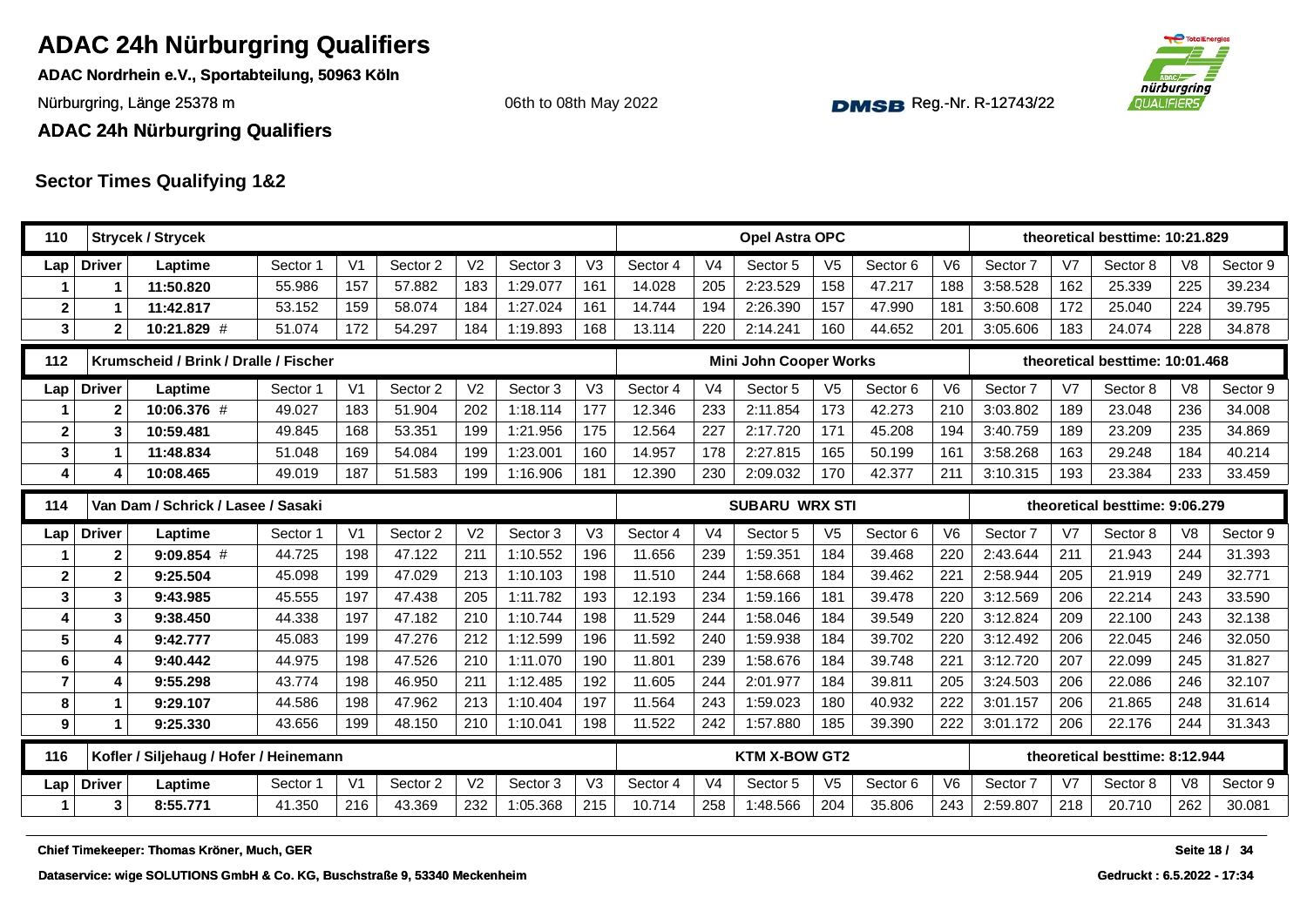# ADAC 24h Nürburgring Qualifiers

**ADAC Nordrhein e.V., Sportabteilung, 50963 Köln**

Nürburgring, Länge 25378 m

06th to 08th May 2022

DMSB Reg.-Nr. R-12743/22

**ADAC 24h Nürburgring Qualifiers**

## Sector Times Qualifying 1&2

| 110 | Strycek / Strycek | | | | | | | | | | Opel Astra OPC | | | | theoretical besttime: 10:21.829 | | | | | |
|---|---|---|---|---|---|---|---|---|---|---|---|---|---|---|---|---|---|---|---|---|
| Lap | Driver | Laptime | Sector 1 | V1 | Sector 2 | V2 | Sector 3 | V3 | Sector 4 | V4 | Sector 5 | V5 | Sector 6 | V6 | Sector 7 | V7 | Sector 8 | V8 | Sector 9 |
| 1 | 1 | **11:50.820** | 55.986 | 157 | 57.882 | 183 | 1:29.077 | 161 | 14.028 | 205 | 2:23.529 | 158 | 47.217 | 188 | 3:58.528 | 162 | 25.339 | 225 | 39.234 |
| 2 | 1 | **11:42.817** | 53.152 | 159 | 58.074 | 184 | 1:27.024 | 161 | 14.744 | 194 | 2:26.390 | 157 | 47.990 | 181 | 3:50.608 | 172 | 25.040 | 224 | 39.795 |
| 3 | 2 | **10:21.829** # | 51.074 | 172 | 54.297 | 184 | 1:19.893 | 168 | 13.114 | 220 | 2:14.241 | 160 | 44.652 | 201 | 3:05.606 | 183 | 24.074 | 228 | 34.878 |

| 112 | Krumscheid / Brink / Dralle / Fischer | | | | | | | | | | Mini John Cooper Works | | | | theoretical besttime: 10:01.468 | | | | | |
|---|---|---|---|---|---|---|---|---|---|---|---|---|---|---|---|---|---|---|---|---|
| Lap | Driver | Laptime | Sector 1 | V1 | Sector 2 | V2 | Sector 3 | V3 | Sector 4 | V4 | Sector 5 | V5 | Sector 6 | V6 | Sector 7 | V7 | Sector 8 | V8 | Sector 9 |
| 1 | 2 | **10:06.376** # | 49.027 | 183 | 51.904 | 202 | 1:18.114 | 177 | 12.346 | 233 | 2:11.854 | 173 | 42.273 | 210 | 3:03.802 | 189 | 23.048 | 236 | 34.008 |
| 2 | 3 | **10:59.481** | 49.845 | 168 | 53.351 | 199 | 1:21.956 | 175 | 12.564 | 227 | 2:17.720 | 171 | 45.208 | 194 | 3:40.759 | 189 | 23.209 | 235 | 34.869 |
| 3 | 1 | **11:48.834** | 51.048 | 169 | 54.084 | 199 | 1:23.001 | 160 | 14.957 | 178 | 2:27.815 | 165 | 50.199 | 161 | 3:58.268 | 163 | 29.248 | 184 | 40.214 |
| 4 | 4 | **10:08.465** | 49.019 | 187 | 51.583 | 199 | 1:16.906 | 181 | 12.390 | 230 | 2:09.032 | 170 | 42.377 | 211 | 3:10.315 | 193 | 23.384 | 233 | 33.459 |

| 114 | Van Dam / Schrick / Lasee / Sasaki | | | | | | | | | | SUBARU WRX STI | | | | theoretical besttime: 9:06.279 | | | | | |
|---|---|---|---|---|---|---|---|---|---|---|---|---|---|---|---|---|---|---|---|---|
| Lap | Driver | Laptime | Sector 1 | V1 | Sector 2 | V2 | Sector 3 | V3 | Sector 4 | V4 | Sector 5 | V5 | Sector 6 | V6 | Sector 7 | V7 | Sector 8 | V8 | Sector 9 |
| 1 | 2 | **9:09.854** # | 44.725 | 198 | 47.122 | 211 | 1:10.552 | 196 | 11.656 | 239 | 1:59.351 | 184 | 39.468 | 220 | 2:43.644 | 211 | 21.943 | 244 | 31.393 |
| 2 | 2 | **9:25.504** | 45.098 | 199 | 47.029 | 213 | 1:10.103 | 198 | 11.510 | 244 | 1:58.668 | 184 | 39.462 | 221 | 2:58.944 | 205 | 21.919 | 249 | 32.771 |
| 3 | 3 | **9:43.985** | 45.555 | 197 | 47.438 | 205 | 1:11.782 | 193 | 12.193 | 234 | 1:59.166 | 181 | 39.478 | 220 | 3:12.569 | 206 | 22.214 | 243 | 33.590 |
| 4 | 3 | **9:38.450** | 44.338 | 197 | 47.182 | 210 | 1:10.744 | 198 | 11.529 | 244 | 1:58.046 | 184 | 39.549 | 220 | 3:12.824 | 209 | 22.100 | 243 | 32.138 |
| 5 | 4 | **9:42.777** | 45.083 | 199 | 47.276 | 212 | 1:12.599 | 196 | 11.592 | 240 | 1:59.938 | 184 | 39.702 | 220 | 3:12.492 | 206 | 22.045 | 246 | 32.050 |
| 6 | 4 | **9:40.442** | 44.975 | 198 | 47.526 | 210 | 1:11.070 | 190 | 11.801 | 239 | 1:58.676 | 184 | 39.748 | 221 | 3:12.720 | 207 | 22.099 | 245 | 31.827 |
| 7 | 4 | **9:55.298** | 43.774 | 198 | 46.950 | 211 | 1:12.485 | 192 | 11.605 | 244 | 2:01.977 | 184 | 39.811 | 205 | 3:24.503 | 206 | 22.086 | 246 | 32.107 |
| 8 | 1 | **9:29.107** | 44.586 | 198 | 47.962 | 213 | 1:10.404 | 197 | 11.564 | 243 | 1:59.023 | 180 | 40.932 | 222 | 3:01.157 | 206 | 21.865 | 248 | 31.614 |
| 9 | 1 | **9:25.330** | 43.656 | 199 | 48.150 | 210 | 1:10.041 | 198 | 11.522 | 242 | 1:57.880 | 185 | 39.390 | 222 | 3:01.172 | 206 | 22.176 | 244 | 31.343 |

| 116 | Kofler / Siljehaug / Hofer / Heinemann | | | | | | | | | | KTM X-BOW GT2 | | | | theoretical besttime: 8:12.944 | | | | | |
|---|---|---|---|---|---|---|---|---|---|---|---|---|---|---|---|---|---|---|---|---|
| Lap | Driver | Laptime | Sector 1 | V1 | Sector 2 | V2 | Sector 3 | V3 | Sector 4 | V4 | Sector 5 | V5 | Sector 6 | V6 | Sector 7 | V7 | Sector 8 | V8 | Sector 9 |
| 1 | 3 | **8:55.771** | 41.350 | 216 | 43.369 | 232 | 1:05.368 | 215 | 10.714 | 258 | 1:48.566 | 204 | 35.806 | 243 | 2:59.807 | 218 | 20.710 | 262 | 30.081 |

**Chief Timekeeper: Thomas Kröner, Much, GER**

**Dataservice: wige SOLUTIONS GmbH & Co. KG, Buschstraße 9, 53340 Meckenheim**

**Gedruckt : 6.5.2022 - 17:34**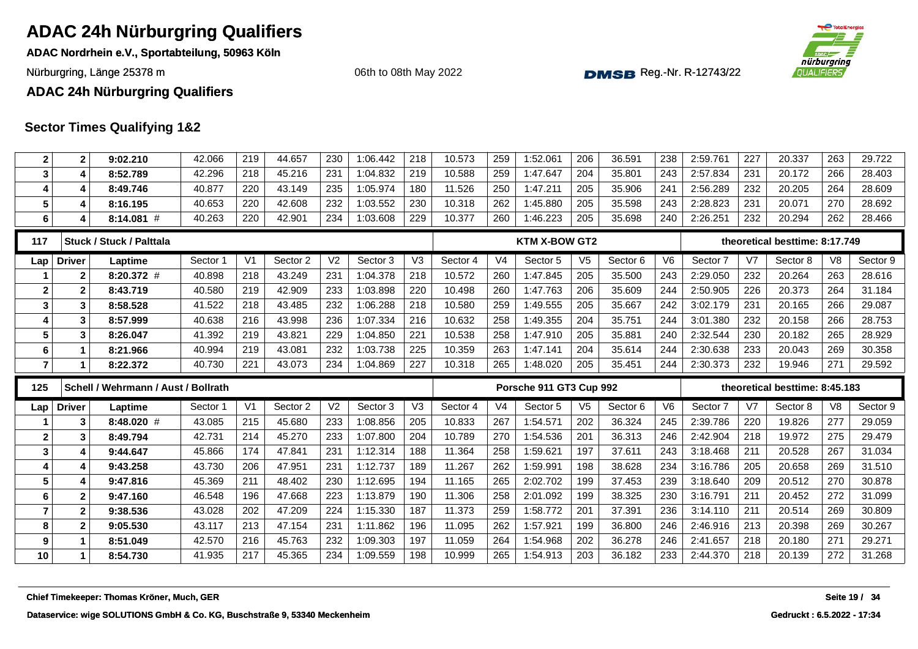# ADAC 24h Nürburgring Qualifiers

**ADAC Nordrhein e.V., Sportabteilung, 50963 Köln**

Nürburgring, Länge 25378 m

06th to 08th May 2022

Reg.-Nr. R-12743/22

**ADAC 24h Nürburgring Qualifiers**

## Sector Times Qualifying 1&2

| Lap | Driver | Laptime | Sector 1 | V1 | Sector 2 | V2 | Sector 3 | V3 | Sector 4 | V4 | Sector 5 | V5 | Sector 6 | V6 | Sector 7 | V7 | Sector 8 | V8 | Sector 9 |
|---|---|---|---|---|---|---|---|---|---|---|---|---|---|---|---|---|---|---|---|
| 2 | 2 | **9:02.210** | 42.066 | 219 | 44.657 | 230 | 1:06.442 | 218 | 10.573 | 259 | 1:52.061 | 206 | 36.591 | 238 | 2:59.761 | 227 | 20.337 | 263 | 29.722 |
| 3 | 4 | **8:52.789** | 42.296 | 218 | 45.216 | 231 | 1:04.832 | 219 | 10.588 | 259 | 1:47.647 | 204 | 35.801 | 243 | 2:57.834 | 231 | 20.172 | 266 | 28.403 |
| 4 | 4 | **8:49.746** | 40.877 | 220 | 43.149 | 235 | 1:05.974 | 180 | 11.526 | 250 | 1:47.211 | 205 | 35.906 | 241 | 2:56.289 | 232 | 20.205 | 264 | 28.609 |
| 5 | 4 | **8:16.195** | 40.653 | 220 | 42.608 | 232 | 1:03.552 | 230 | 10.318 | 262 | 1:45.880 | 205 | 35.598 | 243 | 2:28.823 | 231 | 20.071 | 270 | 28.692 |
| 6 | 4 | **8:14.081** # | 40.263 | 220 | 42.901 | 234 | 1:03.608 | 229 | 10.377 | 260 | 1:46.223 | 205 | 35.698 | 240 | 2:26.251 | 232 | 20.294 | 262 | 28.466 |

| 117 | Stuck / Stuck / Palttala | | | | | | | | KTM X-BOW GT2 | | | | | | theoretical besttime: 8:17.749 | | | | |
|---|---|---|---|---|---|---|---|---|---|---|---|---|---|---|---|---|---|---|---|
| **Lap** | **Driver** | **Laptime** | Sector 1 | V1 | Sector 2 | V2 | Sector 3 | V3 | Sector 4 | V4 | Sector 5 | V5 | Sector 6 | V6 | Sector 7 | V7 | Sector 8 | V8 | Sector 9 |
| 1 | 2 | **8:20.372** # | 40.898 | 218 | 43.249 | 231 | 1:04.378 | 218 | 10.572 | 260 | 1:47.845 | 205 | 35.500 | 243 | 2:29.050 | 232 | 20.264 | 263 | 28.616 |
| 2 | 2 | **8:43.719** | 40.580 | 219 | 42.909 | 233 | 1:03.898 | 220 | 10.498 | 260 | 1:47.763 | 206 | 35.609 | 244 | 2:50.905 | 226 | 20.373 | 264 | 31.184 |
| 3 | 3 | **8:58.528** | 41.522 | 218 | 43.485 | 232 | 1:06.288 | 218 | 10.580 | 259 | 1:49.555 | 205 | 35.667 | 242 | 3:02.179 | 231 | 20.165 | 266 | 29.087 |
| 4 | 3 | **8:57.999** | 40.638 | 216 | 43.998 | 236 | 1:07.334 | 216 | 10.632 | 258 | 1:49.355 | 204 | 35.751 | 244 | 3:01.380 | 232 | 20.158 | 266 | 28.753 |
| 5 | 3 | **8:26.047** | 41.392 | 219 | 43.821 | 229 | 1:04.850 | 221 | 10.538 | 258 | 1:47.910 | 205 | 35.881 | 240 | 2:32.544 | 230 | 20.182 | 265 | 28.929 |
| 6 | 1 | **8:21.966** | 40.994 | 219 | 43.081 | 232 | 1:03.738 | 225 | 10.359 | 263 | 1:47.141 | 204 | 35.614 | 244 | 2:30.638 | 233 | 20.043 | 269 | 30.358 |
| 7 | 1 | **8:22.372** | 40.730 | 221 | 43.073 | 234 | 1:04.869 | 227 | 10.318 | 265 | 1:48.020 | 205 | 35.451 | 244 | 2:30.373 | 232 | 19.946 | 271 | 29.592 |

| 125 | Schell / Wehrmann / Aust / Bollrath | | | | | | | | Porsche 911 GT3 Cup 992 | | | | | | theoretical besttime: 8:45.183 | | | | |
|---|---|---|---|---|---|---|---|---|---|---|---|---|---|---|---|---|---|---|---|
| **Lap** | **Driver** | **Laptime** | Sector 1 | V1 | Sector 2 | V2 | Sector 3 | V3 | Sector 4 | V4 | Sector 5 | V5 | Sector 6 | V6 | Sector 7 | V7 | Sector 8 | V8 | Sector 9 |
| 1 | 3 | **8:48.020** # | 43.085 | 215 | 45.680 | 233 | 1:08.856 | 205 | 10.833 | 267 | 1:54.571 | 202 | 36.324 | 245 | 2:39.786 | 220 | 19.826 | 277 | 29.059 |
| 2 | 3 | **8:49.794** | 42.731 | 214 | 45.270 | 233 | 1:07.800 | 204 | 10.789 | 270 | 1:54.536 | 201 | 36.313 | 246 | 2:42.904 | 218 | 19.972 | 275 | 29.479 |
| 3 | 4 | **9:44.647** | 45.866 | 174 | 47.841 | 231 | 1:12.314 | 188 | 11.364 | 258 | 1:59.621 | 197 | 37.611 | 243 | 3:18.468 | 211 | 20.528 | 267 | 31.034 |
| 4 | 4 | **9:43.258** | 43.730 | 206 | 47.951 | 231 | 1:12.737 | 189 | 11.267 | 262 | 1:59.991 | 198 | 38.628 | 234 | 3:16.786 | 205 | 20.658 | 269 | 31.510 |
| 5 | 4 | **9:47.816** | 45.369 | 211 | 48.402 | 230 | 1:12.695 | 194 | 11.165 | 265 | 2:02.702 | 199 | 37.453 | 239 | 3:18.640 | 209 | 20.512 | 270 | 30.878 |
| 6 | 2 | **9:47.160** | 46.548 | 196 | 47.668 | 223 | 1:13.879 | 190 | 11.306 | 258 | 2:01.092 | 199 | 38.325 | 230 | 3:16.791 | 211 | 20.452 | 272 | 31.099 |
| 7 | 2 | **9:38.536** | 43.028 | 202 | 47.209 | 224 | 1:15.330 | 187 | 11.373 | 259 | 1:58.772 | 201 | 37.391 | 236 | 3:14.110 | 211 | 20.514 | 269 | 30.809 |
| 8 | 2 | **9:05.530** | 43.117 | 213 | 47.154 | 231 | 1:11.862 | 196 | 11.095 | 262 | 1:57.921 | 199 | 36.800 | 246 | 2:46.916 | 213 | 20.398 | 269 | 30.267 |
| 9 | 1 | **8:51.049** | 42.570 | 216 | 45.763 | 232 | 1:09.303 | 197 | 11.059 | 264 | 1:54.968 | 202 | 36.278 | 246 | 2:41.657 | 218 | 20.180 | 271 | 29.271 |
| 10 | 1 | **8:54.730** | 41.935 | 217 | 45.365 | 234 | 1:09.559 | 198 | 10.999 | 265 | 1:54.913 | 203 | 36.182 | 233 | 2:44.370 | 218 | 20.139 | 272 | 31.268 |

**Chief Timekeeper: Thomas Kröner, Much, GER**

**Dataservice: wige SOLUTIONS GmbH & Co. KG, Buschstraße 9, 53340 Meckenheim**

**Gedruckt : 6.5.2022 - 17:34**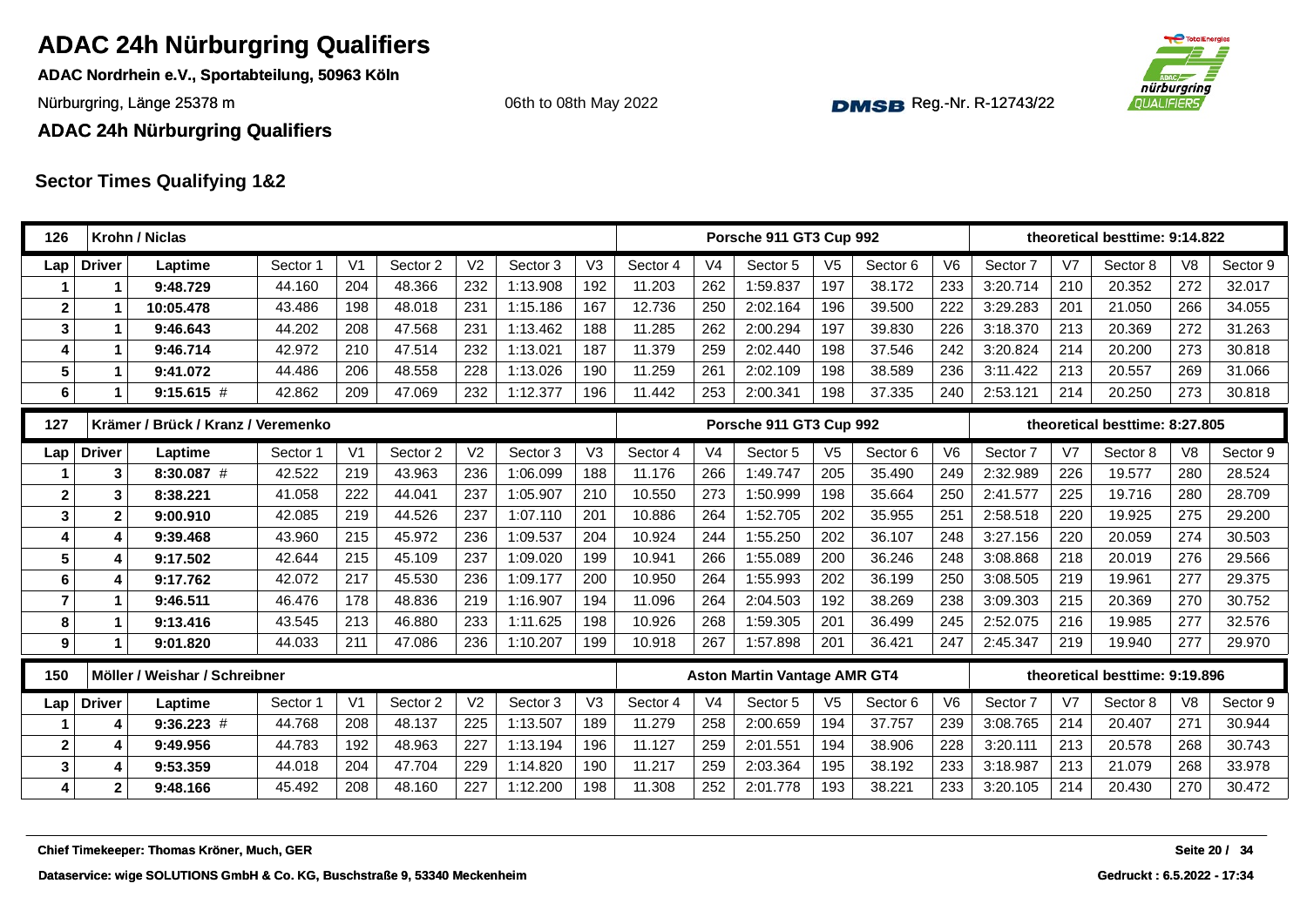# ADAC 24h Nürburgring Qualifiers

**ADAC Nordrhein e.V., Sportabteilung, 50963 Köln**

Nürburgring, Länge 25378 m

06th to 08th May 2022

Reg.-Nr. R-12743/22

**ADAC 24h Nürburgring Qualifiers**

## Sector Times Qualifying 1&2

| 126 | Krohn / Niclas | | | | | | | | Porsche 911 GT3 Cup 992 | | | | | | theoretical besttime: 9:14.822 | | | | |
|---|---|---|---|---|---|---|---|---|---|---|---|---|---|---|---|---|---|---|---|
| Lap | Driver | Laptime | Sector 1 | V1 | Sector 2 | V2 | Sector 3 | V3 | Sector 4 | V4 | Sector 5 | V5 | Sector 6 | V6 | Sector 7 | V7 | Sector 8 | V8 | Sector 9 |
| 1 | 1 | **9:48.729** | 44.160 | 204 | 48.366 | 232 | 1:13.908 | 192 | 11.203 | 262 | 1:59.837 | 197 | 38.172 | 233 | 3:20.714 | 210 | 20.352 | 272 | 32.017 |
| 2 | 1 | **10:05.478** | 43.486 | 198 | 48.018 | 231 | 1:15.186 | 167 | 12.736 | 250 | 2:02.164 | 196 | 39.500 | 222 | 3:29.283 | 201 | 21.050 | 266 | 34.055 |
| 3 | 1 | **9:46.643** | 44.202 | 208 | 47.568 | 231 | 1:13.462 | 188 | 11.285 | 262 | 2:00.294 | 197 | 39.830 | 226 | 3:18.370 | 213 | 20.369 | 272 | 31.263 |
| 4 | 1 | **9:46.714** | 42.972 | 210 | 47.514 | 232 | 1:13.021 | 187 | 11.379 | 259 | 2:02.440 | 198 | 37.546 | 242 | 3:20.824 | 214 | 20.200 | 273 | 30.818 |
| 5 | 1 | **9:41.072** | 44.486 | 206 | 48.558 | 228 | 1:13.026 | 190 | 11.259 | 261 | 2:02.109 | 198 | 38.589 | 236 | 3:11.422 | 213 | 20.557 | 269 | 31.066 |
| 6 | 1 | **9:15.615** # | 42.862 | 209 | 47.069 | 232 | 1:12.377 | 196 | 11.442 | 253 | 2:00.341 | 198 | 37.335 | 240 | 2:53.121 | 214 | 20.250 | 273 | 30.818 |

| 127 | Krämer / Brück / Kranz / Veremenko | | | | | | | | Porsche 911 GT3 Cup 992 | | | | | | theoretical besttime: 8:27.805 | | | | |
|---|---|---|---|---|---|---|---|---|---|---|---|---|---|---|---|---|---|---|---|
| Lap | Driver | Laptime | Sector 1 | V1 | Sector 2 | V2 | Sector 3 | V3 | Sector 4 | V4 | Sector 5 | V5 | Sector 6 | V6 | Sector 7 | V7 | Sector 8 | V8 | Sector 9 |
| 1 | 3 | **8:30.087** # | 42.522 | 219 | 43.963 | 236 | 1:06.099 | 188 | 11.176 | 266 | 1:49.747 | 205 | 35.490 | 249 | 2:32.989 | 226 | 19.577 | 280 | 28.524 |
| 2 | 3 | **8:38.221** | 41.058 | 222 | 44.041 | 237 | 1:05.907 | 210 | 10.550 | 273 | 1:50.999 | 198 | 35.664 | 250 | 2:41.577 | 225 | 19.716 | 280 | 28.709 |
| 3 | 2 | **9:00.910** | 42.085 | 219 | 44.526 | 237 | 1:07.110 | 201 | 10.886 | 264 | 1:52.705 | 202 | 35.955 | 251 | 2:58.518 | 220 | 19.925 | 275 | 29.200 |
| 4 | 4 | **9:39.468** | 43.960 | 215 | 45.972 | 236 | 1:09.537 | 204 | 10.924 | 244 | 1:55.250 | 202 | 36.107 | 248 | 3:27.156 | 220 | 20.059 | 274 | 30.503 |
| 5 | 4 | **9:17.502** | 42.644 | 215 | 45.109 | 237 | 1:09.020 | 199 | 10.941 | 266 | 1:55.089 | 200 | 36.246 | 248 | 3:08.868 | 218 | 20.019 | 276 | 29.566 |
| 6 | 4 | **9:17.762** | 42.072 | 217 | 45.530 | 236 | 1:09.177 | 200 | 10.950 | 264 | 1:55.993 | 202 | 36.199 | 250 | 3:08.505 | 219 | 19.961 | 277 | 29.375 |
| 7 | 1 | **9:46.511** | 46.476 | 178 | 48.836 | 219 | 1:16.907 | 194 | 11.096 | 264 | 2:04.503 | 192 | 38.269 | 238 | 3:09.303 | 215 | 20.369 | 270 | 30.752 |
| 8 | 1 | **9:13.416** | 43.545 | 213 | 46.880 | 233 | 1:11.625 | 198 | 10.926 | 268 | 1:59.305 | 201 | 36.499 | 245 | 2:52.075 | 216 | 19.985 | 277 | 32.576 |
| 9 | 1 | **9:01.820** | 44.033 | 211 | 47.086 | 236 | 1:10.207 | 199 | 10.918 | 267 | 1:57.898 | 201 | 36.421 | 247 | 2:45.347 | 219 | 19.940 | 277 | 29.970 |

| 150 | Möller / Weishar / Schreibner | | | | | | | | Aston Martin Vantage AMR GT4 | | | | | | theoretical besttime: 9:19.896 | | | | |
|---|---|---|---|---|---|---|---|---|---|---|---|---|---|---|---|---|---|---|---|
| Lap | Driver | Laptime | Sector 1 | V1 | Sector 2 | V2 | Sector 3 | V3 | Sector 4 | V4 | Sector 5 | V5 | Sector 6 | V6 | Sector 7 | V7 | Sector 8 | V8 | Sector 9 |
| 1 | 4 | **9:36.223** # | 44.768 | 208 | 48.137 | 225 | 1:13.507 | 189 | 11.279 | 258 | 2:00.659 | 194 | 37.757 | 239 | 3:08.765 | 214 | 20.407 | 271 | 30.944 |
| 2 | 4 | **9:49.956** | 44.783 | 192 | 48.963 | 227 | 1:13.194 | 196 | 11.127 | 259 | 2:01.551 | 194 | 38.906 | 228 | 3:20.111 | 213 | 20.578 | 268 | 30.743 |
| 3 | 4 | **9:53.359** | 44.018 | 204 | 47.704 | 229 | 1:14.820 | 190 | 11.217 | 259 | 2:03.364 | 195 | 38.192 | 233 | 3:18.987 | 213 | 21.079 | 268 | 33.978 |
| 4 | 2 | **9:48.166** | 45.492 | 208 | 48.160 | 227 | 1:12.200 | 198 | 11.308 | 252 | 2:01.778 | 193 | 38.221 | 233 | 3:20.105 | 214 | 20.430 | 270 | 30.472 |

**Chief Timekeeper: Thomas Kröner, Much, GER**

**Dataservice: wige SOLUTIONS GmbH & Co. KG, Buschstraße 9, 53340 Meckenheim**

**Gedruckt : 6.5.2022 - 17:34**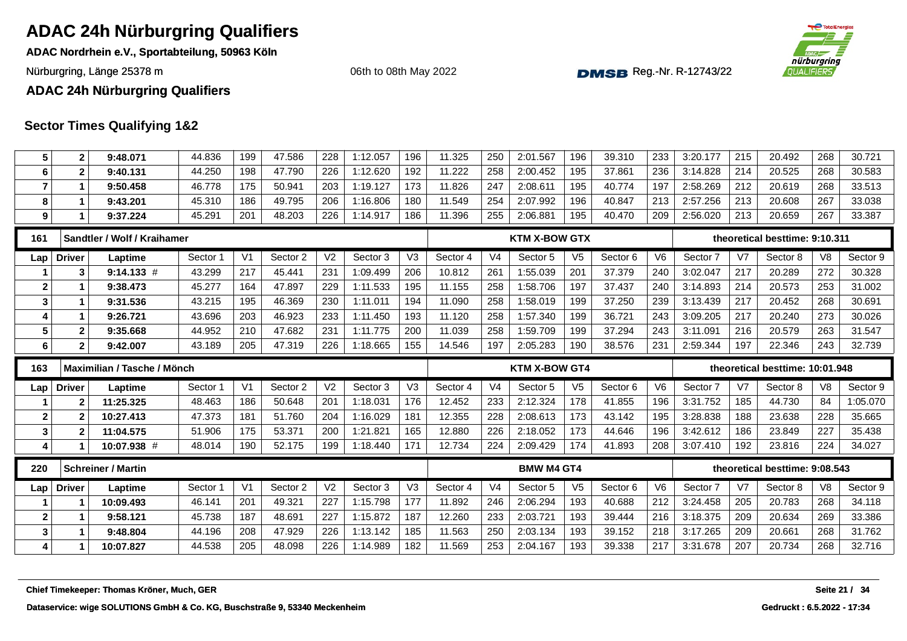# ADAC 24h Nürburgring Qualifiers

**ADAC Nordrhein e.V., Sportabteilung, 50963 Köln**

Nürburgring, Länge 25378 m

06th to 08th May 2022

DMSB Reg.-Nr. R-12743/22

**ADAC 24h Nürburgring Qualifiers**

## Sector Times Qualifying 1&2

| Lap | Driver | Laptime | Sector 1 | V1 | Sector 2 | V2 | Sector 3 | V3 | Sector 4 | V4 | Sector 5 | V5 | Sector 6 | V6 | Sector 7 | V7 | Sector 8 | V8 | Sector 9 |
|---|---|---|---|---|---|---|---|---|---|---|---|---|---|---|---|---|---|---|---|
| 5 | 2 | 9:48.071 | 44.836 | 199 | 47.586 | 228 | 1:12.057 | 196 | 11.325 | 250 | 2:01.567 | 196 | 39.310 | 233 | 3:20.177 | 215 | 20.492 | 268 | 30.721 |
| 6 | 2 | 9:40.131 | 44.250 | 198 | 47.790 | 226 | 1:12.620 | 192 | 11.222 | 258 | 2:00.452 | 195 | 37.861 | 236 | 3:14.828 | 214 | 20.525 | 268 | 30.583 |
| 7 | 1 | 9:50.458 | 46.778 | 175 | 50.941 | 203 | 1:19.127 | 173 | 11.826 | 247 | 2:08.611 | 195 | 40.774 | 197 | 2:58.269 | 212 | 20.619 | 268 | 33.513 |
| 8 | 1 | 9:43.201 | 45.310 | 186 | 49.795 | 206 | 1:16.806 | 180 | 11.549 | 254 | 2:07.992 | 196 | 40.847 | 213 | 2:57.256 | 213 | 20.608 | 267 | 33.038 |
| 9 | 1 | 9:37.224 | 45.291 | 201 | 48.203 | 226 | 1:14.917 | 186 | 11.396 | 255 | 2:06.881 | 195 | 40.470 | 209 | 2:56.020 | 213 | 20.659 | 267 | 33.387 |

**161 — Sandtler / Wolf / Kraihamer — KTM X-BOW GTX — theoretical besttime: 9:10.311**

| Lap | Driver | Laptime | Sector 1 | V1 | Sector 2 | V2 | Sector 3 | V3 | Sector 4 | V4 | Sector 5 | V5 | Sector 6 | V6 | Sector 7 | V7 | Sector 8 | V8 | Sector 9 |
|---|---|---|---|---|---|---|---|---|---|---|---|---|---|---|---|---|---|---|---|
| 1 | 3 | 9:14.133 # | 43.299 | 217 | 45.441 | 231 | 1:09.499 | 206 | 10.812 | 261 | 1:55.039 | 201 | 37.379 | 240 | 3:02.047 | 217 | 20.289 | 272 | 30.328 |
| 2 | 1 | 9:38.473 | 45.277 | 164 | 47.897 | 229 | 1:11.533 | 195 | 11.155 | 258 | 1:58.706 | 197 | 37.437 | 240 | 3:14.893 | 214 | 20.573 | 253 | 31.002 |
| 3 | 1 | 9:31.536 | 43.215 | 195 | 46.369 | 230 | 1:11.011 | 194 | 11.090 | 258 | 1:58.019 | 199 | 37.250 | 239 | 3:13.439 | 217 | 20.452 | 268 | 30.691 |
| 4 | 1 | 9:26.721 | 43.696 | 203 | 46.923 | 233 | 1:11.450 | 193 | 11.120 | 258 | 1:57.340 | 199 | 36.721 | 243 | 3:09.205 | 217 | 20.240 | 273 | 30.026 |
| 5 | 2 | 9:35.668 | 44.952 | 210 | 47.682 | 231 | 1:11.775 | 200 | 11.039 | 258 | 1:59.709 | 199 | 37.294 | 243 | 3:11.091 | 216 | 20.579 | 263 | 31.547 |
| 6 | 2 | 9:42.007 | 43.189 | 205 | 47.319 | 226 | 1:18.665 | 155 | 14.546 | 197 | 2:05.283 | 190 | 38.576 | 231 | 2:59.344 | 197 | 22.346 | 243 | 32.739 |

**163 — Maximilian / Tasche / Mönch — KTM X-BOW GT4 — theoretical besttime: 10:01.948**

| Lap | Driver | Laptime | Sector 1 | V1 | Sector 2 | V2 | Sector 3 | V3 | Sector 4 | V4 | Sector 5 | V5 | Sector 6 | V6 | Sector 7 | V7 | Sector 8 | V8 | Sector 9 |
|---|---|---|---|---|---|---|---|---|---|---|---|---|---|---|---|---|---|---|---|
| 1 | 2 | 11:25.325 | 48.463 | 186 | 50.648 | 201 | 1:18.031 | 176 | 12.452 | 233 | 2:12.324 | 178 | 41.855 | 196 | 3:31.752 | 185 | 44.730 | 84 | 1:05.070 |
| 2 | 2 | 10:27.413 | 47.373 | 181 | 51.760 | 204 | 1:16.029 | 181 | 12.355 | 228 | 2:08.613 | 173 | 43.142 | 195 | 3:28.838 | 188 | 23.638 | 228 | 35.665 |
| 3 | 2 | 11:04.575 | 51.906 | 175 | 53.371 | 200 | 1:21.821 | 165 | 12.880 | 226 | 2:18.052 | 173 | 44.646 | 196 | 3:42.612 | 186 | 23.849 | 227 | 35.438 |
| 4 | 1 | 10:07.938 # | 48.014 | 190 | 52.175 | 199 | 1:18.440 | 171 | 12.734 | 224 | 2:09.429 | 174 | 41.893 | 208 | 3:07.410 | 192 | 23.816 | 224 | 34.027 |

**220 — Schreiner / Martin — BMW M4 GT4 — theoretical besttime: 9:08.543**

| Lap | Driver | Laptime | Sector 1 | V1 | Sector 2 | V2 | Sector 3 | V3 | Sector 4 | V4 | Sector 5 | V5 | Sector 6 | V6 | Sector 7 | V7 | Sector 8 | V8 | Sector 9 |
|---|---|---|---|---|---|---|---|---|---|---|---|---|---|---|---|---|---|---|---|
| 1 | 1 | 10:09.493 | 46.141 | 201 | 49.321 | 227 | 1:15.798 | 177 | 11.892 | 246 | 2:06.294 | 193 | 40.688 | 212 | 3:24.458 | 205 | 20.783 | 268 | 34.118 |
| 2 | 1 | 9:58.121 | 45.738 | 187 | 48.691 | 227 | 1:15.872 | 187 | 12.260 | 233 | 2:03.721 | 193 | 39.444 | 216 | 3:18.375 | 209 | 20.634 | 269 | 33.386 |
| 3 | 1 | 9:48.804 | 44.196 | 208 | 47.929 | 226 | 1:13.142 | 185 | 11.563 | 250 | 2:03.134 | 193 | 39.152 | 218 | 3:17.265 | 209 | 20.661 | 268 | 31.762 |
| 4 | 1 | 10:07.827 | 44.538 | 205 | 48.098 | 226 | 1:14.989 | 182 | 11.569 | 253 | 2:04.167 | 193 | 39.338 | 217 | 3:31.678 | 207 | 20.734 | 268 | 32.716 |

Chief Timekeeper: Thomas Kröner, Much, GER

Dataservice: wige SOLUTIONS GmbH & Co. KG, Buschstraße 9, 53340 Meckenheim

Gedruckt : 6.5.2022 - 17:34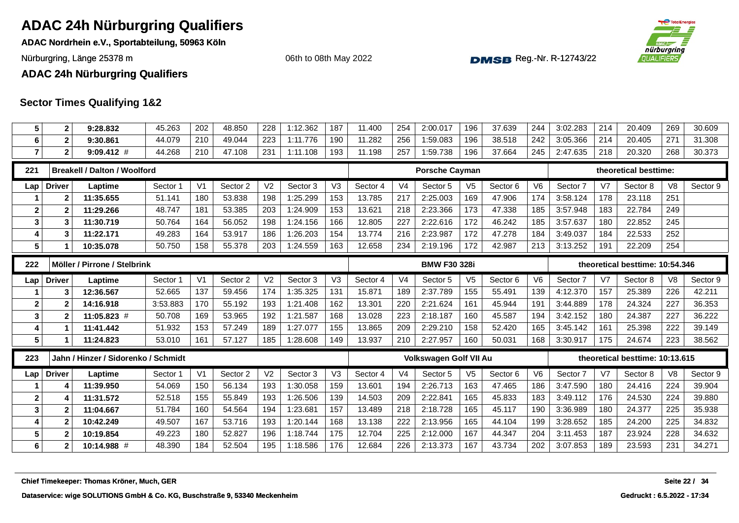# ADAC 24h Nürburgring Qualifiers

**ADAC Nordrhein e.V., Sportabteilung, 50963 Köln**

Nürburgring, Länge 25378 m

06th to 08th May 2022

Reg.-Nr. R-12743/22

**ADAC 24h Nürburgring Qualifiers**

## Sector Times Qualifying 1&2

| Lap | Driver | Laptime | Sector 1 | V1 | Sector 2 | V2 | Sector 3 | V3 | Sector 4 | V4 | Sector 5 | V5 | Sector 6 | V6 | Sector 7 | V7 | Sector 8 | V8 | Sector 9 |
|---|---|---|---|---|---|---|---|---|---|---|---|---|---|---|---|---|---|---|---|
| 5 | 2 | **9:28.832** | 45.263 | 202 | 48.850 | 228 | 1:12.362 | 187 | 11.400 | 254 | 2:00.017 | 196 | 37.639 | 244 | 3:02.283 | 214 | 20.409 | 269 | 30.609 |
| 6 | 2 | **9:30.861** | 44.079 | 210 | 49.044 | 223 | 1:11.776 | 190 | 11.282 | 256 | 1:59.083 | 196 | 38.518 | 242 | 3:05.366 | 214 | 20.405 | 271 | 31.308 |
| 7 | 2 | **9:09.412** # | 44.268 | 210 | 47.108 | 231 | 1:11.108 | 193 | 11.198 | 257 | 1:59.738 | 196 | 37.664 | 245 | 2:47.635 | 218 | 20.320 | 268 | 30.373 |

| 221 | Breakell / Dalton / Woolford | | | | | | | | | | Porsche Cayman | | | | | | theoretical besttime: | | |
|---|---|---|---|---|---|---|---|---|---|---|---|---|---|---|---|---|---|---|---|
| Lap | Driver | Laptime | Sector 1 | V1 | Sector 2 | V2 | Sector 3 | V3 | Sector 4 | V4 | Sector 5 | V5 | Sector 6 | V6 | Sector 7 | V7 | Sector 8 | V8 | Sector 9 |
| 1 | 2 | **11:35.655** | 51.141 | 180 | 53.838 | 198 | 1:25.299 | 153 | 13.785 | 217 | 2:25.003 | 169 | 47.906 | 174 | 3:58.124 | 178 | 23.118 | 251 | |
| 2 | 2 | **11:29.266** | 48.747 | 181 | 53.385 | 203 | 1:24.909 | 153 | 13.621 | 218 | 2:23.366 | 173 | 47.338 | 185 | 3:57.948 | 183 | 22.784 | 249 | |
| 3 | 3 | **11:30.719** | 50.764 | 164 | 56.052 | 198 | 1:24.156 | 166 | 12.805 | 227 | 2:22.616 | 172 | 46.242 | 185 | 3:57.637 | 180 | 22.852 | 245 | |
| 4 | 3 | **11:22.171** | 49.283 | 164 | 53.917 | 186 | 1:26.203 | 154 | 13.774 | 216 | 2:23.987 | 172 | 47.278 | 184 | 3:49.037 | 184 | 22.533 | 252 | |
| 5 | 1 | **10:35.078** | 50.750 | 158 | 55.378 | 203 | 1:24.559 | 163 | 12.658 | 234 | 2:19.196 | 172 | 42.987 | 213 | 3:13.252 | 191 | 22.209 | 254 | |

| 222 | Möller / Pirrone / Stelbrink | | | | | | | | | | BMW F30 328i | | | | | | theoretical besttime: 10:54.346 | | |
|---|---|---|---|---|---|---|---|---|---|---|---|---|---|---|---|---|---|---|---|
| Lap | Driver | Laptime | Sector 1 | V1 | Sector 2 | V2 | Sector 3 | V3 | Sector 4 | V4 | Sector 5 | V5 | Sector 6 | V6 | Sector 7 | V7 | Sector 8 | V8 | Sector 9 |
| 1 | 3 | **12:36.567** | 52.665 | 137 | 59.456 | 174 | 1:35.325 | 131 | 15.871 | 189 | 2:37.789 | 155 | 55.491 | 139 | 4:12.370 | 157 | 25.389 | 226 | 42.211 |
| 2 | 2 | **14:16.918** | 3:53.883 | 170 | 55.192 | 193 | 1:21.408 | 162 | 13.301 | 220 | 2:21.624 | 161 | 45.944 | 191 | 3:44.889 | 178 | 24.324 | 227 | 36.353 |
| 3 | 2 | **11:05.823** # | 50.708 | 169 | 53.965 | 192 | 1:21.587 | 168 | 13.028 | 223 | 2:18.187 | 160 | 45.587 | 194 | 3:42.152 | 180 | 24.387 | 227 | 36.222 |
| 4 | 1 | **11:41.442** | 51.932 | 153 | 57.249 | 189 | 1:27.077 | 155 | 13.865 | 209 | 2:29.210 | 158 | 52.420 | 165 | 3:45.142 | 161 | 25.398 | 222 | 39.149 |
| 5 | 1 | **11:24.823** | 53.010 | 161 | 57.127 | 185 | 1:28.608 | 149 | 13.937 | 210 | 2:27.957 | 160 | 50.031 | 168 | 3:30.917 | 175 | 24.674 | 223 | 38.562 |

| 223 | Jahn / Hinzer / Sidorenko / Schmidt | | | | | | | | | | Volkswagen Golf VII Au | | | | | | theoretical besttime: 10:13.615 | | |
|---|---|---|---|---|---|---|---|---|---|---|---|---|---|---|---|---|---|---|---|
| Lap | Driver | Laptime | Sector 1 | V1 | Sector 2 | V2 | Sector 3 | V3 | Sector 4 | V4 | Sector 5 | V5 | Sector 6 | V6 | Sector 7 | V7 | Sector 8 | V8 | Sector 9 |
| 1 | 4 | **11:39.950** | 54.069 | 150 | 56.134 | 193 | 1:30.058 | 159 | 13.601 | 194 | 2:26.713 | 163 | 47.465 | 186 | 3:47.590 | 180 | 24.416 | 224 | 39.904 |
| 2 | 4 | **11:31.572** | 52.518 | 155 | 55.849 | 193 | 1:26.506 | 139 | 14.503 | 209 | 2:22.841 | 165 | 45.833 | 183 | 3:49.112 | 176 | 24.530 | 224 | 39.880 |
| 3 | 2 | **11:04.667** | 51.784 | 160 | 54.564 | 194 | 1:23.681 | 157 | 13.489 | 218 | 2:18.728 | 165 | 45.117 | 190 | 3:36.989 | 180 | 24.377 | 225 | 35.938 |
| 4 | 2 | **10:42.249** | 49.507 | 167 | 53.716 | 193 | 1:20.144 | 168 | 13.138 | 222 | 2:13.956 | 165 | 44.104 | 199 | 3:28.652 | 185 | 24.200 | 225 | 34.832 |
| 5 | 2 | **10:19.854** | 49.223 | 180 | 52.827 | 196 | 1:18.744 | 175 | 12.704 | 225 | 2:12.000 | 167 | 44.347 | 204 | 3:11.453 | 187 | 23.924 | 228 | 34.632 |
| 6 | 2 | **10:14.988** # | 48.390 | 184 | 52.504 | 195 | 1:18.586 | 176 | 12.684 | 226 | 2:13.373 | 167 | 43.734 | 202 | 3:07.853 | 189 | 23.593 | 231 | 34.271 |

**Chief Timekeeper: Thomas Kröner, Much, GER**

**Dataservice: wige SOLUTIONS GmbH & Co. KG, Buschstraße 9, 53340 Meckenheim**

**Gedruckt : 6.5.2022 - 17:34**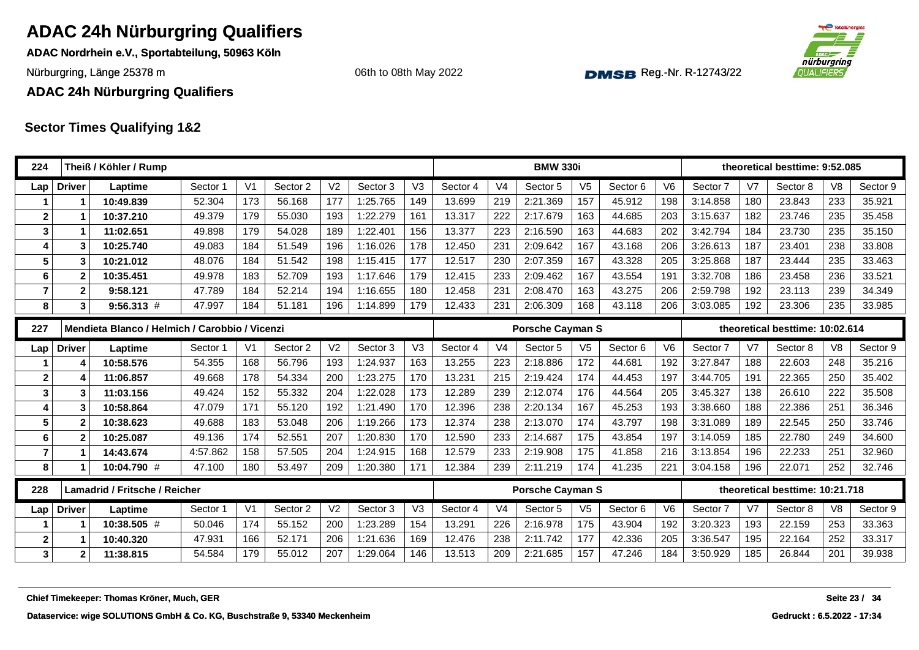# ADAC 24h Nürburgring Qualifiers

**ADAC Nordrhein e.V., Sportabteilung, 50963 Köln**

Nürburgring, Länge 25378 m — 06th to 08th May 2022 — DMSB Reg.-Nr. R-12743/22

**ADAC 24h Nürburgring Qualifiers**

## Sector Times Qualifying 1&2

| 224 | Theiß / Köhler / Rump | | | | | | | | | | BMW 330i | | | | | | theoretical besttime: 9:52.085 | | | | |
|---|---|---|---|---|---|---|---|---|---|---|---|---|---|---|---|---|---|---|---|---|---|
| Lap | Driver | Laptime | Sector 1 | V1 | Sector 2 | V2 | Sector 3 | V3 | Sector 4 | V4 | Sector 5 | V5 | Sector 6 | V6 | Sector 7 | V7 | Sector 8 | V8 | Sector 9 | | |
| 1 | 1 | **10:49.839** | 52.304 | 173 | 56.168 | 177 | 1:25.765 | 149 | 13.699 | 219 | 2:21.369 | 157 | 45.912 | 198 | 3:14.858 | 180 | 23.843 | 233 | 35.921 | | |
| 2 | 1 | **10:37.210** | 49.379 | 179 | 55.030 | 193 | 1:22.279 | 161 | 13.317 | 222 | 2:17.679 | 163 | 44.685 | 203 | 3:15.637 | 182 | 23.746 | 235 | 35.458 | | |
| 3 | 1 | **11:02.651** | 49.898 | 179 | 54.028 | 189 | 1:22.401 | 156 | 13.377 | 223 | 2:16.590 | 163 | 44.683 | 202 | 3:42.794 | 184 | 23.730 | 235 | 35.150 | | |
| 4 | 3 | **10:25.740** | 49.083 | 184 | 51.549 | 196 | 1:16.026 | 178 | 12.450 | 231 | 2:09.642 | 167 | 43.168 | 206 | 3:26.613 | 187 | 23.401 | 238 | 33.808 | | |
| 5 | 3 | **10:21.012** | 48.076 | 184 | 51.542 | 198 | 1:15.415 | 177 | 12.517 | 230 | 2:07.359 | 167 | 43.328 | 205 | 3:25.868 | 187 | 23.444 | 235 | 33.463 | | |
| 6 | 2 | **10:35.451** | 49.978 | 183 | 52.709 | 193 | 1:17.646 | 179 | 12.415 | 233 | 2:09.462 | 167 | 43.554 | 191 | 3:32.708 | 186 | 23.458 | 236 | 33.521 | | |
| 7 | 2 | **9:58.121** | 47.789 | 184 | 52.214 | 194 | 1:16.655 | 180 | 12.458 | 231 | 2:08.470 | 163 | 43.275 | 206 | 2:59.798 | 192 | 23.113 | 239 | 34.349 | | |
| 8 | 3 | **9:56.313** # | 47.997 | 184 | 51.181 | 196 | 1:14.899 | 179 | 12.433 | 231 | 2:06.309 | 168 | 43.118 | 206 | 3:03.085 | 192 | 23.306 | 235 | 33.985 | | |

| 227 | Mendieta Blanco / Helmich / Carobbio / Vicenzi | | | | | | | | | | Porsche Cayman S | | | | | | theoretical besttime: 10:02.614 | | | | |
|---|---|---|---|---|---|---|---|---|---|---|---|---|---|---|---|---|---|---|---|---|---|
| Lap | Driver | Laptime | Sector 1 | V1 | Sector 2 | V2 | Sector 3 | V3 | Sector 4 | V4 | Sector 5 | V5 | Sector 6 | V6 | Sector 7 | V7 | Sector 8 | V8 | Sector 9 | | |
| 1 | 4 | **10:58.576** | 54.355 | 168 | 56.796 | 193 | 1:24.937 | 163 | 13.255 | 223 | 2:18.886 | 172 | 44.681 | 192 | 3:27.847 | 188 | 22.603 | 248 | 35.216 | | |
| 2 | 4 | **11:06.857** | 49.668 | 178 | 54.334 | 200 | 1:23.275 | 170 | 13.231 | 215 | 2:19.424 | 174 | 44.453 | 197 | 3:44.705 | 191 | 22.365 | 250 | 35.402 | | |
| 3 | 3 | **11:03.156** | 49.424 | 152 | 55.332 | 204 | 1:22.028 | 173 | 12.289 | 239 | 2:12.074 | 176 | 44.564 | 205 | 3:45.327 | 138 | 26.610 | 222 | 35.508 | | |
| 4 | 3 | **10:58.864** | 47.079 | 171 | 55.120 | 192 | 1:21.490 | 170 | 12.396 | 238 | 2:20.134 | 167 | 45.253 | 193 | 3:38.660 | 188 | 22.386 | 251 | 36.346 | | |
| 5 | 2 | **10:38.623** | 49.688 | 183 | 53.048 | 206 | 1:19.266 | 173 | 12.374 | 238 | 2:13.070 | 174 | 43.797 | 198 | 3:31.089 | 189 | 22.545 | 250 | 33.746 | | |
| 6 | 2 | **10:25.087** | 49.136 | 174 | 52.551 | 207 | 1:20.830 | 170 | 12.590 | 233 | 2:14.687 | 175 | 43.854 | 197 | 3:14.059 | 185 | 22.780 | 249 | 34.600 | | |
| 7 | 1 | **14:43.674** | 4:57.862 | 158 | 57.505 | 204 | 1:24.915 | 168 | 12.579 | 233 | 2:19.908 | 175 | 41.858 | 216 | 3:13.854 | 196 | 22.233 | 251 | 32.960 | | |
| 8 | 1 | **10:04.790** # | 47.100 | 180 | 53.497 | 209 | 1:20.380 | 171 | 12.384 | 239 | 2:11.219 | 174 | 41.235 | 221 | 3:04.158 | 196 | 22.071 | 252 | 32.746 | | |

| 228 | Lamadrid / Fritsche / Reicher | | | | | | | | | | Porsche Cayman S | | | | | | theoretical besttime: 10:21.718 | | | | |
|---|---|---|---|---|---|---|---|---|---|---|---|---|---|---|---|---|---|---|---|---|---|
| Lap | Driver | Laptime | Sector 1 | V1 | Sector 2 | V2 | Sector 3 | V3 | Sector 4 | V4 | Sector 5 | V5 | Sector 6 | V6 | Sector 7 | V7 | Sector 8 | V8 | Sector 9 | | |
| 1 | 1 | **10:38.505** # | 50.046 | 174 | 55.152 | 200 | 1:23.289 | 154 | 13.291 | 226 | 2:16.978 | 175 | 43.904 | 192 | 3:20.323 | 193 | 22.159 | 253 | 33.363 | | |
| 2 | 1 | **10:40.320** | 47.931 | 166 | 52.171 | 206 | 1:21.636 | 169 | 12.476 | 238 | 2:11.742 | 177 | 42.336 | 205 | 3:36.547 | 195 | 22.164 | 252 | 33.317 | | |
| 3 | 2 | **11:38.815** | 54.584 | 179 | 55.012 | 207 | 1:29.064 | 146 | 13.513 | 209 | 2:21.685 | 157 | 47.246 | 184 | 3:50.929 | 185 | 26.844 | 201 | 39.938 | | |

**Chief Timekeeper: Thomas Kröner, Much, GER**

**Dataservice: wige SOLUTIONS GmbH & Co. KG, Buschstraße 9, 53340 Meckenheim**

**Gedruckt : 6.5.2022 - 17:34**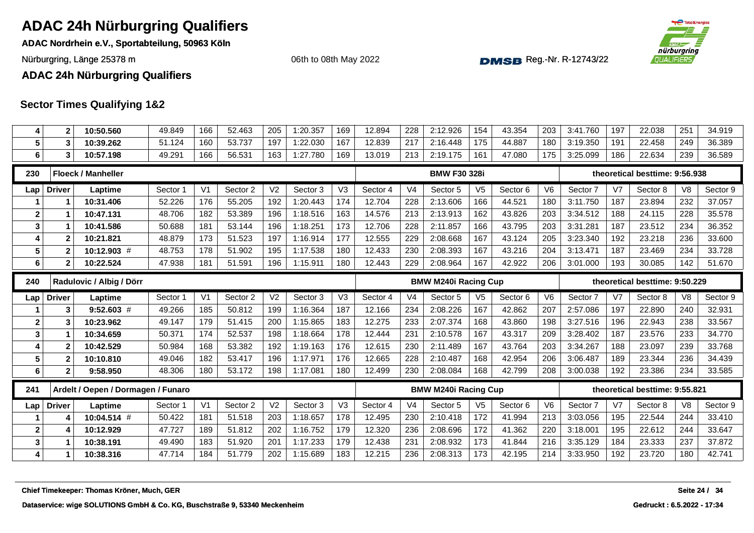# ADAC 24h Nürburgring Qualifiers

**ADAC Nordrhein e.V., Sportabteilung, 50963 Köln**

Nürburgring, Länge 25378 m — 06th to 08th May 2022 — DMSB Reg.-Nr. R-12743/22

**ADAC 24h Nürburgring Qualifiers**

## Sector Times Qualifying 1&2

| Lap | Driver | Laptime | Sector 1 | V1 | Sector 2 | V2 | Sector 3 | V3 | Sector 4 | V4 | Sector 5 | V5 | Sector 6 | V6 | Sector 7 | V7 | Sector 8 | V8 | Sector 9 |
|---|---|---|---|---|---|---|---|---|---|---|---|---|---|---|---|---|---|---|---|
| 4 | 2 | 10:50.560 | 49.849 | 166 | 52.463 | 205 | 1:20.357 | 169 | 12.894 | 228 | 2:12.926 | 154 | 43.354 | 203 | 3:41.760 | 197 | 22.038 | 251 | 34.919 |
| 5 | 3 | 10:39.262 | 51.124 | 160 | 53.737 | 197 | 1:22.030 | 167 | 12.839 | 217 | 2:16.448 | 175 | 44.887 | 180 | 3:19.350 | 191 | 22.458 | 249 | 36.389 |
| 6 | 3 | 10:57.198 | 49.291 | 166 | 56.531 | 163 | 1:27.780 | 169 | 13.019 | 213 | 2:19.175 | 161 | 47.080 | 175 | 3:25.099 | 186 | 22.634 | 239 | 36.589 |

| 230 | Floeck / Manheller | | | | | | | | BMW F30 328i | | | | | | theoretical besttime: 9:56.938 | | | | |
|---|---|---|---|---|---|---|---|---|---|---|---|---|---|---|---|---|---|---|---|
| Lap | Driver | Laptime | Sector 1 | V1 | Sector 2 | V2 | Sector 3 | V3 | Sector 4 | V4 | Sector 5 | V5 | Sector 6 | V6 | Sector 7 | V7 | Sector 8 | V8 | Sector 9 |
| 1 | 1 | 10:31.406 | 52.226 | 176 | 55.205 | 192 | 1:20.443 | 174 | 12.704 | 228 | 2:13.606 | 166 | 44.521 | 180 | 3:11.750 | 187 | 23.894 | 232 | 37.057 |
| 2 | 1 | 10:47.131 | 48.706 | 182 | 53.389 | 196 | 1:18.516 | 163 | 14.576 | 213 | 2:13.913 | 162 | 43.826 | 203 | 3:34.512 | 188 | 24.115 | 228 | 35.578 |
| 3 | 1 | 10:41.586 | 50.688 | 181 | 53.144 | 196 | 1:18.251 | 173 | 12.706 | 228 | 2:11.857 | 166 | 43.795 | 203 | 3:31.281 | 187 | 23.512 | 234 | 36.352 |
| 4 | 2 | 10:21.821 | 48.879 | 173 | 51.523 | 197 | 1:16.914 | 177 | 12.555 | 229 | 2:08.668 | 167 | 43.124 | 205 | 3:23.340 | 192 | 23.218 | 236 | 33.600 |
| 5 | 2 | 10:12.903 # | 48.753 | 178 | 51.902 | 195 | 1:17.538 | 180 | 12.433 | 230 | 2:08.393 | 167 | 43.216 | 204 | 3:13.471 | 187 | 23.469 | 234 | 33.728 |
| 6 | 2 | 10:22.524 | 47.938 | 181 | 51.591 | 196 | 1:15.911 | 180 | 12.443 | 229 | 2:08.964 | 167 | 42.922 | 206 | 3:01.000 | 193 | 30.085 | 142 | 51.670 |

| 240 | Radulovic / Albig / Dörr | | | | | | | | BMW M240i Racing Cup | | | | | | theoretical besttime: 9:50.229 | | | | |
|---|---|---|---|---|---|---|---|---|---|---|---|---|---|---|---|---|---|---|---|
| Lap | Driver | Laptime | Sector 1 | V1 | Sector 2 | V2 | Sector 3 | V3 | Sector 4 | V4 | Sector 5 | V5 | Sector 6 | V6 | Sector 7 | V7 | Sector 8 | V8 | Sector 9 |
| 1 | 3 | 9:52.603 # | 49.266 | 185 | 50.812 | 199 | 1:16.364 | 187 | 12.166 | 234 | 2:08.226 | 167 | 42.862 | 207 | 2:57.086 | 197 | 22.890 | 240 | 32.931 |
| 2 | 3 | 10:23.962 | 49.147 | 179 | 51.415 | 200 | 1:15.865 | 183 | 12.275 | 233 | 2:07.374 | 168 | 43.860 | 198 | 3:27.516 | 196 | 22.943 | 238 | 33.567 |
| 3 | 1 | 10:34.659 | 50.371 | 174 | 52.537 | 198 | 1:18.664 | 178 | 12.444 | 231 | 2:10.578 | 167 | 43.317 | 209 | 3:28.402 | 187 | 23.576 | 233 | 34.770 |
| 4 | 2 | 10:42.529 | 50.984 | 168 | 53.382 | 192 | 1:19.163 | 176 | 12.615 | 230 | 2:11.489 | 167 | 43.764 | 203 | 3:34.267 | 188 | 23.097 | 239 | 33.768 |
| 5 | 2 | 10:10.810 | 49.046 | 182 | 53.417 | 196 | 1:17.971 | 176 | 12.665 | 228 | 2:10.487 | 168 | 42.954 | 206 | 3:06.487 | 189 | 23.344 | 236 | 34.439 |
| 6 | 2 | 9:58.950 | 48.306 | 180 | 53.172 | 198 | 1:17.081 | 180 | 12.499 | 230 | 2:08.084 | 168 | 42.799 | 208 | 3:00.038 | 192 | 23.386 | 234 | 33.585 |

| 241 | Ardelt / Oepen / Dormagen / Funaro | | | | | | | | BMW M240i Racing Cup | | | | | | theoretical besttime: 9:55.821 | | | | |
|---|---|---|---|---|---|---|---|---|---|---|---|---|---|---|---|---|---|---|---|
| Lap | Driver | Laptime | Sector 1 | V1 | Sector 2 | V2 | Sector 3 | V3 | Sector 4 | V4 | Sector 5 | V5 | Sector 6 | V6 | Sector 7 | V7 | Sector 8 | V8 | Sector 9 |
| 1 | 4 | 10:04.514 # | 50.422 | 181 | 51.518 | 203 | 1:18.657 | 178 | 12.495 | 230 | 2:10.418 | 172 | 41.994 | 213 | 3:03.056 | 195 | 22.544 | 244 | 33.410 |
| 2 | 4 | 10:12.929 | 47.727 | 189 | 51.812 | 202 | 1:16.752 | 179 | 12.320 | 236 | 2:08.696 | 172 | 41.362 | 220 | 3:18.001 | 195 | 22.612 | 244 | 33.647 |
| 3 | 1 | 10:38.191 | 49.490 | 183 | 51.920 | 201 | 1:17.233 | 179 | 12.438 | 231 | 2:08.932 | 173 | 41.844 | 216 | 3:35.129 | 184 | 23.333 | 237 | 37.872 |
| 4 | 1 | 10:38.316 | 47.714 | 184 | 51.779 | 202 | 1:15.689 | 183 | 12.215 | 236 | 2:08.313 | 173 | 42.195 | 214 | 3:33.950 | 192 | 23.720 | 180 | 42.741 |

Chief Timekeeper: Thomas Kröner, Much, GER

Dataservice: wige SOLUTIONS GmbH & Co. KG, Buschstraße 9, 53340 Meckenheim

Gedruckt : 6.5.2022 - 17:34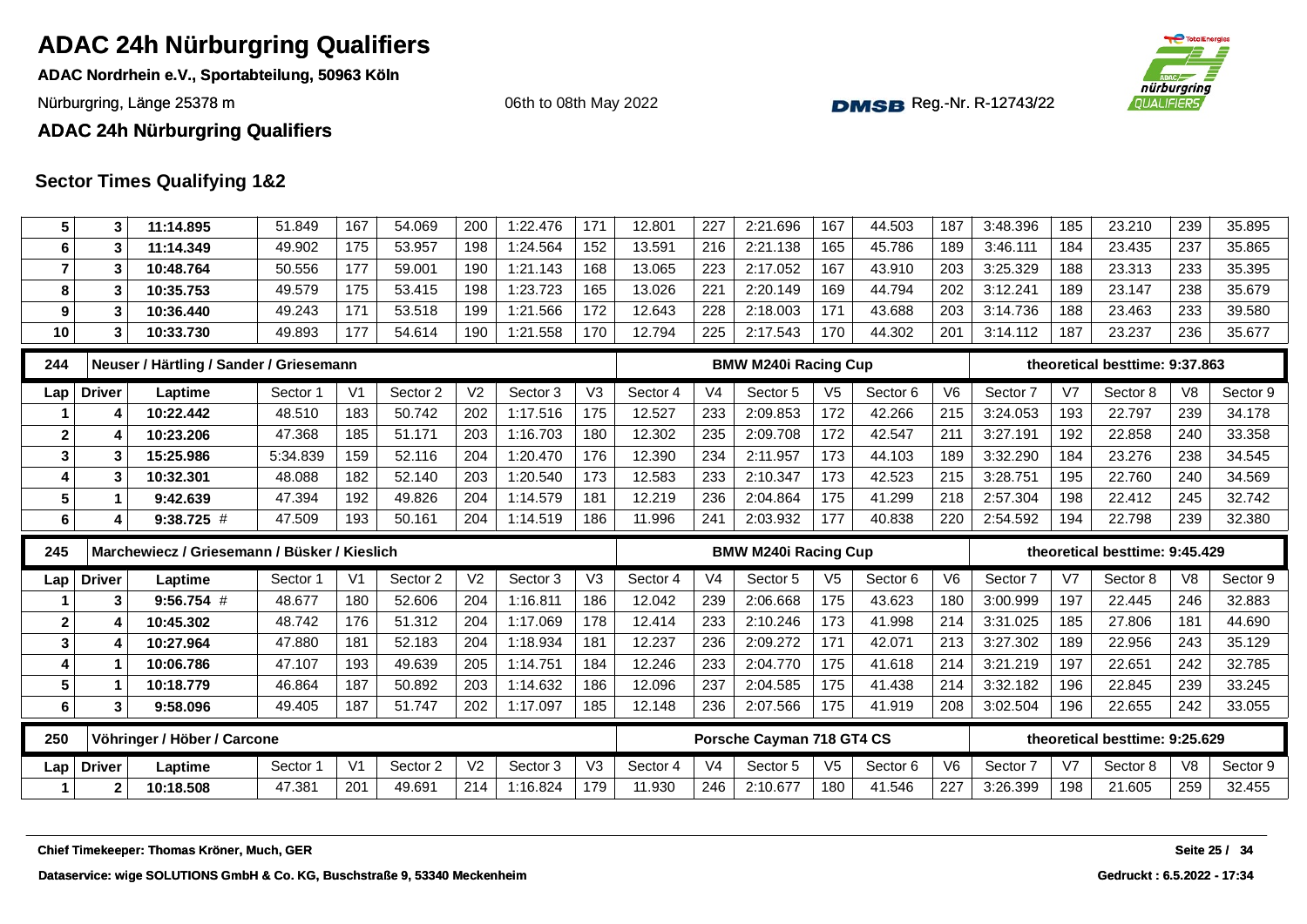# ADAC 24h Nürburgring Qualifiers

**ADAC Nordrhein e.V., Sportabteilung, 50963 Köln**

Nürburgring, Länge 25378 m

06th to 08th May 2022

DMSB Reg.-Nr. R-12743/22

**ADAC 24h Nürburgring Qualifiers**

## Sector Times Qualifying 1&2

| Lap | Driver | Laptime | Sector 1 | V1 | Sector 2 | V2 | Sector 3 | V3 | Sector 4 | V4 | Sector 5 | V5 | Sector 6 | V6 | Sector 7 | V7 | Sector 8 | V8 | Sector 9 |
|---|---|---|---|---|---|---|---|---|---|---|---|---|---|---|---|---|---|---|---|
| 5 | 3 | 11:14.895 | 51.849 | 167 | 54.069 | 200 | 1:22.476 | 171 | 12.801 | 227 | 2:21.696 | 167 | 44.503 | 187 | 3:48.396 | 185 | 23.210 | 239 | 35.895 |
| 6 | 3 | 11:14.349 | 49.902 | 175 | 53.957 | 198 | 1:24.564 | 152 | 13.591 | 216 | 2:21.138 | 165 | 45.786 | 189 | 3:46.111 | 184 | 23.435 | 237 | 35.865 |
| 7 | 3 | 10:48.764 | 50.556 | 177 | 59.001 | 190 | 1:21.143 | 168 | 13.065 | 223 | 2:17.052 | 167 | 43.910 | 203 | 3:25.329 | 188 | 23.313 | 233 | 35.395 |
| 8 | 3 | 10:35.753 | 49.579 | 175 | 53.415 | 198 | 1:23.723 | 165 | 13.026 | 221 | 2:20.149 | 169 | 44.794 | 202 | 3:12.241 | 189 | 23.147 | 238 | 35.679 |
| 9 | 3 | 10:36.440 | 49.243 | 171 | 53.518 | 199 | 1:21.566 | 172 | 12.643 | 228 | 2:18.003 | 171 | 43.688 | 203 | 3:14.736 | 188 | 23.463 | 233 | 39.580 |
| 10 | 3 | 10:33.730 | 49.893 | 177 | 54.614 | 190 | 1:21.558 | 170 | 12.794 | 225 | 2:17.543 | 170 | 44.302 | 201 | 3:14.112 | 187 | 23.237 | 236 | 35.677 |

**244 — Neuser / Härtling / Sander / Griesemann — BMW M240i Racing Cup — theoretical besttime: 9:37.863**

| Lap | Driver | Laptime | Sector 1 | V1 | Sector 2 | V2 | Sector 3 | V3 | Sector 4 | V4 | Sector 5 | V5 | Sector 6 | V6 | Sector 7 | V7 | Sector 8 | V8 | Sector 9 |
|---|---|---|---|---|---|---|---|---|---|---|---|---|---|---|---|---|---|---|---|
| 1 | 4 | 10:22.442 | 48.510 | 183 | 50.742 | 202 | 1:17.516 | 175 | 12.527 | 233 | 2:09.853 | 172 | 42.266 | 215 | 3:24.053 | 193 | 22.797 | 239 | 34.178 |
| 2 | 4 | 10:23.206 | 47.368 | 185 | 51.171 | 203 | 1:16.703 | 180 | 12.302 | 235 | 2:09.708 | 172 | 42.547 | 211 | 3:27.191 | 192 | 22.858 | 240 | 33.358 |
| 3 | 3 | 15:25.986 | 5:34.839 | 159 | 52.116 | 204 | 1:20.470 | 176 | 12.390 | 234 | 2:11.957 | 173 | 44.103 | 189 | 3:32.290 | 184 | 23.276 | 238 | 34.545 |
| 4 | 3 | 10:32.301 | 48.088 | 182 | 52.140 | 203 | 1:20.540 | 173 | 12.583 | 233 | 2:10.347 | 173 | 42.523 | 215 | 3:28.751 | 195 | 22.760 | 240 | 34.569 |
| 5 | 1 | 9:42.639 | 47.394 | 192 | 49.826 | 204 | 1:14.579 | 181 | 12.219 | 236 | 2:04.864 | 175 | 41.299 | 218 | 2:57.304 | 198 | 22.412 | 245 | 32.742 |
| 6 | 4 | 9:38.725 # | 47.509 | 193 | 50.161 | 204 | 1:14.519 | 186 | 11.996 | 241 | 2:03.932 | 177 | 40.838 | 220 | 2:54.592 | 194 | 22.798 | 239 | 32.380 |

**245 — Marchewicz / Griesemann / Büsker / Kieslich — BMW M240i Racing Cup — theoretical besttime: 9:45.429**

| Lap | Driver | Laptime | Sector 1 | V1 | Sector 2 | V2 | Sector 3 | V3 | Sector 4 | V4 | Sector 5 | V5 | Sector 6 | V6 | Sector 7 | V7 | Sector 8 | V8 | Sector 9 |
|---|---|---|---|---|---|---|---|---|---|---|---|---|---|---|---|---|---|---|---|
| 1 | 3 | 9:56.754 # | 48.677 | 180 | 52.606 | 204 | 1:16.811 | 186 | 12.042 | 239 | 2:06.668 | 175 | 43.623 | 180 | 3:00.999 | 197 | 22.445 | 246 | 32.883 |
| 2 | 4 | 10:45.302 | 48.742 | 176 | 51.312 | 204 | 1:17.069 | 178 | 12.414 | 233 | 2:10.246 | 173 | 41.998 | 214 | 3:31.025 | 185 | 27.806 | 181 | 44.690 |
| 3 | 4 | 10:27.964 | 47.880 | 181 | 52.183 | 204 | 1:18.934 | 181 | 12.237 | 236 | 2:09.272 | 171 | 42.071 | 213 | 3:27.302 | 189 | 22.956 | 243 | 35.129 |
| 4 | 1 | 10:06.786 | 47.107 | 193 | 49.639 | 205 | 1:14.751 | 184 | 12.246 | 233 | 2:04.770 | 175 | 41.618 | 214 | 3:21.219 | 197 | 22.651 | 242 | 32.785 |
| 5 | 1 | 10:18.779 | 46.864 | 187 | 50.892 | 203 | 1:14.632 | 186 | 12.096 | 237 | 2:04.585 | 175 | 41.438 | 214 | 3:32.182 | 196 | 22.845 | 239 | 33.245 |
| 6 | 3 | 9:58.096 | 49.405 | 187 | 51.747 | 202 | 1:17.097 | 185 | 12.148 | 236 | 2:07.566 | 175 | 41.919 | 208 | 3:02.504 | 196 | 22.655 | 242 | 33.055 |

**250 — Vöhringer / Höber / Carcone — Porsche Cayman 718 GT4 CS — theoretical besttime: 9:25.629**

| Lap | Driver | Laptime | Sector 1 | V1 | Sector 2 | V2 | Sector 3 | V3 | Sector 4 | V4 | Sector 5 | V5 | Sector 6 | V6 | Sector 7 | V7 | Sector 8 | V8 | Sector 9 |
|---|---|---|---|---|---|---|---|---|---|---|---|---|---|---|---|---|---|---|---|
| 1 | 2 | 10:18.508 | 47.381 | 201 | 49.691 | 214 | 1:16.824 | 179 | 11.930 | 246 | 2:10.677 | 180 | 41.546 | 227 | 3:26.399 | 198 | 21.605 | 259 | 32.455 |

**Chief Timekeeper: Thomas Kröner, Much, GER**

**Dataservice: wige SOLUTIONS GmbH & Co. KG, Buschstraße 9, 53340 Meckenheim**

**Gedruckt : 6.5.2022 - 17:34**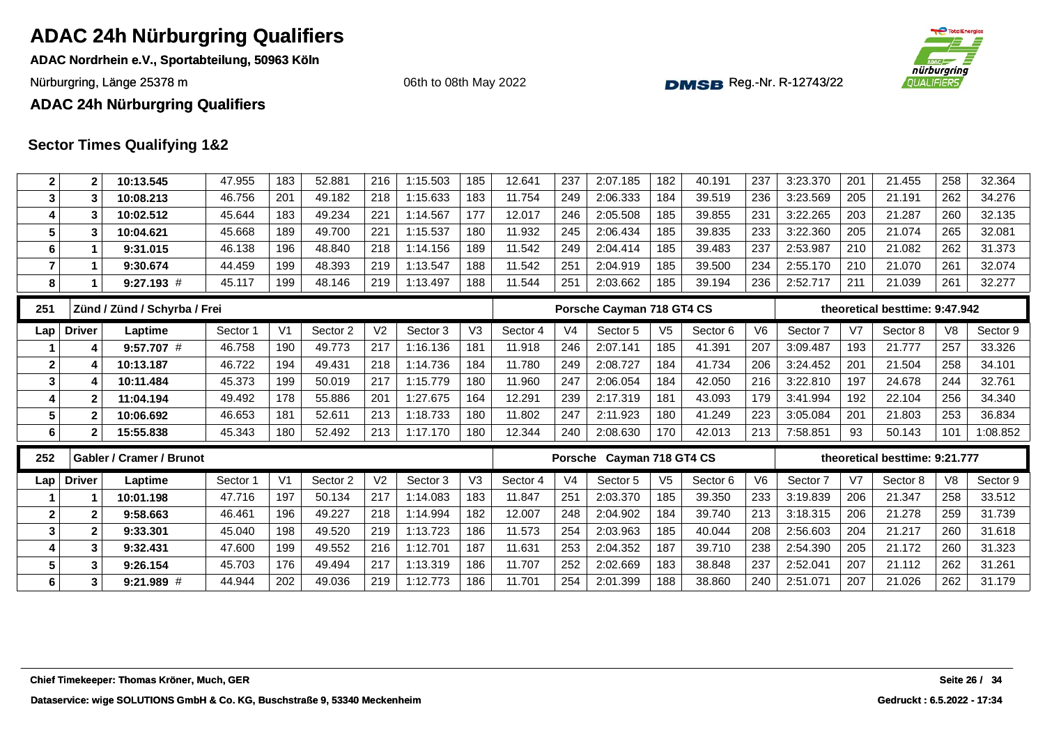# ADAC 24h Nürburgring Qualifiers

**ADAC Nordrhein e.V., Sportabteilung, 50963 Köln**

Nürburgring, Länge 25378 m

06th to 08th May 2022

Reg.-Nr. R-12743/22

**ADAC 24h Nürburgring Qualifiers**

## Sector Times Qualifying 1&2

| Lap | Driver | Laptime | Sector 1 | V1 | Sector 2 | V2 | Sector 3 | V3 | Sector 4 | V4 | Sector 5 | V5 | Sector 6 | V6 | Sector 7 | V7 | Sector 8 | V8 | Sector 9 |
|---|---|---|---|---|---|---|---|---|---|---|---|---|---|---|---|---|---|---|---|
| 2 | 2 | 10:13.545 | 47.955 | 183 | 52.881 | 216 | 1:15.503 | 185 | 12.641 | 237 | 2:07.185 | 182 | 40.191 | 237 | 3:23.370 | 201 | 21.455 | 258 | 32.364 |
| 3 | 3 | 10:08.213 | 46.756 | 201 | 49.182 | 218 | 1:15.633 | 183 | 11.754 | 249 | 2:06.333 | 184 | 39.519 | 236 | 3:23.569 | 205 | 21.191 | 262 | 34.276 |
| 4 | 3 | 10:02.512 | 45.644 | 183 | 49.234 | 221 | 1:14.567 | 177 | 12.017 | 246 | 2:05.508 | 185 | 39.855 | 231 | 3:22.265 | 203 | 21.287 | 260 | 32.135 |
| 5 | 3 | 10:04.621 | 45.668 | 189 | 49.700 | 221 | 1:15.537 | 180 | 11.932 | 245 | 2:06.434 | 185 | 39.835 | 233 | 3:22.360 | 205 | 21.074 | 265 | 32.081 |
| 6 | 1 | 9:31.015 | 46.138 | 196 | 48.840 | 218 | 1:14.156 | 189 | 11.542 | 249 | 2:04.414 | 185 | 39.483 | 237 | 2:53.987 | 210 | 21.082 | 262 | 31.373 |
| 7 | 1 | 9:30.674 | 44.459 | 199 | 48.393 | 219 | 1:13.547 | 188 | 11.542 | 251 | 2:04.919 | 185 | 39.500 | 234 | 2:55.170 | 210 | 21.070 | 261 | 32.074 |
| 8 | 1 | 9:27.193 # | 45.117 | 199 | 48.146 | 219 | 1:13.497 | 188 | 11.544 | 251 | 2:03.662 | 185 | 39.194 | 236 | 2:52.717 | 211 | 21.039 | 261 | 32.277 |

| 251 | Zünd / Zünd / Schyrba / Frei | | | | | | | | Porsche Cayman 718 GT4 CS | | | | | | theoretical besttime: 9:47.942 | | | | |
|---|---|---|---|---|---|---|---|---|---|---|---|---|---|---|---|---|---|---|---|
| Lap | Driver | Laptime | Sector 1 | V1 | Sector 2 | V2 | Sector 3 | V3 | Sector 4 | V4 | Sector 5 | V5 | Sector 6 | V6 | Sector 7 | V7 | Sector 8 | V8 | Sector 9 |
| 1 | 4 | 9:57.707 # | 46.758 | 190 | 49.773 | 217 | 1:16.136 | 181 | 11.918 | 246 | 2:07.141 | 185 | 41.391 | 207 | 3:09.487 | 193 | 21.777 | 257 | 33.326 |
| 2 | 4 | 10:13.187 | 46.722 | 194 | 49.431 | 218 | 1:14.736 | 184 | 11.780 | 249 | 2:08.727 | 184 | 41.734 | 206 | 3:24.452 | 201 | 21.504 | 258 | 34.101 |
| 3 | 4 | 10:11.484 | 45.373 | 199 | 50.019 | 217 | 1:15.779 | 180 | 11.960 | 247 | 2:06.054 | 184 | 42.050 | 216 | 3:22.810 | 197 | 24.678 | 244 | 32.761 |
| 4 | 2 | 11:04.194 | 49.492 | 178 | 55.886 | 201 | 1:27.675 | 164 | 12.291 | 239 | 2:17.319 | 181 | 43.093 | 179 | 3:41.994 | 192 | 22.104 | 256 | 34.340 |
| 5 | 2 | 10:06.692 | 46.653 | 181 | 52.611 | 213 | 1:18.733 | 180 | 11.802 | 247 | 2:11.923 | 180 | 41.249 | 223 | 3:05.084 | 201 | 21.803 | 253 | 36.834 |
| 6 | 2 | 15:55.838 | 45.343 | 180 | 52.492 | 213 | 1:17.170 | 180 | 12.344 | 240 | 2:08.630 | 170 | 42.013 | 213 | 7:58.851 | 93 | 50.143 | 101 | 1:08.852 |

| 252 | Gabler / Cramer / Brunot | | | | | | | | Porsche Cayman 718 GT4 CS | | | | | | theoretical besttime: 9:21.777 | | | | |
|---|---|---|---|---|---|---|---|---|---|---|---|---|---|---|---|---|---|---|---|
| Lap | Driver | Laptime | Sector 1 | V1 | Sector 2 | V2 | Sector 3 | V3 | Sector 4 | V4 | Sector 5 | V5 | Sector 6 | V6 | Sector 7 | V7 | Sector 8 | V8 | Sector 9 |
| 1 | 1 | 10:01.198 | 47.716 | 197 | 50.134 | 217 | 1:14.083 | 183 | 11.847 | 251 | 2:03.370 | 185 | 39.350 | 233 | 3:19.839 | 206 | 21.347 | 258 | 33.512 |
| 2 | 2 | 9:58.663 | 46.461 | 196 | 49.227 | 218 | 1:14.994 | 182 | 12.007 | 248 | 2:04.902 | 184 | 39.740 | 213 | 3:18.315 | 206 | 21.278 | 259 | 31.739 |
| 3 | 2 | 9:33.301 | 45.040 | 198 | 49.520 | 219 | 1:13.723 | 186 | 11.573 | 254 | 2:03.963 | 185 | 40.044 | 208 | 2:56.603 | 204 | 21.217 | 260 | 31.618 |
| 4 | 3 | 9:32.431 | 47.600 | 199 | 49.552 | 216 | 1:12.701 | 187 | 11.631 | 253 | 2:04.352 | 187 | 39.710 | 238 | 2:54.390 | 205 | 21.172 | 260 | 31.323 |
| 5 | 3 | 9:26.154 | 45.703 | 176 | 49.494 | 217 | 1:13.319 | 186 | 11.707 | 252 | 2:02.669 | 183 | 38.848 | 237 | 2:52.041 | 207 | 21.112 | 262 | 31.261 |
| 6 | 3 | 9:21.989 # | 44.944 | 202 | 49.036 | 219 | 1:12.773 | 186 | 11.701 | 254 | 2:01.399 | 188 | 38.860 | 240 | 2:51.071 | 207 | 21.026 | 262 | 31.179 |

**Chief Timekeeper: Thomas Kröner, Much, GER**

**Dataservice: wige SOLUTIONS GmbH & Co. KG, Buschstraße 9, 53340 Meckenheim**

**Gedruckt : 6.5.2022 - 17:34**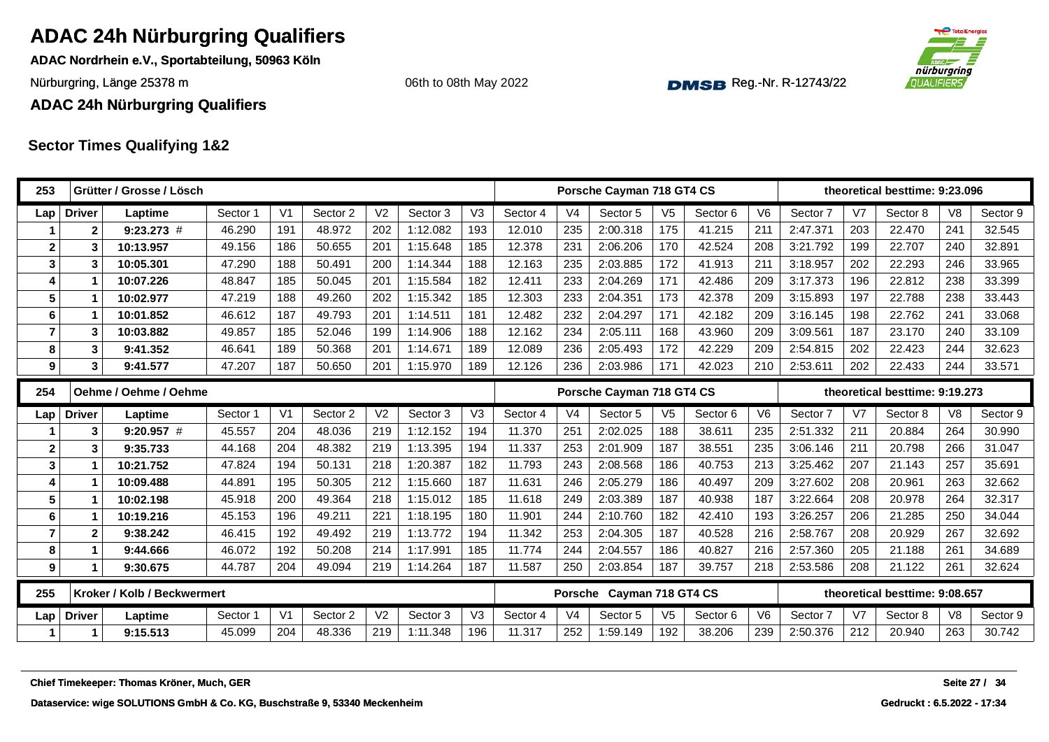# ADAC 24h Nürburgring Qualifiers

**ADAC Nordrhein e.V., Sportabteilung, 50963 Köln**

Nürburgring, Länge 25378 m

06th to 08th May 2022

DMSB Reg.-Nr. R-12743/22

**ADAC 24h Nürburgring Qualifiers**

## Sector Times Qualifying 1&2

| 253 | Grütter / Grosse / Lösch | | | | | | | | | | Porsche Cayman 718 GT4 CS | | | | | | theoretical besttime: 9:23.096 | | |
|---|---|---|---|---|---|---|---|---|---|---|---|---|---|---|---|---|---|---|---|
| Lap | Driver | Laptime | Sector 1 | V1 | Sector 2 | V2 | Sector 3 | V3 | Sector 4 | V4 | Sector 5 | V5 | Sector 6 | V6 | Sector 7 | V7 | Sector 8 | V8 | Sector 9 |
| 1 | 2 | 9:23.273 # | 46.290 | 191 | 48.972 | 202 | 1:12.082 | 193 | 12.010 | 235 | 2:00.318 | 175 | 41.215 | 211 | 2:47.371 | 203 | 22.470 | 241 | 32.545 |
| 2 | 3 | 10:13.957 | 49.156 | 186 | 50.655 | 201 | 1:15.648 | 185 | 12.378 | 231 | 2:06.206 | 170 | 42.524 | 208 | 3:21.792 | 199 | 22.707 | 240 | 32.891 |
| 3 | 3 | 10:05.301 | 47.290 | 188 | 50.491 | 200 | 1:14.344 | 188 | 12.163 | 235 | 2:03.885 | 172 | 41.913 | 211 | 3:18.957 | 202 | 22.293 | 246 | 33.965 |
| 4 | 1 | 10:07.226 | 48.847 | 185 | 50.045 | 201 | 1:15.584 | 182 | 12.411 | 233 | 2:04.269 | 171 | 42.486 | 209 | 3:17.373 | 196 | 22.812 | 238 | 33.399 |
| 5 | 1 | 10:02.977 | 47.219 | 188 | 49.260 | 202 | 1:15.342 | 185 | 12.303 | 233 | 2:04.351 | 173 | 42.378 | 209 | 3:15.893 | 197 | 22.788 | 238 | 33.443 |
| 6 | 1 | 10:01.852 | 46.612 | 187 | 49.793 | 201 | 1:14.511 | 181 | 12.482 | 232 | 2:04.297 | 171 | 42.182 | 209 | 3:16.145 | 198 | 22.762 | 241 | 33.068 |
| 7 | 3 | 10:03.882 | 49.857 | 185 | 52.046 | 199 | 1:14.906 | 188 | 12.162 | 234 | 2:05.111 | 168 | 43.960 | 209 | 3:09.561 | 187 | 23.170 | 240 | 33.109 |
| 8 | 3 | 9:41.352 | 46.641 | 189 | 50.368 | 201 | 1:14.671 | 189 | 12.089 | 236 | 2:05.493 | 172 | 42.229 | 209 | 2:54.815 | 202 | 22.423 | 244 | 32.623 |
| 9 | 3 | 9:41.577 | 47.207 | 187 | 50.650 | 201 | 1:15.970 | 189 | 12.126 | 236 | 2:03.986 | 171 | 42.023 | 210 | 2:53.611 | 202 | 22.433 | 244 | 33.571 |

| 254 | Oehme / Oehme / Oehme | | | | | | | | | | Porsche Cayman 718 GT4 CS | | | | | | theoretical besttime: 9:19.273 | | |
|---|---|---|---|---|---|---|---|---|---|---|---|---|---|---|---|---|---|---|---|
| Lap | Driver | Laptime | Sector 1 | V1 | Sector 2 | V2 | Sector 3 | V3 | Sector 4 | V4 | Sector 5 | V5 | Sector 6 | V6 | Sector 7 | V7 | Sector 8 | V8 | Sector 9 |
| 1 | 3 | 9:20.957 # | 45.557 | 204 | 48.036 | 219 | 1:12.152 | 194 | 11.370 | 251 | 2:02.025 | 188 | 38.611 | 235 | 2:51.332 | 211 | 20.884 | 264 | 30.990 |
| 2 | 3 | 9:35.733 | 44.168 | 204 | 48.382 | 219 | 1:13.395 | 194 | 11.337 | 253 | 2:01.909 | 187 | 38.551 | 235 | 3:06.146 | 211 | 20.798 | 266 | 31.047 |
| 3 | 1 | 10:21.752 | 47.824 | 194 | 50.131 | 218 | 1:20.387 | 182 | 11.793 | 243 | 2:08.568 | 186 | 40.753 | 213 | 3:25.462 | 207 | 21.143 | 257 | 35.691 |
| 4 | 1 | 10:09.488 | 44.891 | 195 | 50.305 | 212 | 1:15.660 | 187 | 11.631 | 246 | 2:05.279 | 186 | 40.497 | 209 | 3:27.602 | 208 | 20.961 | 263 | 32.662 |
| 5 | 1 | 10:02.198 | 45.918 | 200 | 49.364 | 218 | 1:15.012 | 185 | 11.618 | 249 | 2:03.389 | 187 | 40.938 | 187 | 3:22.664 | 208 | 20.978 | 264 | 32.317 |
| 6 | 1 | 10:19.216 | 45.153 | 196 | 49.211 | 221 | 1:18.195 | 180 | 11.901 | 244 | 2:10.760 | 182 | 42.410 | 193 | 3:26.257 | 206 | 21.285 | 250 | 34.044 |
| 7 | 2 | 9:38.242 | 46.415 | 192 | 49.492 | 219 | 1:13.772 | 194 | 11.342 | 253 | 2:04.305 | 187 | 40.528 | 216 | 2:58.767 | 208 | 20.929 | 267 | 32.692 |
| 8 | 1 | 9:44.666 | 46.072 | 192 | 50.208 | 214 | 1:17.991 | 185 | 11.774 | 244 | 2:04.557 | 186 | 40.827 | 216 | 2:57.360 | 205 | 21.188 | 261 | 34.689 |
| 9 | 1 | 9:30.675 | 44.787 | 204 | 49.094 | 219 | 1:14.264 | 187 | 11.587 | 250 | 2:03.854 | 187 | 39.757 | 218 | 2:53.586 | 208 | 21.122 | 261 | 32.624 |

| 255 | Kroker / Kolb / Beckwermert | | | | | | | | | | Porsche Cayman 718 GT4 CS | | | | | | theoretical besttime: 9:08.657 | | |
|---|---|---|---|---|---|---|---|---|---|---|---|---|---|---|---|---|---|---|---|
| Lap | Driver | Laptime | Sector 1 | V1 | Sector 2 | V2 | Sector 3 | V3 | Sector 4 | V4 | Sector 5 | V5 | Sector 6 | V6 | Sector 7 | V7 | Sector 8 | V8 | Sector 9 |
| 1 | 1 | 9:15.513 | 45.099 | 204 | 48.336 | 219 | 1:11.348 | 196 | 11.317 | 252 | 1:59.149 | 192 | 38.206 | 239 | 2:50.376 | 212 | 20.940 | 263 | 30.742 |

Chief Timekeeper: Thomas Kröner, Much, GER

Dataservice: wige SOLUTIONS GmbH & Co. KG, Buschstraße 9, 53340 Meckenheim

Gedruckt : 6.5.2022 - 17:34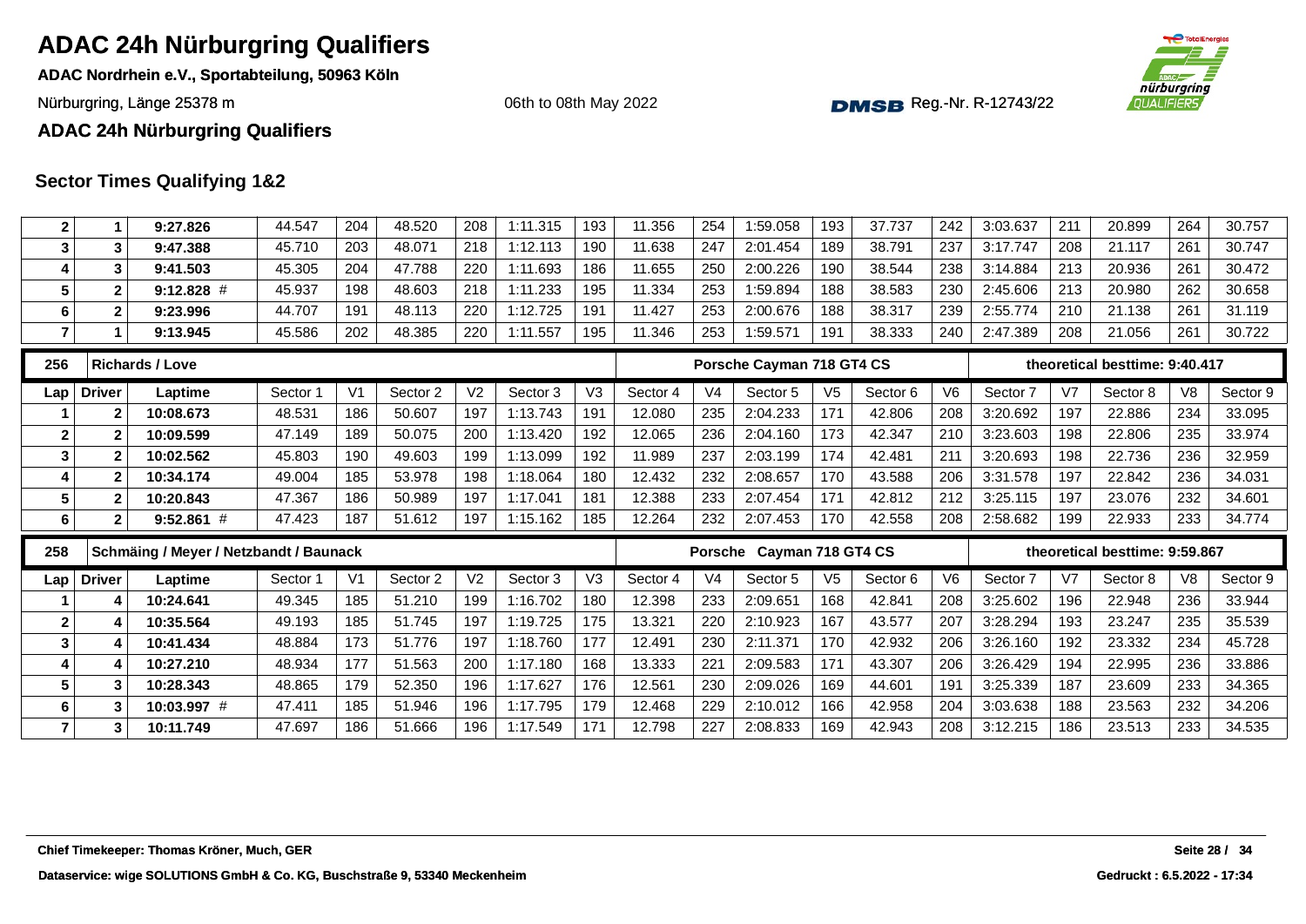# ADAC 24h Nürburgring Qualifiers

**ADAC Nordrhein e.V., Sportabteilung, 50963 Köln**

Nürburgring, Länge 25378 m

06th to 08th May 2022

Reg.-Nr. R-12743/22

**ADAC 24h Nürburgring Qualifiers**

## Sector Times Qualifying 1&2

| Lap | Driver | Laptime | Sector 1 | V1 | Sector 2 | V2 | Sector 3 | V3 | Sector 4 | V4 | Sector 5 | V5 | Sector 6 | V6 | Sector 7 | V7 | Sector 8 | V8 | Sector 9 |
|---|---|---|---|---|---|---|---|---|---|---|---|---|---|---|---|---|---|---|---|
| 2 | 1 | **9:27.826** | 44.547 | 204 | 48.520 | 208 | 1:11.315 | 193 | 11.356 | 254 | 1:59.058 | 193 | 37.737 | 242 | 3:03.637 | 211 | 20.899 | 264 | 30.757 |
| 3 | 3 | **9:47.388** | 45.710 | 203 | 48.071 | 218 | 1:12.113 | 190 | 11.638 | 247 | 2:01.454 | 189 | 38.791 | 237 | 3:17.747 | 208 | 21.117 | 261 | 30.747 |
| 4 | 3 | **9:41.503** | 45.305 | 204 | 47.788 | 220 | 1:11.693 | 186 | 11.655 | 250 | 2:00.226 | 190 | 38.544 | 238 | 3:14.884 | 213 | 20.936 | 261 | 30.472 |
| 5 | 2 | **9:12.828** # | 45.937 | 198 | 48.603 | 218 | 1:11.233 | 195 | 11.334 | 253 | 1:59.894 | 188 | 38.583 | 230 | 2:45.606 | 213 | 20.980 | 262 | 30.658 |
| 6 | 2 | **9:23.996** | 44.707 | 191 | 48.113 | 220 | 1:12.725 | 191 | 11.427 | 253 | 2:00.676 | 188 | 38.317 | 239 | 2:55.774 | 210 | 21.138 | 261 | 31.119 |
| 7 | 1 | **9:13.945** | 45.586 | 202 | 48.385 | 220 | 1:11.557 | 195 | 11.346 | 253 | 1:59.571 | 191 | 38.333 | 240 | 2:47.389 | 208 | 21.056 | 261 | 30.722 |

| 256 | Richards / Love | | | | | | | | Porsche Cayman 718 GT4 CS | | | | | | theoretical besttime: 9:40.417 | | | | |
|---|---|---|---|---|---|---|---|---|---|---|---|---|---|---|---|---|---|---|---|
| **Lap** | **Driver** | **Laptime** | Sector 1 | V1 | Sector 2 | V2 | Sector 3 | V3 | Sector 4 | V4 | Sector 5 | V5 | Sector 6 | V6 | Sector 7 | V7 | Sector 8 | V8 | Sector 9 |
| 1 | 2 | **10:08.673** | 48.531 | 186 | 50.607 | 197 | 1:13.743 | 191 | 12.080 | 235 | 2:04.233 | 171 | 42.806 | 208 | 3:20.692 | 197 | 22.886 | 234 | 33.095 |
| 2 | 2 | **10:09.599** | 47.149 | 189 | 50.075 | 200 | 1:13.420 | 192 | 12.065 | 236 | 2:04.160 | 173 | 42.347 | 210 | 3:23.603 | 198 | 22.806 | 235 | 33.974 |
| 3 | 2 | **10:02.562** | 45.803 | 190 | 49.603 | 199 | 1:13.099 | 192 | 11.989 | 237 | 2:03.199 | 174 | 42.481 | 211 | 3:20.693 | 198 | 22.736 | 236 | 32.959 |
| 4 | 2 | **10:34.174** | 49.004 | 185 | 53.978 | 198 | 1:18.064 | 180 | 12.432 | 232 | 2:08.657 | 170 | 43.588 | 206 | 3:31.578 | 197 | 22.842 | 236 | 34.031 |
| 5 | 2 | **10:20.843** | 47.367 | 186 | 50.989 | 197 | 1:17.041 | 181 | 12.388 | 233 | 2:07.454 | 171 | 42.812 | 212 | 3:25.115 | 197 | 23.076 | 232 | 34.601 |
| 6 | 2 | **9:52.861** # | 47.423 | 187 | 51.612 | 197 | 1:15.162 | 185 | 12.264 | 232 | 2:07.453 | 170 | 42.558 | 208 | 2:58.682 | 199 | 22.933 | 233 | 34.774 |

| 258 | Schmäing / Meyer / Netzbandt / Baunack | | | | | | | | Porsche Cayman 718 GT4 CS | | | | | | theoretical besttime: 9:59.867 | | | | |
|---|---|---|---|---|---|---|---|---|---|---|---|---|---|---|---|---|---|---|---|
| **Lap** | **Driver** | **Laptime** | Sector 1 | V1 | Sector 2 | V2 | Sector 3 | V3 | Sector 4 | V4 | Sector 5 | V5 | Sector 6 | V6 | Sector 7 | V7 | Sector 8 | V8 | Sector 9 |
| 1 | 4 | **10:24.641** | 49.345 | 185 | 51.210 | 199 | 1:16.702 | 180 | 12.398 | 233 | 2:09.651 | 168 | 42.841 | 208 | 3:25.602 | 196 | 22.948 | 236 | 33.944 |
| 2 | 4 | **10:35.564** | 49.193 | 185 | 51.745 | 197 | 1:19.725 | 175 | 13.321 | 220 | 2:10.923 | 167 | 43.577 | 207 | 3:28.294 | 193 | 23.247 | 235 | 35.539 |
| 3 | 4 | **10:41.434** | 48.884 | 173 | 51.776 | 197 | 1:18.760 | 177 | 12.491 | 230 | 2:11.371 | 170 | 42.932 | 206 | 3:26.160 | 192 | 23.332 | 234 | 45.728 |
| 4 | 4 | **10:27.210** | 48.934 | 177 | 51.563 | 200 | 1:17.180 | 168 | 13.333 | 221 | 2:09.583 | 171 | 43.307 | 206 | 3:26.429 | 194 | 22.995 | 236 | 33.886 |
| 5 | 3 | **10:28.343** | 48.865 | 179 | 52.350 | 196 | 1:17.627 | 176 | 12.561 | 230 | 2:09.026 | 169 | 44.601 | 191 | 3:25.339 | 187 | 23.609 | 233 | 34.365 |
| 6 | 3 | **10:03.997** # | 47.411 | 185 | 51.946 | 196 | 1:17.795 | 179 | 12.468 | 229 | 2:10.012 | 166 | 42.958 | 204 | 3:03.638 | 188 | 23.563 | 232 | 34.206 |
| 7 | 3 | **10:11.749** | 47.697 | 186 | 51.666 | 196 | 1:17.549 | 171 | 12.798 | 227 | 2:08.833 | 169 | 42.943 | 208 | 3:12.215 | 186 | 23.513 | 233 | 34.535 |

**Chief Timekeeper: Thomas Kröner, Much, GER**

**Dataservice: wige SOLUTIONS GmbH & Co. KG, Buschstraße 9, 53340 Meckenheim**

**Gedruckt : 6.5.2022 - 17:34**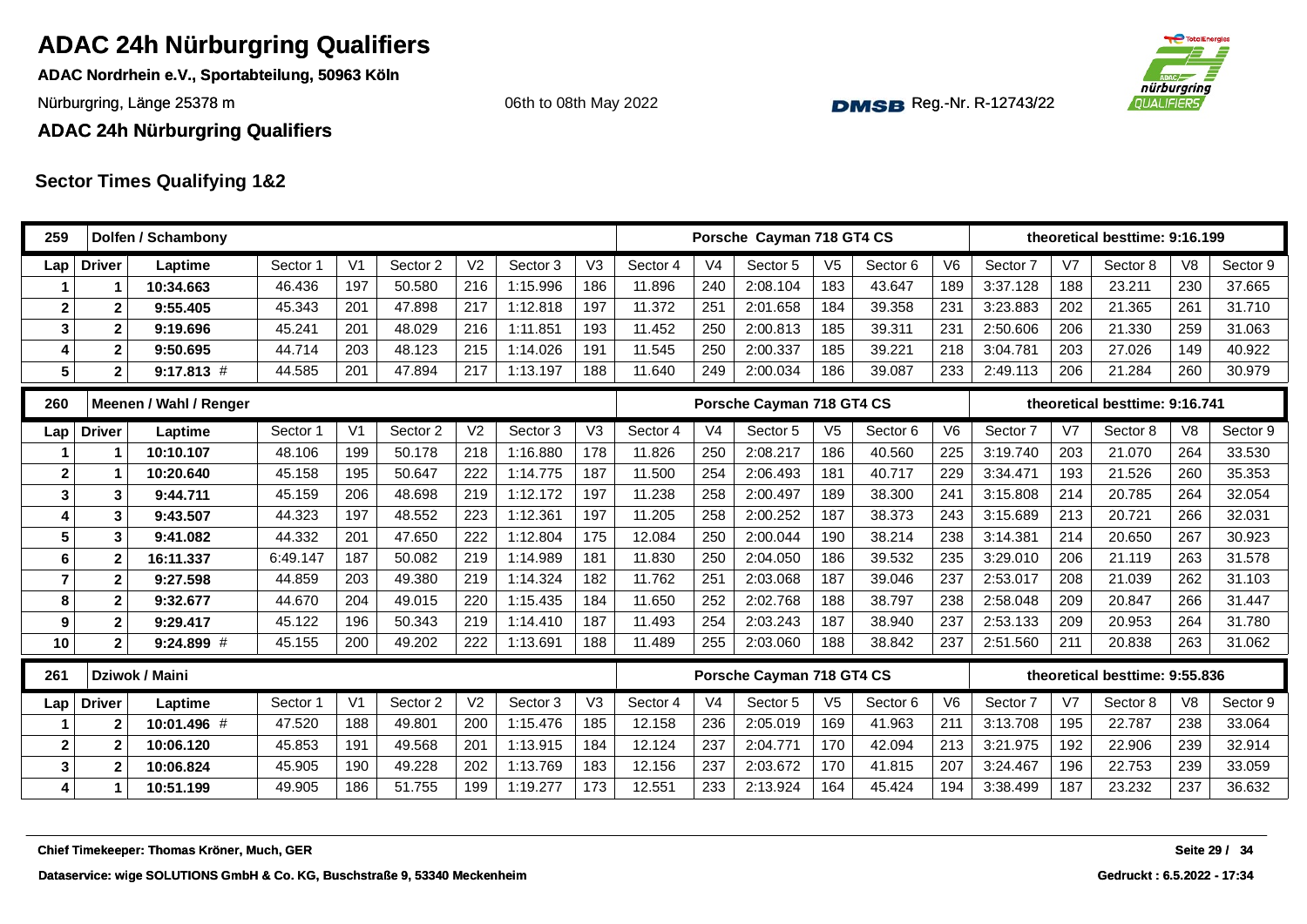# ADAC 24h Nürburgring Qualifiers

**ADAC Nordrhein e.V., Sportabteilung, 50963 Köln**

Nürburgring, Länge 25378 m

06th to 08th May 2022

Reg.-Nr. R-12743/22

**ADAC 24h Nürburgring Qualifiers**

## Sector Times Qualifying 1&2

| 259 | Dolfen / Schambony | | | | | | | | Porsche Cayman 718 GT4 CS | | | | | | theoretical besttime: 9:16.199 | | | |
|---|---|---|---|---|---|---|---|---|---|---|---|---|---|---|---|---|---|---|
| Lap | Driver | Laptime | Sector 1 | V1 | Sector 2 | V2 | Sector 3 | V3 | Sector 4 | V4 | Sector 5 | V5 | Sector 6 | V6 | Sector 7 | V7 | Sector 8 | V8 | Sector 9 |
| 1 | 1 | 10:34.663 | 46.436 | 197 | 50.580 | 216 | 1:15.996 | 186 | 11.896 | 240 | 2:08.104 | 183 | 43.647 | 189 | 3:37.128 | 188 | 23.211 | 230 | 37.665 |
| 2 | 2 | 9:55.405 | 45.343 | 201 | 47.898 | 217 | 1:12.818 | 197 | 11.372 | 251 | 2:01.658 | 184 | 39.358 | 231 | 3:23.883 | 202 | 21.365 | 261 | 31.710 |
| 3 | 2 | 9:19.696 | 45.241 | 201 | 48.029 | 216 | 1:11.851 | 193 | 11.452 | 250 | 2:00.813 | 185 | 39.311 | 231 | 2:50.606 | 206 | 21.330 | 259 | 31.063 |
| 4 | 2 | 9:50.695 | 44.714 | 203 | 48.123 | 215 | 1:14.026 | 191 | 11.545 | 250 | 2:00.337 | 185 | 39.221 | 218 | 3:04.781 | 203 | 27.026 | 149 | 40.922 |
| 5 | 2 | 9:17.813 # | 44.585 | 201 | 47.894 | 217 | 1:13.197 | 188 | 11.640 | 249 | 2:00.034 | 186 | 39.087 | 233 | 2:49.113 | 206 | 21.284 | 260 | 30.979 |

| 260 | Meenen / Wahl / Renger | | | | | | | | Porsche Cayman 718 GT4 CS | | | | | | theoretical besttime: 9:16.741 | | | |
|---|---|---|---|---|---|---|---|---|---|---|---|---|---|---|---|---|---|---|
| Lap | Driver | Laptime | Sector 1 | V1 | Sector 2 | V2 | Sector 3 | V3 | Sector 4 | V4 | Sector 5 | V5 | Sector 6 | V6 | Sector 7 | V7 | Sector 8 | V8 | Sector 9 |
| 1 | 1 | 10:10.107 | 48.106 | 199 | 50.178 | 218 | 1:16.880 | 178 | 11.826 | 250 | 2:08.217 | 186 | 40.560 | 225 | 3:19.740 | 203 | 21.070 | 264 | 33.530 |
| 2 | 1 | 10:20.640 | 45.158 | 195 | 50.647 | 222 | 1:14.775 | 187 | 11.500 | 254 | 2:06.493 | 181 | 40.717 | 229 | 3:34.471 | 193 | 21.526 | 260 | 35.353 |
| 3 | 3 | 9:44.711 | 45.159 | 206 | 48.698 | 219 | 1:12.172 | 197 | 11.238 | 258 | 2:00.497 | 189 | 38.300 | 241 | 3:15.808 | 214 | 20.785 | 264 | 32.054 |
| 4 | 3 | 9:43.507 | 44.323 | 197 | 48.552 | 223 | 1:12.361 | 197 | 11.205 | 258 | 2:00.252 | 187 | 38.373 | 243 | 3:15.689 | 213 | 20.721 | 266 | 32.031 |
| 5 | 3 | 9:41.082 | 44.332 | 201 | 47.650 | 222 | 1:12.804 | 175 | 12.084 | 250 | 2:00.044 | 190 | 38.214 | 238 | 3:14.381 | 214 | 20.650 | 267 | 30.923 |
| 6 | 2 | 16:11.337 | 6:49.147 | 187 | 50.082 | 219 | 1:14.989 | 181 | 11.830 | 250 | 2:04.050 | 186 | 39.532 | 235 | 3:29.010 | 206 | 21.119 | 263 | 31.578 |
| 7 | 2 | 9:27.598 | 44.859 | 203 | 49.380 | 219 | 1:14.324 | 182 | 11.762 | 251 | 2:03.068 | 187 | 39.046 | 237 | 2:53.017 | 208 | 21.039 | 262 | 31.103 |
| 8 | 2 | 9:32.677 | 44.670 | 204 | 49.015 | 220 | 1:15.435 | 184 | 11.650 | 252 | 2:02.768 | 188 | 38.797 | 238 | 2:58.048 | 209 | 20.847 | 266 | 31.447 |
| 9 | 2 | 9:29.417 | 45.122 | 196 | 50.343 | 219 | 1:14.410 | 187 | 11.493 | 254 | 2:03.243 | 187 | 38.940 | 237 | 2:53.133 | 209 | 20.953 | 264 | 31.780 |
| 10 | 2 | 9:24.899 # | 45.155 | 200 | 49.202 | 222 | 1:13.691 | 188 | 11.489 | 255 | 2:03.060 | 188 | 38.842 | 237 | 2:51.560 | 211 | 20.838 | 263 | 31.062 |

| 261 | Dziwok / Maini | | | | | | | | Porsche Cayman 718 GT4 CS | | | | | | theoretical besttime: 9:55.836 | | | |
|---|---|---|---|---|---|---|---|---|---|---|---|---|---|---|---|---|---|---|
| Lap | Driver | Laptime | Sector 1 | V1 | Sector 2 | V2 | Sector 3 | V3 | Sector 4 | V4 | Sector 5 | V5 | Sector 6 | V6 | Sector 7 | V7 | Sector 8 | V8 | Sector 9 |
| 1 | 2 | 10:01.496 # | 47.520 | 188 | 49.801 | 200 | 1:15.476 | 185 | 12.158 | 236 | 2:05.019 | 169 | 41.963 | 211 | 3:13.708 | 195 | 22.787 | 238 | 33.064 |
| 2 | 2 | 10:06.120 | 45.853 | 191 | 49.568 | 201 | 1:13.915 | 184 | 12.124 | 237 | 2:04.771 | 170 | 42.094 | 213 | 3:21.975 | 192 | 22.906 | 239 | 32.914 |
| 3 | 2 | 10:06.824 | 45.905 | 190 | 49.228 | 202 | 1:13.769 | 183 | 12.156 | 237 | 2:03.672 | 170 | 41.815 | 207 | 3:24.467 | 196 | 22.753 | 239 | 33.059 |
| 4 | 1 | 10:51.199 | 49.905 | 186 | 51.755 | 199 | 1:19.277 | 173 | 12.551 | 233 | 2:13.924 | 164 | 45.424 | 194 | 3:38.499 | 187 | 23.232 | 237 | 36.632 |

Chief Timekeeper: Thomas Kröner, Much, GER

Dataservice: wige SOLUTIONS GmbH & Co. KG, Buschstraße 9, 53340 Meckenheim

Gedruckt : 6.5.2022 - 17:34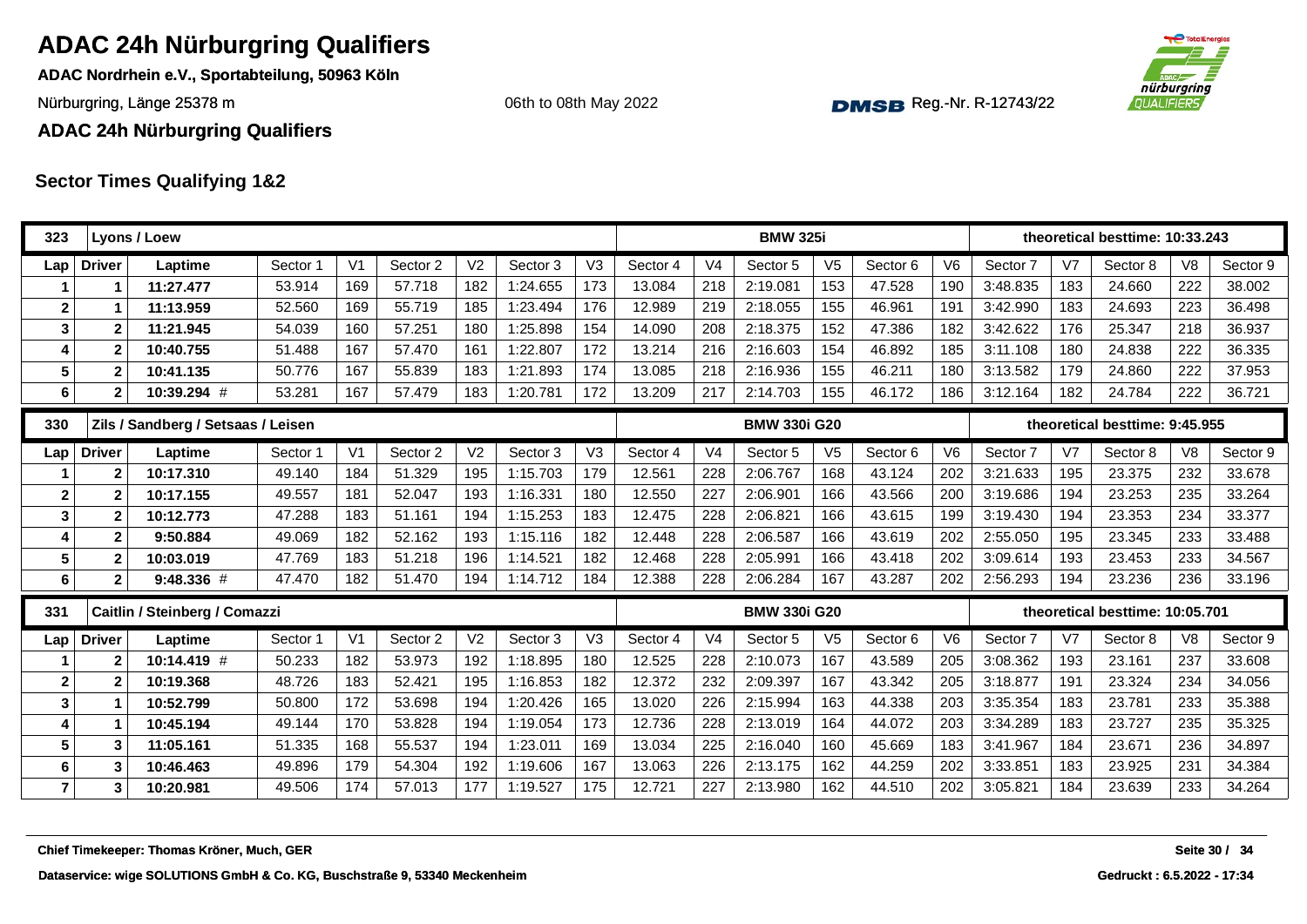# ADAC 24h Nürburgring Qualifiers

**ADAC Nordrhein e.V., Sportabteilung, 50963 Köln**

Nürburgring, Länge 25378 m

06th to 08th May 2022

DMSB Reg.-Nr. R-12743/22

**ADAC 24h Nürburgring Qualifiers**

## Sector Times Qualifying 1&2

| 323 | Lyons / Loew | | | | | | | | | | BMW 325i | | | | theoretical besttime: 10:33.243 | | | | |
|---|---|---|---|---|---|---|---|---|---|---|---|---|---|---|---|---|---|---|---|
| Lap | Driver | Laptime | Sector 1 | V1 | Sector 2 | V2 | Sector 3 | V3 | Sector 4 | V4 | Sector 5 | V5 | Sector 6 | V6 | Sector 7 | V7 | Sector 8 | V8 | Sector 9 |
| 1 | 1 | **11:27.477** | 53.914 | 169 | 57.718 | 182 | 1:24.655 | 173 | 13.084 | 218 | 2:19.081 | 153 | 47.528 | 190 | 3:48.835 | 183 | 24.660 | 222 | 38.002 |
| 2 | 1 | **11:13.959** | 52.560 | 169 | 55.719 | 185 | 1:23.494 | 176 | 12.989 | 219 | 2:18.055 | 155 | 46.961 | 191 | 3:42.990 | 183 | 24.693 | 223 | 36.498 |
| 3 | 2 | **11:21.945** | 54.039 | 160 | 57.251 | 180 | 1:25.898 | 154 | 14.090 | 208 | 2:18.375 | 152 | 47.386 | 182 | 3:42.622 | 176 | 25.347 | 218 | 36.937 |
| 4 | 2 | **10:40.755** | 51.488 | 167 | 57.470 | 161 | 1:22.807 | 172 | 13.214 | 216 | 2:16.603 | 154 | 46.892 | 185 | 3:11.108 | 180 | 24.838 | 222 | 36.335 |
| 5 | 2 | **10:41.135** | 50.776 | 167 | 55.839 | 183 | 1:21.893 | 174 | 13.085 | 218 | 2:16.936 | 155 | 46.211 | 180 | 3:13.582 | 179 | 24.860 | 222 | 37.953 |
| 6 | 2 | **10:39.294** # | 53.281 | 167 | 57.479 | 183 | 1:20.781 | 172 | 13.209 | 217 | 2:14.703 | 155 | 46.172 | 186 | 3:12.164 | 182 | 24.784 | 222 | 36.721 |

| 330 | Zils / Sandberg / Setsaas / Leisen | | | | | | | | | | BMW 330i G20 | | | | theoretical besttime: 9:45.955 | | | | |
|---|---|---|---|---|---|---|---|---|---|---|---|---|---|---|---|---|---|---|---|
| Lap | Driver | Laptime | Sector 1 | V1 | Sector 2 | V2 | Sector 3 | V3 | Sector 4 | V4 | Sector 5 | V5 | Sector 6 | V6 | Sector 7 | V7 | Sector 8 | V8 | Sector 9 |
| 1 | 2 | **10:17.310** | 49.140 | 184 | 51.329 | 195 | 1:15.703 | 179 | 12.561 | 228 | 2:06.767 | 168 | 43.124 | 202 | 3:21.633 | 195 | 23.375 | 232 | 33.678 |
| 2 | 2 | **10:17.155** | 49.557 | 181 | 52.047 | 193 | 1:16.331 | 180 | 12.550 | 227 | 2:06.901 | 166 | 43.566 | 200 | 3:19.686 | 194 | 23.253 | 235 | 33.264 |
| 3 | 2 | **10:12.773** | 47.288 | 183 | 51.161 | 194 | 1:15.253 | 183 | 12.475 | 228 | 2:06.821 | 166 | 43.615 | 199 | 3:19.430 | 194 | 23.353 | 234 | 33.377 |
| 4 | 2 | **9:50.884** | 49.069 | 182 | 52.162 | 193 | 1:15.116 | 182 | 12.448 | 228 | 2:06.587 | 166 | 43.619 | 202 | 2:55.050 | 195 | 23.345 | 233 | 33.488 |
| 5 | 2 | **10:03.019** | 47.769 | 183 | 51.218 | 196 | 1:14.521 | 182 | 12.468 | 228 | 2:05.991 | 166 | 43.418 | 202 | 3:09.614 | 193 | 23.453 | 233 | 34.567 |
| 6 | 2 | **9:48.336** # | 47.470 | 182 | 51.470 | 194 | 1:14.712 | 184 | 12.388 | 228 | 2:06.284 | 167 | 43.287 | 202 | 2:56.293 | 194 | 23.236 | 236 | 33.196 |

| 331 | Caitlin / Steinberg / Comazzi | | | | | | | | | | BMW 330i G20 | | | | theoretical besttime: 10:05.701 | | | | |
|---|---|---|---|---|---|---|---|---|---|---|---|---|---|---|---|---|---|---|---|
| Lap | Driver | Laptime | Sector 1 | V1 | Sector 2 | V2 | Sector 3 | V3 | Sector 4 | V4 | Sector 5 | V5 | Sector 6 | V6 | Sector 7 | V7 | Sector 8 | V8 | Sector 9 |
| 1 | 2 | **10:14.419** # | 50.233 | 182 | 53.973 | 192 | 1:18.895 | 180 | 12.525 | 228 | 2:10.073 | 167 | 43.589 | 205 | 3:08.362 | 193 | 23.161 | 237 | 33.608 |
| 2 | 2 | **10:19.368** | 48.726 | 183 | 52.421 | 195 | 1:16.853 | 182 | 12.372 | 232 | 2:09.397 | 167 | 43.342 | 205 | 3:18.877 | 191 | 23.324 | 234 | 34.056 |
| 3 | 1 | **10:52.799** | 50.800 | 172 | 53.698 | 194 | 1:20.426 | 165 | 13.020 | 226 | 2:15.994 | 163 | 44.338 | 203 | 3:35.354 | 183 | 23.781 | 233 | 35.388 |
| 4 | 1 | **10:45.194** | 49.144 | 170 | 53.828 | 194 | 1:19.054 | 173 | 12.736 | 228 | 2:13.019 | 164 | 44.072 | 203 | 3:34.289 | 183 | 23.727 | 235 | 35.325 |
| 5 | 3 | **11:05.161** | 51.335 | 168 | 55.537 | 194 | 1:23.011 | 169 | 13.034 | 225 | 2:16.040 | 160 | 45.669 | 183 | 3:41.967 | 184 | 23.671 | 236 | 34.897 |
| 6 | 3 | **10:46.463** | 49.896 | 179 | 54.304 | 192 | 1:19.606 | 167 | 13.063 | 226 | 2:13.175 | 162 | 44.259 | 202 | 3:33.851 | 183 | 23.925 | 231 | 34.384 |
| 7 | 3 | **10:20.981** | 49.506 | 174 | 57.013 | 177 | 1:19.527 | 175 | 12.721 | 227 | 2:13.980 | 162 | 44.510 | 202 | 3:05.821 | 184 | 23.639 | 233 | 34.264 |

**Chief Timekeeper: Thomas Kröner, Much, GER**

**Dataservice: wige SOLUTIONS GmbH & Co. KG, Buschstraße 9, 53340 Meckenheim**

**Gedruckt : 6.5.2022 - 17:34**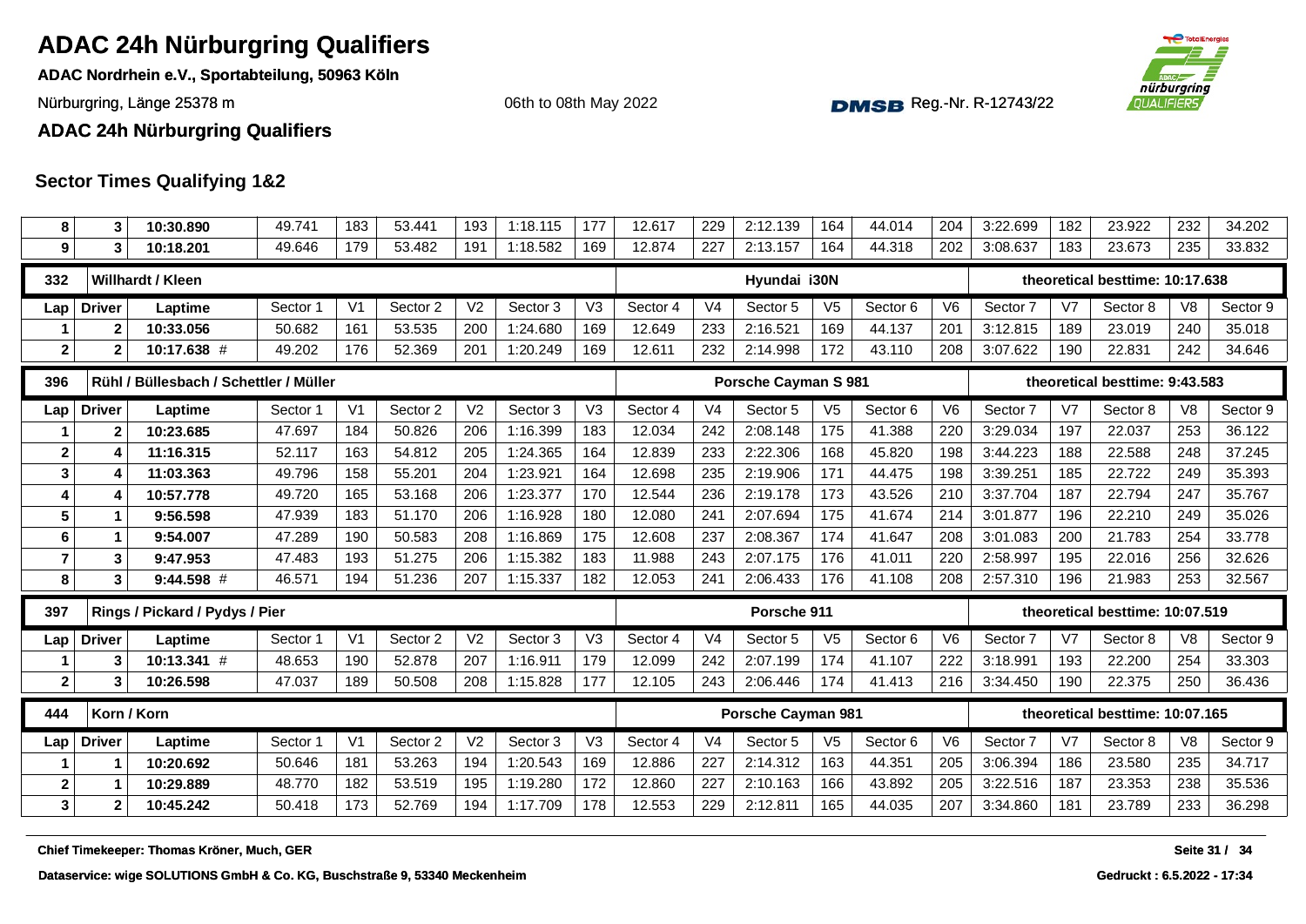# ADAC 24h Nürburgring Qualifiers

**ADAC Nordrhein e.V., Sportabteilung, 50963 Köln**

Nürburgring, Länge 25378 m

06th to 08th May 2022

DMSB Reg.-Nr. R-12743/22

**ADAC 24h Nürburgring Qualifiers**

## Sector Times Qualifying 1&2

| Lap | Driver | Laptime | Sector 1 | V1 | Sector 2 | V2 | Sector 3 | V3 | Sector 4 | V4 | Sector 5 | V5 | Sector 6 | V6 | Sector 7 | V7 | Sector 8 | V8 | Sector 9 |
|---|---|---|---|---|---|---|---|---|---|---|---|---|---|---|---|---|---|---|---|
| 8 | 3 | **10:30.890** | 49.741 | 183 | 53.441 | 193 | 1:18.115 | 177 | 12.617 | 229 | 2:12.139 | 164 | 44.014 | 204 | 3:22.699 | 182 | 23.922 | 232 | 34.202 |
| 9 | 3 | **10:18.201** | 49.646 | 179 | 53.482 | 191 | 1:18.582 | 169 | 12.874 | 227 | 2:13.157 | 164 | 44.318 | 202 | 3:08.637 | 183 | 23.673 | 235 | 33.832 |

| 332 | Willhardt / Kleen | | | | | | | | | | Hyundai i30N | | | | | | theoretical besttime: 10:17.638 | | |
|---|---|---|---|---|---|---|---|---|---|---|---|---|---|---|---|---|---|---|---|
| **Lap** | **Driver** | **Laptime** | Sector 1 | V1 | Sector 2 | V2 | Sector 3 | V3 | Sector 4 | V4 | Sector 5 | V5 | Sector 6 | V6 | Sector 7 | V7 | Sector 8 | V8 | Sector 9 |
| 1 | 2 | **10:33.056** | 50.682 | 161 | 53.535 | 200 | 1:24.680 | 169 | 12.649 | 233 | 2:16.521 | 169 | 44.137 | 201 | 3:12.815 | 189 | 23.019 | 240 | 35.018 |
| 2 | 2 | **10:17.638** # | 49.202 | 176 | 52.369 | 201 | 1:20.249 | 169 | 12.611 | 232 | 2:14.998 | 172 | 43.110 | 208 | 3:07.622 | 190 | 22.831 | 242 | 34.646 |

| 396 | Rühl / Büllesbach / Schettler / Müller | | | | | | | | | | Porsche Cayman S 981 | | | | | | theoretical besttime: 9:43.583 | | |
|---|---|---|---|---|---|---|---|---|---|---|---|---|---|---|---|---|---|---|---|
| **Lap** | **Driver** | **Laptime** | Sector 1 | V1 | Sector 2 | V2 | Sector 3 | V3 | Sector 4 | V4 | Sector 5 | V5 | Sector 6 | V6 | Sector 7 | V7 | Sector 8 | V8 | Sector 9 |
| 1 | 2 | **10:23.685** | 47.697 | 184 | 50.826 | 206 | 1:16.399 | 183 | 12.034 | 242 | 2:08.148 | 175 | 41.388 | 220 | 3:29.034 | 197 | 22.037 | 253 | 36.122 |
| 2 | 4 | **11:16.315** | 52.117 | 163 | 54.812 | 205 | 1:24.365 | 164 | 12.839 | 233 | 2:22.306 | 168 | 45.820 | 198 | 3:44.223 | 188 | 22.588 | 248 | 37.245 |
| 3 | 4 | **11:03.363** | 49.796 | 158 | 55.201 | 204 | 1:23.921 | 164 | 12.698 | 235 | 2:19.906 | 171 | 44.475 | 198 | 3:39.251 | 185 | 22.722 | 249 | 35.393 |
| 4 | 4 | **10:57.778** | 49.720 | 165 | 53.168 | 206 | 1:23.377 | 170 | 12.544 | 236 | 2:19.178 | 173 | 43.526 | 210 | 3:37.704 | 187 | 22.794 | 247 | 35.767 |
| 5 | 1 | **9:56.598** | 47.939 | 183 | 51.170 | 206 | 1:16.928 | 180 | 12.080 | 241 | 2:07.694 | 175 | 41.674 | 214 | 3:01.877 | 196 | 22.210 | 249 | 35.026 |
| 6 | 1 | **9:54.007** | 47.289 | 190 | 50.583 | 208 | 1:16.869 | 175 | 12.608 | 237 | 2:08.367 | 174 | 41.647 | 208 | 3:01.083 | 200 | 21.783 | 254 | 33.778 |
| 7 | 3 | **9:47.953** | 47.483 | 193 | 51.275 | 206 | 1:15.382 | 183 | 11.988 | 243 | 2:07.175 | 176 | 41.011 | 220 | 2:58.997 | 195 | 22.016 | 256 | 32.626 |
| 8 | 3 | **9:44.598** # | 46.571 | 194 | 51.236 | 207 | 1:15.337 | 182 | 12.053 | 241 | 2:06.433 | 176 | 41.108 | 208 | 2:57.310 | 196 | 21.983 | 253 | 32.567 |

| 397 | Rings / Pickard / Pydys / Pier | | | | | | | | | | Porsche 911 | | | | | | theoretical besttime: 10:07.519 | | |
|---|---|---|---|---|---|---|---|---|---|---|---|---|---|---|---|---|---|---|---|
| **Lap** | **Driver** | **Laptime** | Sector 1 | V1 | Sector 2 | V2 | Sector 3 | V3 | Sector 4 | V4 | Sector 5 | V5 | Sector 6 | V6 | Sector 7 | V7 | Sector 8 | V8 | Sector 9 |
| 1 | 3 | **10:13.341** # | 48.653 | 190 | 52.878 | 207 | 1:16.911 | 179 | 12.099 | 242 | 2:07.199 | 174 | 41.107 | 222 | 3:18.991 | 193 | 22.200 | 254 | 33.303 |
| 2 | 3 | **10:26.598** | 47.037 | 189 | 50.508 | 208 | 1:15.828 | 177 | 12.105 | 243 | 2:06.446 | 174 | 41.413 | 216 | 3:34.450 | 190 | 22.375 | 250 | 36.436 |

| 444 | Korn / Korn | | | | | | | | | | Porsche Cayman 981 | | | | | | theoretical besttime: 10:07.165 | | |
|---|---|---|---|---|---|---|---|---|---|---|---|---|---|---|---|---|---|---|---|
| **Lap** | **Driver** | **Laptime** | Sector 1 | V1 | Sector 2 | V2 | Sector 3 | V3 | Sector 4 | V4 | Sector 5 | V5 | Sector 6 | V6 | Sector 7 | V7 | Sector 8 | V8 | Sector 9 |
| 1 | 1 | **10:20.692** | 50.646 | 181 | 53.263 | 194 | 1:20.543 | 169 | 12.886 | 227 | 2:14.312 | 163 | 44.351 | 205 | 3:06.394 | 186 | 23.580 | 235 | 34.717 |
| 2 | 1 | **10:29.889** | 48.770 | 182 | 53.519 | 195 | 1:19.280 | 172 | 12.860 | 227 | 2:10.163 | 166 | 43.892 | 205 | 3:22.516 | 187 | 23.353 | 238 | 35.536 |
| 3 | 2 | **10:45.242** | 50.418 | 173 | 52.769 | 194 | 1:17.709 | 178 | 12.553 | 229 | 2:12.811 | 165 | 44.035 | 207 | 3:34.860 | 181 | 23.789 | 233 | 36.298 |

**Chief Timekeeper: Thomas Kröner, Much, GER**

**Dataservice: wige SOLUTIONS GmbH & Co. KG, Buschstraße 9, 53340 Meckenheim**

**Gedruckt : 6.5.2022 - 17:34**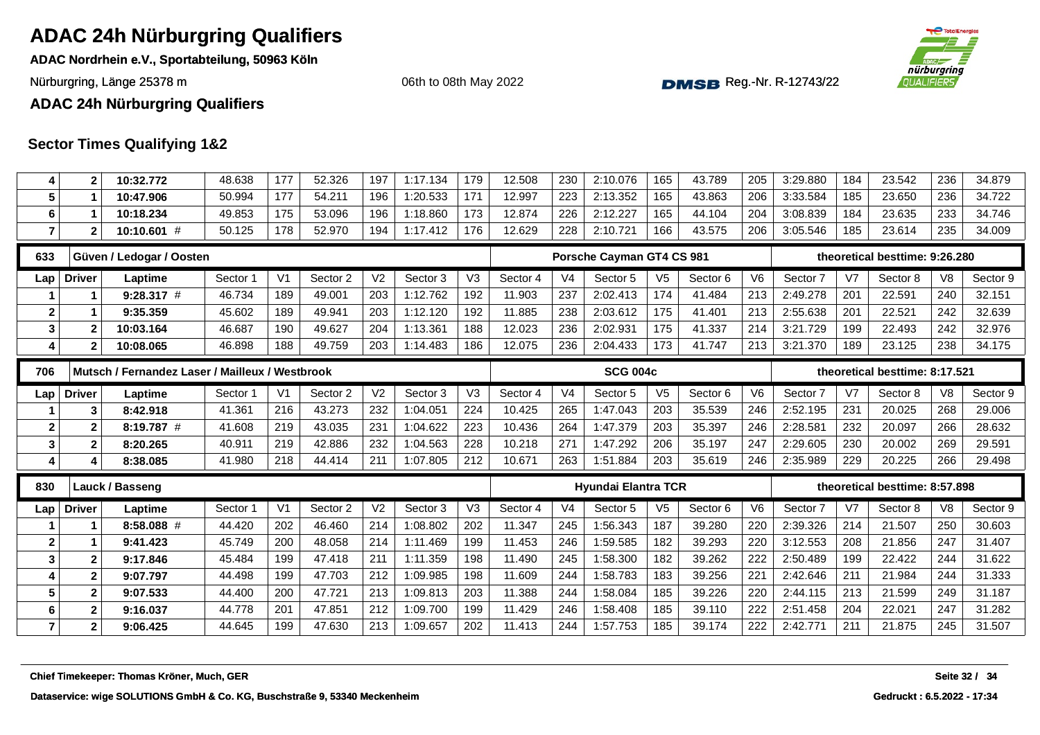# ADAC 24h Nürburgring Qualifiers

**ADAC Nordrhein e.V., Sportabteilung, 50963 Köln**

Nürburgring, Länge 25378 m

06th to 08th May 2022

Reg.-Nr. R-12743/22

**ADAC 24h Nürburgring Qualifiers**

## Sector Times Qualifying 1&2

| Lap | Driver | Laptime | Sector 1 | V1 | Sector 2 | V2 | Sector 3 | V3 | Sector 4 | V4 | Sector 5 | V5 | Sector 6 | V6 | Sector 7 | V7 | Sector 8 | V8 | Sector 9 |
|---|---|---|---|---|---|---|---|---|---|---|---|---|---|---|---|---|---|---|---|
| 4 | 2 | 10:32.772 | 48.638 | 177 | 52.326 | 197 | 1:17.134 | 179 | 12.508 | 230 | 2:10.076 | 165 | 43.789 | 205 | 3:29.880 | 184 | 23.542 | 236 | 34.879 |
| 5 | 1 | 10:47.906 | 50.994 | 177 | 54.211 | 196 | 1:20.533 | 171 | 12.997 | 223 | 2:13.352 | 165 | 43.863 | 206 | 3:33.584 | 185 | 23.650 | 236 | 34.722 |
| 6 | 1 | 10:18.234 | 49.853 | 175 | 53.096 | 196 | 1:18.860 | 173 | 12.874 | 226 | 2:12.227 | 165 | 44.104 | 204 | 3:08.839 | 184 | 23.635 | 233 | 34.746 |
| 7 | 2 | 10:10.601 # | 50.125 | 178 | 52.970 | 194 | 1:17.412 | 176 | 12.629 | 228 | 2:10.721 | 166 | 43.575 | 206 | 3:05.546 | 185 | 23.614 | 235 | 34.009 |

**633 — Güven / Ledogar / Oosten — Porsche Cayman GT4 CS 981 — theoretical besttime: 9:26.280**

| Lap | Driver | Laptime | Sector 1 | V1 | Sector 2 | V2 | Sector 3 | V3 | Sector 4 | V4 | Sector 5 | V5 | Sector 6 | V6 | Sector 7 | V7 | Sector 8 | V8 | Sector 9 |
|---|---|---|---|---|---|---|---|---|---|---|---|---|---|---|---|---|---|---|---|
| 1 | 1 | 9:28.317 # | 46.734 | 189 | 49.001 | 203 | 1:12.762 | 192 | 11.903 | 237 | 2:02.413 | 174 | 41.484 | 213 | 2:49.278 | 201 | 22.591 | 240 | 32.151 |
| 2 | 1 | 9:35.359 | 45.602 | 189 | 49.941 | 203 | 1:12.120 | 192 | 11.885 | 238 | 2:03.612 | 175 | 41.401 | 213 | 2:55.638 | 201 | 22.521 | 242 | 32.639 |
| 3 | 2 | 10:03.164 | 46.687 | 190 | 49.627 | 204 | 1:13.361 | 188 | 12.023 | 236 | 2:02.931 | 175 | 41.337 | 214 | 3:21.729 | 199 | 22.493 | 242 | 32.976 |
| 4 | 2 | 10:08.065 | 46.898 | 188 | 49.759 | 203 | 1:14.483 | 186 | 12.075 | 236 | 2:04.433 | 173 | 41.747 | 213 | 3:21.370 | 189 | 23.125 | 238 | 34.175 |

**706 — Mutsch / Fernandez Laser / Mailleux / Westbrook — SCG 004c — theoretical besttime: 8:17.521**

| Lap | Driver | Laptime | Sector 1 | V1 | Sector 2 | V2 | Sector 3 | V3 | Sector 4 | V4 | Sector 5 | V5 | Sector 6 | V6 | Sector 7 | V7 | Sector 8 | V8 | Sector 9 |
|---|---|---|---|---|---|---|---|---|---|---|---|---|---|---|---|---|---|---|---|
| 1 | 3 | 8:42.918 | 41.361 | 216 | 43.273 | 232 | 1:04.051 | 224 | 10.425 | 265 | 1:47.043 | 203 | 35.539 | 246 | 2:52.195 | 231 | 20.025 | 268 | 29.006 |
| 2 | 2 | 8:19.787 # | 41.608 | 219 | 43.035 | 231 | 1:04.622 | 223 | 10.436 | 264 | 1:47.379 | 203 | 35.397 | 246 | 2:28.581 | 232 | 20.097 | 266 | 28.632 |
| 3 | 2 | 8:20.265 | 40.911 | 219 | 42.886 | 232 | 1:04.563 | 228 | 10.218 | 271 | 1:47.292 | 206 | 35.197 | 247 | 2:29.605 | 230 | 20.002 | 269 | 29.591 |
| 4 | 4 | 8:38.085 | 41.980 | 218 | 44.414 | 211 | 1:07.805 | 212 | 10.671 | 263 | 1:51.884 | 203 | 35.619 | 246 | 2:35.989 | 229 | 20.225 | 266 | 29.498 |

**830 — Lauck / Basseng — Hyundai Elantra TCR — theoretical besttime: 8:57.898**

| Lap | Driver | Laptime | Sector 1 | V1 | Sector 2 | V2 | Sector 3 | V3 | Sector 4 | V4 | Sector 5 | V5 | Sector 6 | V6 | Sector 7 | V7 | Sector 8 | V8 | Sector 9 |
|---|---|---|---|---|---|---|---|---|---|---|---|---|---|---|---|---|---|---|---|
| 1 | 1 | 8:58.088 # | 44.420 | 202 | 46.460 | 214 | 1:08.802 | 202 | 11.347 | 245 | 1:56.343 | 187 | 39.280 | 220 | 2:39.326 | 214 | 21.507 | 250 | 30.603 |
| 2 | 1 | 9:41.423 | 45.749 | 200 | 48.058 | 214 | 1:11.469 | 199 | 11.453 | 246 | 1:59.585 | 182 | 39.293 | 220 | 3:12.553 | 208 | 21.856 | 247 | 31.407 |
| 3 | 2 | 9:17.846 | 45.484 | 199 | 47.418 | 211 | 1:11.359 | 198 | 11.490 | 245 | 1:58.300 | 182 | 39.262 | 222 | 2:50.489 | 199 | 22.422 | 244 | 31.622 |
| 4 | 2 | 9:07.797 | 44.498 | 199 | 47.703 | 212 | 1:09.985 | 198 | 11.609 | 244 | 1:58.783 | 183 | 39.256 | 221 | 2:42.646 | 211 | 21.984 | 244 | 31.333 |
| 5 | 2 | 9:07.533 | 44.400 | 200 | 47.721 | 213 | 1:09.813 | 203 | 11.388 | 244 | 1:58.084 | 185 | 39.226 | 220 | 2:44.115 | 213 | 21.599 | 249 | 31.187 |
| 6 | 2 | 9:16.037 | 44.778 | 201 | 47.851 | 212 | 1:09.700 | 199 | 11.429 | 246 | 1:58.408 | 185 | 39.110 | 222 | 2:51.458 | 204 | 22.021 | 247 | 31.282 |
| 7 | 2 | 9:06.425 | 44.645 | 199 | 47.630 | 213 | 1:09.657 | 202 | 11.413 | 244 | 1:57.753 | 185 | 39.174 | 222 | 2:42.771 | 211 | 21.875 | 245 | 31.507 |

**Chief Timekeeper: Thomas Kröner, Much, GER**

**Dataservice: wige SOLUTIONS GmbH & Co. KG, Buschstraße 9, 53340 Meckenheim**

**Gedruckt : 6.5.2022 - 17:34**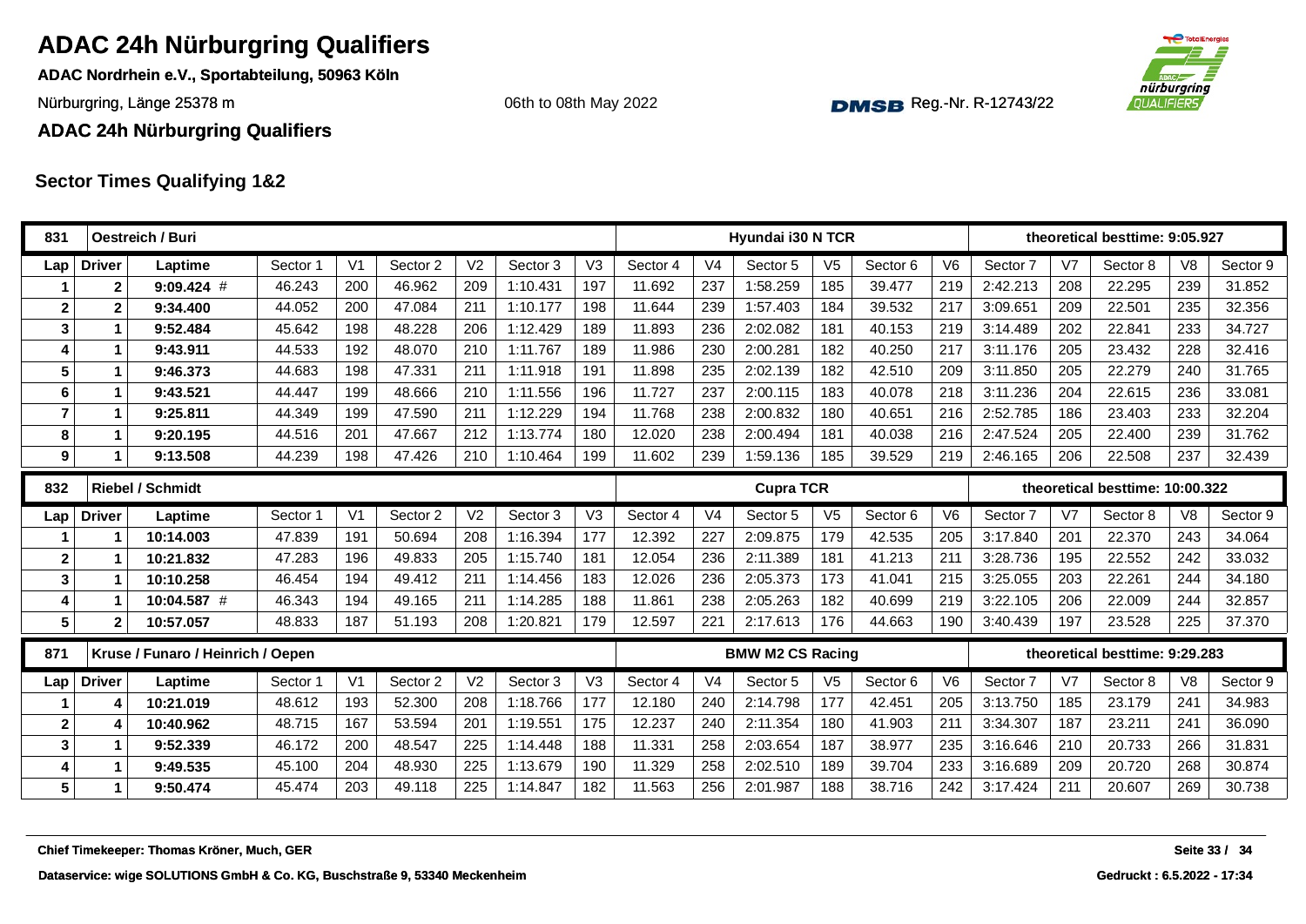# ADAC 24h Nürburgring Qualifiers

**ADAC Nordrhein e.V., Sportabteilung, 50963 Köln**

Nürburgring, Länge 25378 m

06th to 08th May 2022

DMSB Reg.-Nr. R-12743/22

**ADAC 24h Nürburgring Qualifiers**

## Sector Times Qualifying 1&2

| 831 | Oestreich / Buri | | | | | | | | Hyundai i30 N TCR | | | | | | theoretical besttime: 9:05.927 | | | | | |
|---|---|---|---|---|---|---|---|---|---|---|---|---|---|---|---|---|---|---|---|---|
| **Lap** | **Driver** | **Laptime** | Sector 1 | V1 | Sector 2 | V2 | Sector 3 | V3 | Sector 4 | V4 | Sector 5 | V5 | Sector 6 | V6 | Sector 7 | V7 | Sector 8 | V8 | Sector 9 |
| 1 | 2 | **9:09.424** # | 46.243 | 200 | 46.962 | 209 | 1:10.431 | 197 | 11.692 | 237 | 1:58.259 | 185 | 39.477 | 219 | 2:42.213 | 208 | 22.295 | 239 | 31.852 |
| 2 | 2 | **9:34.400** | 44.052 | 200 | 47.084 | 211 | 1:10.177 | 198 | 11.644 | 239 | 1:57.403 | 184 | 39.532 | 217 | 3:09.651 | 209 | 22.501 | 235 | 32.356 |
| 3 | 1 | **9:52.484** | 45.642 | 198 | 48.228 | 206 | 1:12.429 | 189 | 11.893 | 236 | 2:02.082 | 181 | 40.153 | 219 | 3:14.489 | 202 | 22.841 | 233 | 34.727 |
| 4 | 1 | **9:43.911** | 44.533 | 192 | 48.070 | 210 | 1:11.767 | 189 | 11.986 | 230 | 2:00.281 | 182 | 40.250 | 217 | 3:11.176 | 205 | 23.432 | 228 | 32.416 |
| 5 | 1 | **9:46.373** | 44.683 | 198 | 47.331 | 211 | 1:11.918 | 191 | 11.898 | 235 | 2:02.139 | 182 | 42.510 | 209 | 3:11.850 | 205 | 22.279 | 240 | 31.765 |
| 6 | 1 | **9:43.521** | 44.447 | 199 | 48.666 | 210 | 1:11.556 | 196 | 11.727 | 237 | 2:00.115 | 183 | 40.078 | 218 | 3:11.236 | 204 | 22.615 | 236 | 33.081 |
| 7 | 1 | **9:25.811** | 44.349 | 199 | 47.590 | 211 | 1:12.229 | 194 | 11.768 | 238 | 2:00.832 | 180 | 40.651 | 216 | 2:52.785 | 186 | 23.403 | 233 | 32.204 |
| 8 | 1 | **9:20.195** | 44.516 | 201 | 47.667 | 212 | 1:13.774 | 180 | 12.020 | 238 | 2:00.494 | 181 | 40.038 | 216 | 2:47.524 | 205 | 22.400 | 239 | 31.762 |
| 9 | 1 | **9:13.508** | 44.239 | 198 | 47.426 | 210 | 1:10.464 | 199 | 11.602 | 239 | 1:59.136 | 185 | 39.529 | 219 | 2:46.165 | 206 | 22.508 | 237 | 32.439 |

| 832 | Riebel / Schmidt | | | | | | | | Cupra TCR | | | | | | theoretical besttime: 10:00.322 | | | | | |
|---|---|---|---|---|---|---|---|---|---|---|---|---|---|---|---|---|---|---|---|---|
| **Lap** | **Driver** | **Laptime** | Sector 1 | V1 | Sector 2 | V2 | Sector 3 | V3 | Sector 4 | V4 | Sector 5 | V5 | Sector 6 | V6 | Sector 7 | V7 | Sector 8 | V8 | Sector 9 |
| 1 | 1 | **10:14.003** | 47.839 | 191 | 50.694 | 208 | 1:16.394 | 177 | 12.392 | 227 | 2:09.875 | 179 | 42.535 | 205 | 3:17.840 | 201 | 22.370 | 243 | 34.064 |
| 2 | 1 | **10:21.832** | 47.283 | 196 | 49.833 | 205 | 1:15.740 | 181 | 12.054 | 236 | 2:11.389 | 181 | 41.213 | 211 | 3:28.736 | 195 | 22.552 | 242 | 33.032 |
| 3 | 1 | **10:10.258** | 46.454 | 194 | 49.412 | 211 | 1:14.456 | 183 | 12.026 | 236 | 2:05.373 | 173 | 41.041 | 215 | 3:25.055 | 203 | 22.261 | 244 | 34.180 |
| 4 | 1 | **10:04.587** # | 46.343 | 194 | 49.165 | 211 | 1:14.285 | 188 | 11.861 | 238 | 2:05.263 | 182 | 40.699 | 219 | 3:22.105 | 206 | 22.009 | 244 | 32.857 |
| 5 | 2 | **10:57.057** | 48.833 | 187 | 51.193 | 208 | 1:20.821 | 179 | 12.597 | 221 | 2:17.613 | 176 | 44.663 | 190 | 3:40.439 | 197 | 23.528 | 225 | 37.370 |

| 871 | Kruse / Funaro / Heinrich / Oepen | | | | | | | | BMW M2 CS Racing | | | | | | theoretical besttime: 9:29.283 | | | | | |
|---|---|---|---|---|---|---|---|---|---|---|---|---|---|---|---|---|---|---|---|---|
| **Lap** | **Driver** | **Laptime** | Sector 1 | V1 | Sector 2 | V2 | Sector 3 | V3 | Sector 4 | V4 | Sector 5 | V5 | Sector 6 | V6 | Sector 7 | V7 | Sector 8 | V8 | Sector 9 |
| 1 | 4 | **10:21.019** | 48.612 | 193 | 52.300 | 208 | 1:18.766 | 177 | 12.180 | 240 | 2:14.798 | 177 | 42.451 | 205 | 3:13.750 | 185 | 23.179 | 241 | 34.983 |
| 2 | 4 | **10:40.962** | 48.715 | 167 | 53.594 | 201 | 1:19.551 | 175 | 12.237 | 240 | 2:11.354 | 180 | 41.903 | 211 | 3:34.307 | 187 | 23.211 | 241 | 36.090 |
| 3 | 1 | **9:52.339** | 46.172 | 200 | 48.547 | 225 | 1:14.448 | 188 | 11.331 | 258 | 2:03.654 | 187 | 38.977 | 235 | 3:16.646 | 210 | 20.733 | 266 | 31.831 |
| 4 | 1 | **9:49.535** | 45.100 | 204 | 48.930 | 225 | 1:13.679 | 190 | 11.329 | 258 | 2:02.510 | 189 | 39.704 | 233 | 3:16.689 | 209 | 20.720 | 268 | 30.874 |
| 5 | 1 | **9:50.474** | 45.474 | 203 | 49.118 | 225 | 1:14.847 | 182 | 11.563 | 256 | 2:01.987 | 188 | 38.716 | 242 | 3:17.424 | 211 | 20.607 | 269 | 30.738 |

**Chief Timekeeper: Thomas Kröner, Much, GER**

**Dataservice: wige SOLUTIONS GmbH & Co. KG, Buschstraße 9, 53340 Meckenheim**

**Gedruckt : 6.5.2022 - 17:34**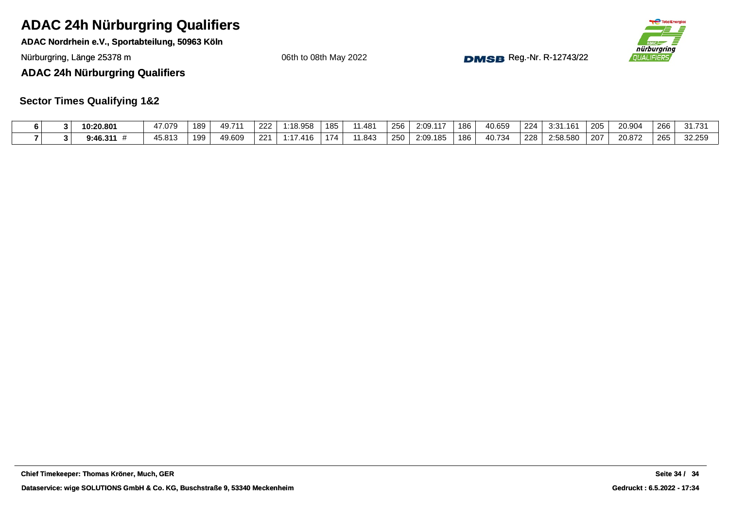# ADAC 24h Nürburgring Qualifiers

**ADAC Nordrhein e.V., Sportabteilung, 50963 Köln**

Nürburgring, Länge 25378 m

06th to 08th May 2022

Reg.-Nr. R-12743/22

**ADAC 24h Nürburgring Qualifiers**

## Sector Times Qualifying 1&2

| | | | | | | | | | | | | | | | | | | |
|---|---|---|---|---|---|---|---|---|---|---|---|---|---|---|---|---|---|---|
| **6** | **3** | **10:20.801** | 47.079 | 189 | 49.711 | 222 | 1:18.958 | 185 | 11.481 | 256 | 2:09.117 | 186 | 40.659 | 224 | 3:31.161 | 205 | 20.904 | 266 | 31.731 |
| **7** | **3** | **9:46.311** # | 45.813 | 199 | 49.609 | 221 | 1:17.416 | 174 | 11.843 | 250 | 2:09.185 | 186 | 40.734 | 228 | 2:58.580 | 207 | 20.872 | 265 | 32.259 |

**Chief Timekeeper: Thomas Kröner, Much, GER**

**Dataservice: wige SOLUTIONS GmbH & Co. KG, Buschstraße 9, 53340 Meckenheim**

**Gedruckt : 6.5.2022 - 17:34**